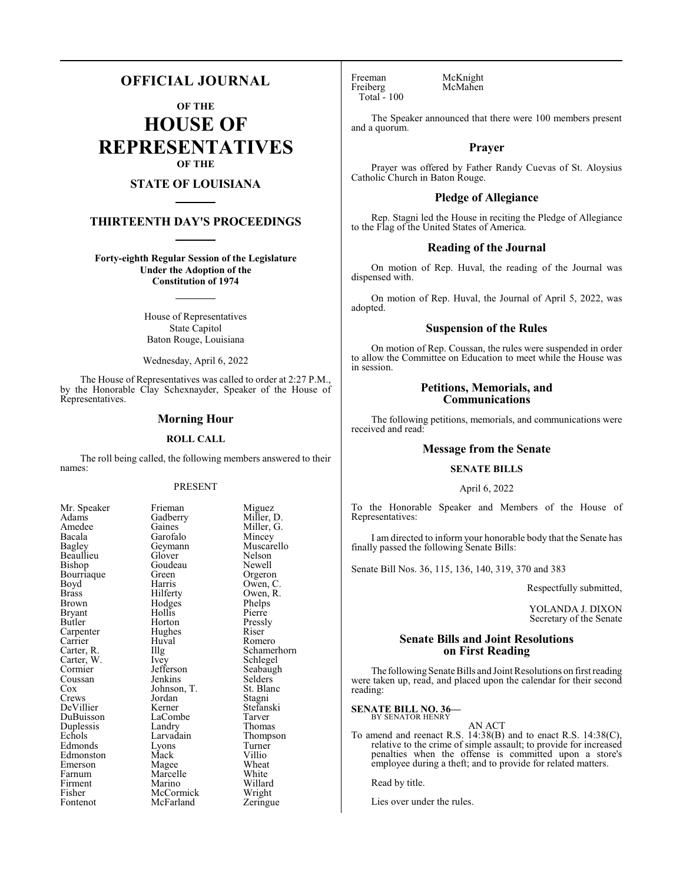# OFFICIAL JOURNAL

## OF THE

# HOUSE OF REPRESENTATIVES

## OF THE

## STATE OF LOUISIANA

## THIRTEENTH DAY'S PROCEEDINGS

**Forty-eighth Regular Session of the Legislature Under the Adoption of the Constitution of 1974**

House of Representatives
State Capitol
Baton Rouge, Louisiana

Wednesday, April 6, 2022

The House of Representatives was called to order at 2:27 P.M., by the Honorable Clay Schexnayder, Speaker of the House of Representatives.

## Morning Hour

### ROLL CALL

The roll being called, the following members answered to their names:

PRESENT

| | | |
|---|---|---|
| Mr. Speaker | Frieman | Miguez |
| Adams | Gadberry | Miller, D. |
| Amedee | Gaines | Miller, G. |
| Bacala | Garofalo | Mincey |
| Bagley | Geymann | Muscarello |
| Beaullieu | Glover | Nelson |
| Bishop | Goudeau | Newell |
| Bourriaque | Green | Orgeron |
| Boyd | Harris | Owen, C. |
| Brass | Hilferty | Owen, R. |
| Brown | Hodges | Phelps |
| Bryant | Hollis | Pierre |
| Butler | Horton | Pressly |
| Carpenter | Hughes | Riser |
| Carrier | Huval | Romero |
| Carter, R. | Illg | Schamerhorn |
| Carter, W. | Ivey | Schlegel |
| Cormier | Jefferson | Seabaugh |
| Coussan | Jenkins | Selders |
| Cox | Johnson, T. | St. Blanc |
| Crews | Jordan | Stagni |
| DeVillier | Kerner | Stefanski |
| DuBuisson | LaCombe | Tarver |
| Duplessis | Landry | Thomas |
| Echols | Larvadain | Thompson |
| Edmonds | Lyons | Turner |
| Edmonston | Mack | Villio |
| Emerson | Magee | Wheat |
| Farnum | Marcelle | White |
| Firment | Marino | Willard |
| Fisher | McCormick | Wright |
| Fontenot | McFarland | Zeringue |
| Freeman | McKnight | |
| Freiberg | McMahen | |

Total - 100

The Speaker announced that there were 100 members present and a quorum.

## Prayer

Prayer was offered by Father Randy Cuevas of St. Aloysius Catholic Church in Baton Rouge.

## Pledge of Allegiance

Rep. Stagni led the House in reciting the Pledge of Allegiance to the Flag of the United States of America.

## Reading of the Journal

On motion of Rep. Huval, the reading of the Journal was dispensed with.

On motion of Rep. Huval, the Journal of April 5, 2022, was adopted.

## Suspension of the Rules

On motion of Rep. Coussan, the rules were suspended in order to allow the Committee on Education to meet while the House was in session.

## Petitions, Memorials, and Communications

The following petitions, memorials, and communications were received and read:

## Message from the Senate

### SENATE BILLS

April 6, 2022

To the Honorable Speaker and Members of the House of Representatives:

I am directed to inform your honorable body that the Senate has finally passed the following Senate Bills:

Senate Bill Nos. 36, 115, 136, 140, 319, 370 and 383

Respectfully submitted,

YOLANDA J. DIXON
Secretary of the Senate

## Senate Bills and Joint Resolutions on First Reading

The following Senate Bills and Joint Resolutions on first reading were taken up, read, and placed upon the calendar for their second reading:

**SENATE BILL NO. 36—**
BY SENATOR HENRY

AN ACT

To amend and reenact R.S. 14:38(B) and to enact R.S. 14:38(C), relative to the crime of simple assault; to provide for increased penalties when the offense is committed upon a store's employee during a theft; and to provide for related matters.

Read by title.

Lies over under the rules.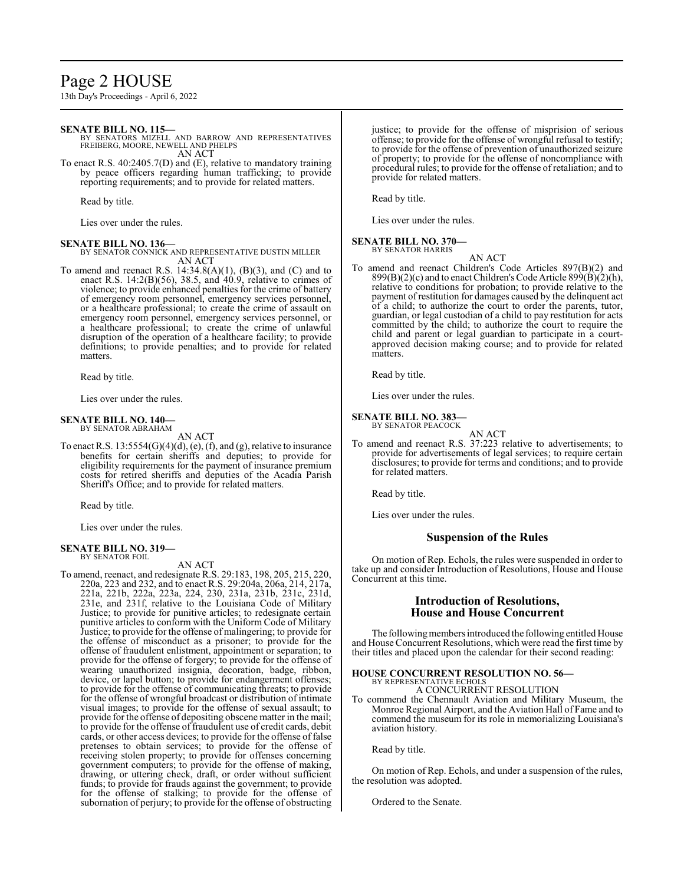**SENATE BILL NO. 115—**
BY SENATORS MIZELL AND BARROW AND REPRESENTATIVES FREIBERG, MOORE, NEWELL AND PHELPS
AN ACT

To enact R.S. 40:2405.7(D) and (E), relative to mandatory training by peace officers regarding human trafficking; to provide reporting requirements; and to provide for related matters.

Read by title.

Lies over under the rules.

**SENATE BILL NO. 136—**
BY SENATOR CONNICK AND REPRESENTATIVE DUSTIN MILLER
AN ACT

To amend and reenact R.S. 14:34.8(A)(1), (B)(3), and (C) and to enact R.S. 14:2(B)(56), 38.5, and 40.9, relative to crimes of violence; to provide enhanced penalties for the crime of battery of emergency room personnel, emergency services personnel, or a healthcare professional; to create the crime of assault on emergency room personnel, emergency services personnel, or a healthcare professional; to create the crime of unlawful disruption of the operation of a healthcare facility; to provide definitions; to provide penalties; and to provide for related matters.

Read by title.

Lies over under the rules.

**SENATE BILL NO. 140—**
BY SENATOR ABRAHAM
AN ACT

To enact R.S. 13:5554(G)(4)(d), (e), (f), and (g), relative to insurance benefits for certain sheriffs and deputies; to provide for eligibility requirements for the payment of insurance premium costs for retired sheriffs and deputies of the Acadia Parish Sheriff's Office; and to provide for related matters.

Read by title.

Lies over under the rules.

**SENATE BILL NO. 319—**
BY SENATOR FOIL
AN ACT

To amend, reenact, and redesignate R.S. 29:183, 198, 205, 215, 220, 220a, 223 and 232, and to enact R.S. 29:204a, 206a, 214, 217a, 221a, 221b, 222a, 223a, 224, 230, 231a, 231b, 231c, 231d, 231e, and 231f, relative to the Louisiana Code of Military Justice; to provide for punitive articles; to redesignate certain punitive articles to conform with the Uniform Code of Military Justice; to provide for the offense of malingering; to provide for the offense of misconduct as a prisoner; to provide for the offense of fraudulent enlistment, appointment or separation; to provide for the offense of forgery; to provide for the offense of wearing unauthorized insignia, decoration, badge, ribbon, device, or lapel button; to provide for endangerment offenses; to provide for the offense of communicating threats; to provide for the offense of wrongful broadcast or distribution of intimate visual images; to provide for the offense of sexual assault; to provide for the offense of depositing obscene matter in the mail; to provide for the offense of fraudulent use of credit cards, debit cards, or other access devices; to provide for the offense of false pretenses to obtain services; to provide for the offense of receiving stolen property; to provide for offenses concerning government computers; to provide for the offense of making, drawing, or uttering check, draft, or order without sufficient funds; to provide for frauds against the government; to provide for the offense of stalking; to provide for the offense of subornation of perjury; to provide for the offense of obstructing justice; to provide for the offense of misprision of serious offense; to provide for the offense of wrongful refusal to testify; to provide for the offense of prevention of unauthorized seizure of property; to provide for the offense of noncompliance with procedural rules; to provide for the offense of retaliation; and to provide for related matters.

Read by title.

Lies over under the rules.

**SENATE BILL NO. 370—**
BY SENATOR HARRIS
AN ACT

To amend and reenact Children's Code Articles 897(B)(2) and 899(B)(2)(c) and to enact Children's Code Article 899(B)(2)(h), relative to conditions for probation; to provide relative to the payment of restitution for damages caused by the delinquent act of a child; to authorize the court to order the parents, tutor, guardian, or legal custodian of a child to pay restitution for acts committed by the child; to authorize the court to require the child and parent or legal guardian to participate in a court-approved decision making course; and to provide for related matters.

Read by title.

Lies over under the rules.

**SENATE BILL NO. 383—**
BY SENATOR PEACOCK
AN ACT

To amend and reenact R.S. 37:223 relative to advertisements; to provide for advertisements of legal services; to require certain disclosures; to provide for terms and conditions; and to provide for related matters.

Read by title.

Lies over under the rules.

## Suspension of the Rules

On motion of Rep. Echols, the rules were suspended in order to take up and consider Introduction of Resolutions, House and House Concurrent at this time.

## Introduction of Resolutions, House and House Concurrent

The following members introduced the following entitled House and House Concurrent Resolutions, which were read the first time by their titles and placed upon the calendar for their second reading:

**HOUSE CONCURRENT RESOLUTION NO. 56—**
BY REPRESENTATIVE ECHOLS
A CONCURRENT RESOLUTION

To commend the Chennault Aviation and Military Museum, the Monroe Regional Airport, and the Aviation Hall of Fame and to commend the museum for its role in memorializing Louisiana's aviation history.

Read by title.

On motion of Rep. Echols, and under a suspension of the rules, the resolution was adopted.

Ordered to the Senate.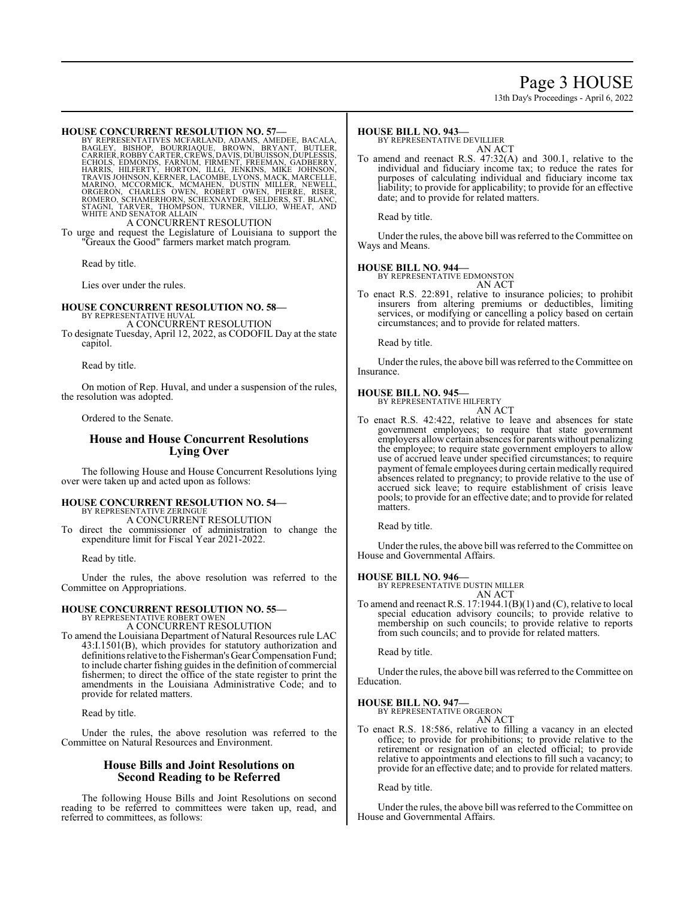**HOUSE CONCURRENT RESOLUTION NO. 57—**
BY REPRESENTATIVES MCFARLAND, ADAMS, AMEDEE, BACALA, BAGLEY, BISHOP, BOURRIAQUE, BROWN, BRYANT, BUTLER, CARRIER, ROBBY CARTER, CREWS, DAVIS, DUBUISSON, DUPLESSIS, ECHOLS, EDMONDS, FARNUM, FIRMENT, FREEMAN, GADBERRY, HARRIS, HILFERTY, HORTON, ILLG, JENKINS, MIKE JOHNSON, TRAVIS JOHNSON, KERNER, LACOMBE, LYONS, MACK, MARCELLE, MARINO, MCCORMICK, MCMAHEN, DUSTIN MILLER, NEWELL, ORGERON, CHARLES OWEN, ROBERT OWEN, PIERRE, RISER, ROMERO, SCHAMERHORN, SCHEXNAYDER, SELDERS, ST. BLANC, STAGNI, TARVER, THOMPSON, TURNER, VILLIO, WHEAT, AND WHITE AND SENATOR ALLAIN

A CONCURRENT RESOLUTION

To urge and request the Legislature of Louisiana to support the "Greaux the Good" farmers market match program.

Read by title.

Lies over under the rules.

**HOUSE CONCURRENT RESOLUTION NO. 58—**
BY REPRESENTATIVE HUVAL

A CONCURRENT RESOLUTION

To designate Tuesday, April 12, 2022, as CODOFIL Day at the state capitol.

Read by title.

On motion of Rep. Huval, and under a suspension of the rules, the resolution was adopted.

Ordered to the Senate.

## House and House Concurrent Resolutions Lying Over

The following House and House Concurrent Resolutions lying over were taken up and acted upon as follows:

**HOUSE CONCURRENT RESOLUTION NO. 54—**
BY REPRESENTATIVE ZERINGUE

A CONCURRENT RESOLUTION

To direct the commissioner of administration to change the expenditure limit for Fiscal Year 2021-2022.

Read by title.

Under the rules, the above resolution was referred to the Committee on Appropriations.

**HOUSE CONCURRENT RESOLUTION NO. 55—**
BY REPRESENTATIVE ROBERT OWEN

A CONCURRENT RESOLUTION

To amend the Louisiana Department of Natural Resources rule LAC 43:I.1501(B), which provides for statutory authorization and definitions relative to the Fisherman's Gear Compensation Fund; to include charter fishing guides in the definition of commercial fishermen; to direct the office of the state register to print the amendments in the Louisiana Administrative Code; and to provide for related matters.

Read by title.

Under the rules, the above resolution was referred to the Committee on Natural Resources and Environment.

## House Bills and Joint Resolutions on Second Reading to be Referred

The following House Bills and Joint Resolutions on second reading to be referred to committees were taken up, read, and referred to committees, as follows:

**HOUSE BILL NO. 943—**
BY REPRESENTATIVE DEVILLIER

AN ACT

To amend and reenact R.S. 47:32(A) and 300.1, relative to the individual and fiduciary income tax; to reduce the rates for purposes of calculating individual and fiduciary income tax liability; to provide for applicability; to provide for an effective date; and to provide for related matters.

Read by title.

Under the rules, the above bill was referred to the Committee on Ways and Means.

**HOUSE BILL NO. 944—**
BY REPRESENTATIVE EDMONSTON

AN ACT

To enact R.S. 22:891, relative to insurance policies; to prohibit insurers from altering premiums or deductibles, limiting services, or modifying or cancelling a policy based on certain circumstances; and to provide for related matters.

Read by title.

Under the rules, the above bill was referred to the Committee on Insurance.

**HOUSE BILL NO. 945—**
BY REPRESENTATIVE HILFERTY

AN ACT

To enact R.S. 42:422, relative to leave and absences for state government employees; to require that state government employers allow certain absences for parents without penalizing the employee; to require state government employers to allow use of accrued leave under specified circumstances; to require payment of female employees during certain medically required absences related to pregnancy; to provide relative to the use of accrued sick leave; to require establishment of crisis leave pools; to provide for an effective date; and to provide for related matters.

Read by title.

Under the rules, the above bill was referred to the Committee on House and Governmental Affairs.

**HOUSE BILL NO. 946—**
BY REPRESENTATIVE DUSTIN MILLER

AN ACT

To amend and reenact R.S. 17:1944.1(B)(1) and (C), relative to local special education advisory councils; to provide relative to membership on such councils; to provide relative to reports from such councils; and to provide for related matters.

Read by title.

Under the rules, the above bill was referred to the Committee on Education.

**HOUSE BILL NO. 947—**
BY REPRESENTATIVE ORGERON

AN ACT

To enact R.S. 18:586, relative to filling a vacancy in an elected office; to provide for prohibitions; to provide relative to the retirement or resignation of an elected official; to provide relative to appointments and elections to fill such a vacancy; to provide for an effective date; and to provide for related matters.

Read by title.

Under the rules, the above bill was referred to the Committee on House and Governmental Affairs.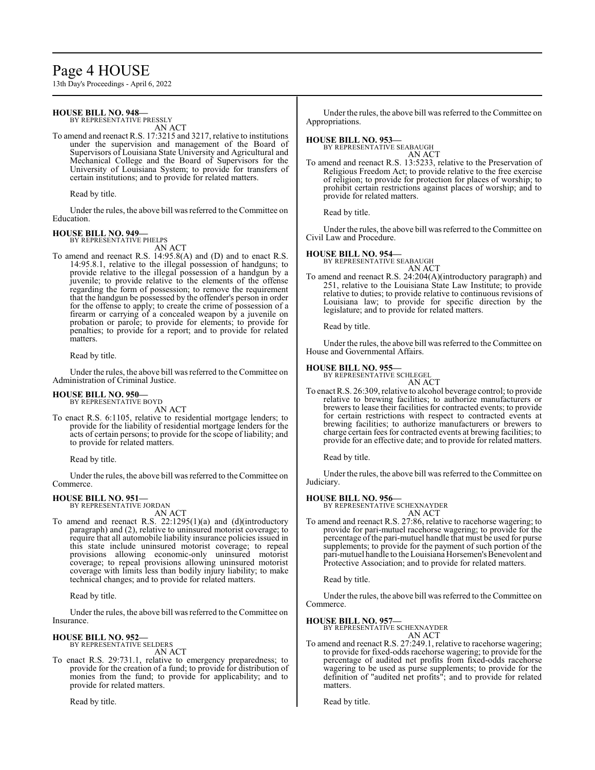**HOUSE BILL NO. 948—**
BY REPRESENTATIVE PRESSLY
AN ACT

To amend and reenact R.S. 17:3215 and 3217, relative to institutions under the supervision and management of the Board of Supervisors of Louisiana State University and Agricultural and Mechanical College and the Board of Supervisors for the University of Louisiana System; to provide for transfers of certain institutions; and to provide for related matters.

Read by title.

Under the rules, the above bill was referred to the Committee on Education.

**HOUSE BILL NO. 949—**
BY REPRESENTATIVE PHELPS
AN ACT

To amend and reenact R.S. 14:95.8(A) and (D) and to enact R.S. 14:95.8.1, relative to the illegal possession of handguns; to provide relative to the illegal possession of a handgun by a juvenile; to provide relative to the elements of the offense regarding the form of possession; to remove the requirement that the handgun be possessed by the offender's person in order for the offense to apply; to create the crime of possession of a firearm or carrying of a concealed weapon by a juvenile on probation or parole; to provide for elements; to provide for penalties; to provide for a report; and to provide for related matters.

Read by title.

Under the rules, the above bill was referred to the Committee on Administration of Criminal Justice.

**HOUSE BILL NO. 950—**
BY REPRESENTATIVE BOYD
AN ACT

To enact R.S. 6:1105, relative to residential mortgage lenders; to provide for the liability of residential mortgage lenders for the acts of certain persons; to provide for the scope of liability; and to provide for related matters.

Read by title.

Under the rules, the above bill was referred to the Committee on Commerce.

**HOUSE BILL NO. 951—**
BY REPRESENTATIVE JORDAN
AN ACT

To amend and reenact R.S. 22:1295(1)(a) and (d)(introductory paragraph) and (2), relative to uninsured motorist coverage; to require that all automobile liability insurance policies issued in this state include uninsured motorist coverage; to repeal provisions allowing economic-only uninsured motorist coverage; to repeal provisions allowing uninsured motorist coverage with limits less than bodily injury liability; to make technical changes; and to provide for related matters.

Read by title.

Under the rules, the above bill was referred to the Committee on Insurance.

**HOUSE BILL NO. 952—**
BY REPRESENTATIVE SELDERS
AN ACT

To enact R.S. 29:731.1, relative to emergency preparedness; to provide for the creation of a fund; to provide for distribution of monies from the fund; to provide for applicability; and to provide for related matters.

Read by title.

Under the rules, the above bill was referred to the Committee on Appropriations.

**HOUSE BILL NO. 953—**
BY REPRESENTATIVE SEABAUGH
AN ACT

To amend and reenact R.S. 13:5233, relative to the Preservation of Religious Freedom Act; to provide relative to the free exercise of religion; to provide for protection for places of worship; to prohibit certain restrictions against places of worship; and to provide for related matters.

Read by title.

Under the rules, the above bill was referred to the Committee on Civil Law and Procedure.

**HOUSE BILL NO. 954—**
BY REPRESENTATIVE SEABAUGH
AN ACT

To amend and reenact R.S. 24:204(A)(introductory paragraph) and 251, relative to the Louisiana State Law Institute; to provide relative to duties; to provide relative to continuous revisions of Louisiana law; to provide for specific direction by the legislature; and to provide for related matters.

Read by title.

Under the rules, the above bill was referred to the Committee on House and Governmental Affairs.

**HOUSE BILL NO. 955—**
BY REPRESENTATIVE SCHLEGEL
AN ACT

To enact R.S. 26:309, relative to alcohol beverage control; to provide relative to brewing facilities; to authorize manufacturers or brewers to lease their facilities for contracted events; to provide for certain restrictions with respect to contracted events at brewing facilities; to authorize manufacturers or brewers to charge certain fees for contracted events at brewing facilities; to provide for an effective date; and to provide for related matters.

Read by title.

Under the rules, the above bill was referred to the Committee on Judiciary.

**HOUSE BILL NO. 956—**
BY REPRESENTATIVE SCHEXNAYDER
AN ACT

To amend and reenact R.S. 27:86, relative to racehorse wagering; to provide for pari-mutuel racehorse wagering; to provide for the percentage of the pari-mutuel handle that must be used for purse supplements; to provide for the payment of such portion of the pari-mutuel handle to the Louisiana Horsemen's Benevolent and Protective Association; and to provide for related matters.

Read by title.

Under the rules, the above bill was referred to the Committee on Commerce.

**HOUSE BILL NO. 957—**
BY REPRESENTATIVE SCHEXNAYDER
AN ACT

To amend and reenact R.S. 27:249.1, relative to racehorse wagering; to provide for fixed-odds racehorse wagering; to provide for the percentage of audited net profits from fixed-odds racehorse wagering to be used as purse supplements; to provide for the definition of "audited net profits"; and to provide for related matters.

Read by title.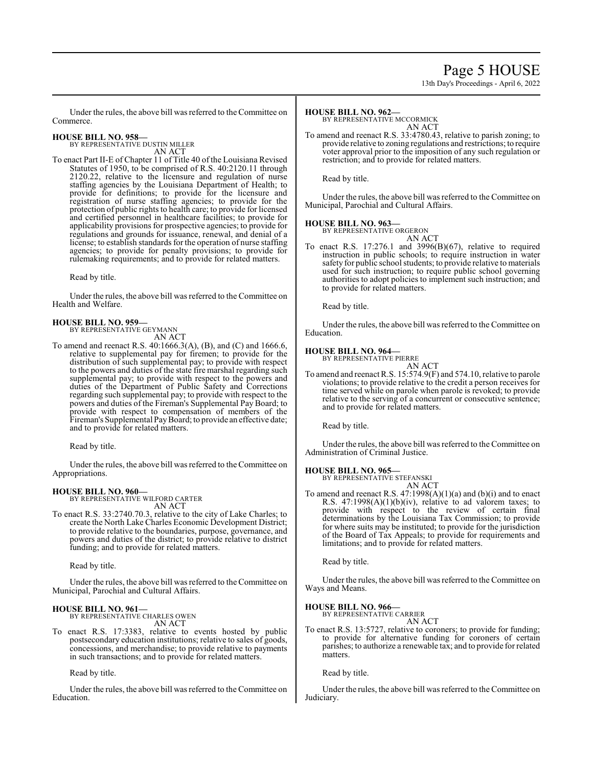Under the rules, the above bill was referred to the Committee on Commerce.

**HOUSE BILL NO. 958—**
BY REPRESENTATIVE DUSTIN MILLER
AN ACT

To enact Part II-E of Chapter 11 of Title 40 of the Louisiana Revised Statutes of 1950, to be comprised of R.S. 40:2120.11 through 2120.22, relative to the licensure and regulation of nurse staffing agencies by the Louisiana Department of Health; to provide for definitions; to provide for the licensure and registration of nurse staffing agencies; to provide for the protection of public rights to health care; to provide for licensed and certified personnel in healthcare facilities; to provide for applicability provisions for prospective agencies; to provide for regulations and grounds for issuance, renewal, and denial of a license; to establish standards for the operation of nurse staffing agencies; to provide for penalty provisions; to provide for rulemaking requirements; and to provide for related matters.

Read by title.

Under the rules, the above bill was referred to the Committee on Health and Welfare.

**HOUSE BILL NO. 959—**
BY REPRESENTATIVE GEYMANN
AN ACT

To amend and reenact R.S. 40:1666.3(A), (B), and (C) and 1666.6, relative to supplemental pay for firemen; to provide for the distribution of such supplemental pay; to provide with respect to the powers and duties of the state fire marshal regarding such supplemental pay; to provide with respect to the powers and duties of the Department of Public Safety and Corrections regarding such supplemental pay; to provide with respect to the powers and duties of the Fireman's Supplemental Pay Board; to provide with respect to compensation of members of the Fireman's Supplemental Pay Board; to provide an effective date; and to provide for related matters.

Read by title.

Under the rules, the above bill was referred to the Committee on Appropriations.

**HOUSE BILL NO. 960—**
BY REPRESENTATIVE WILFORD CARTER
AN ACT

To enact R.S. 33:2740.70.3, relative to the city of Lake Charles; to create the North Lake Charles Economic Development District; to provide relative to the boundaries, purpose, governance, and powers and duties of the district; to provide relative to district funding; and to provide for related matters.

Read by title.

Under the rules, the above bill was referred to the Committee on Municipal, Parochial and Cultural Affairs.

**HOUSE BILL NO. 961—**
BY REPRESENTATIVE CHARLES OWEN
AN ACT

To enact R.S. 17:3383, relative to events hosted by public postsecondary education institutions; relative to sales of goods, concessions, and merchandise; to provide relative to payments in such transactions; and to provide for related matters.

Read by title.

Under the rules, the above bill was referred to the Committee on Education.

**HOUSE BILL NO. 962—**
BY REPRESENTATIVE MCCORMICK
AN ACT

To amend and reenact R.S. 33:4780.43, relative to parish zoning; to provide relative to zoning regulations and restrictions; to require voter approval prior to the imposition of any such regulation or restriction; and to provide for related matters.

Read by title.

Under the rules, the above bill was referred to the Committee on Municipal, Parochial and Cultural Affairs.

**HOUSE BILL NO. 963—**
BY REPRESENTATIVE ORGERON
AN ACT

To enact R.S. 17:276.1 and 3996(B)(67), relative to required instruction in public schools; to require instruction in water safety for public school students; to provide relative to materials used for such instruction; to require public school governing authorities to adopt policies to implement such instruction; and to provide for related matters.

Read by title.

Under the rules, the above bill was referred to the Committee on Education.

**HOUSE BILL NO. 964—**
BY REPRESENTATIVE PIERRE
AN ACT

To amend and reenact R.S. 15:574.9(F) and 574.10, relative to parole violations; to provide relative to the credit a person receives for time served while on parole when parole is revoked; to provide relative to the serving of a concurrent or consecutive sentence; and to provide for related matters.

Read by title.

Under the rules, the above bill was referred to the Committee on Administration of Criminal Justice.

**HOUSE BILL NO. 965—**
BY REPRESENTATIVE STEFANSKI
AN ACT

To amend and reenact R.S. 47:1998(A)(1)(a) and (b)(i) and to enact R.S. 47:1998(A)(1)(b)(iv), relative to ad valorem taxes; to provide with respect to the review of certain final determinations by the Louisiana Tax Commission; to provide for where suits may be instituted; to provide for the jurisdiction of the Board of Tax Appeals; to provide for requirements and limitations; and to provide for related matters.

Read by title.

Under the rules, the above bill was referred to the Committee on Ways and Means.

**HOUSE BILL NO. 966—**
BY REPRESENTATIVE CARRIER
AN ACT

To enact R.S. 13:5727, relative to coroners; to provide for funding; to provide for alternative funding for coroners of certain parishes; to authorize a renewable tax; and to provide for related matters.

Read by title.

Under the rules, the above bill was referred to the Committee on Judiciary.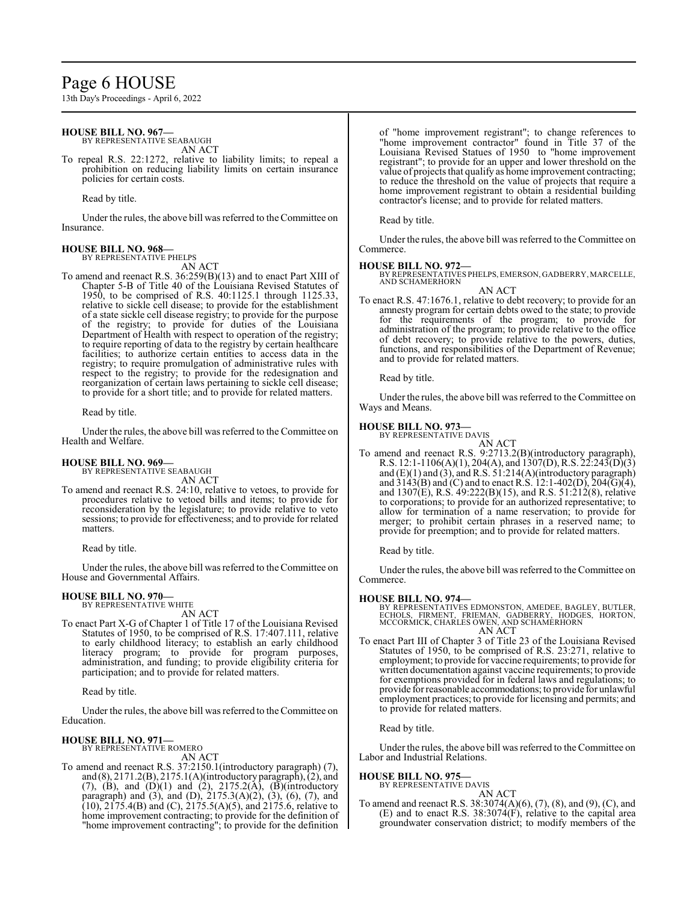**HOUSE BILL NO. 967—**
BY REPRESENTATIVE SEABAUGH
AN ACT

To repeal R.S. 22:1272, relative to liability limits; to repeal a prohibition on reducing liability limits on certain insurance policies for certain costs.

Read by title.

Under the rules, the above bill was referred to the Committee on Insurance.

**HOUSE BILL NO. 968—**
BY REPRESENTATIVE PHELPS
AN ACT

To amend and reenact R.S. 36:259(B)(13) and to enact Part XIII of Chapter 5-B of Title 40 of the Louisiana Revised Statutes of 1950, to be comprised of R.S. 40:1125.1 through 1125.33, relative to sickle cell disease; to provide for the establishment of a state sickle cell disease registry; to provide for the purpose of the registry; to provide for duties of the Louisiana Department of Health with respect to operation of the registry; to require reporting of data to the registry by certain healthcare facilities; to authorize certain entities to access data in the registry; to require promulgation of administrative rules with respect to the registry; to provide for the redesignation and reorganization of certain laws pertaining to sickle cell disease; to provide for a short title; and to provide for related matters.

Read by title.

Under the rules, the above bill was referred to the Committee on Health and Welfare.

**HOUSE BILL NO. 969—**
BY REPRESENTATIVE SEABAUGH
AN ACT

To amend and reenact R.S. 24:10, relative to vetoes, to provide for procedures relative to vetoed bills and items; to provide for reconsideration by the legislature; to provide relative to veto sessions; to provide for effectiveness; and to provide for related matters.

Read by title.

Under the rules, the above bill was referred to the Committee on House and Governmental Affairs.

**HOUSE BILL NO. 970—**
BY REPRESENTATIVE WHITE
AN ACT

To enact Part X-G of Chapter 1 of Title 17 of the Louisiana Revised Statutes of 1950, to be comprised of R.S. 17:407.111, relative to early childhood literacy; to establish an early childhood literacy program; to provide for program purposes, administration, and funding; to provide eligibility criteria for participation; and to provide for related matters.

Read by title.

Under the rules, the above bill was referred to the Committee on Education.

**HOUSE BILL NO. 971—**
BY REPRESENTATIVE ROMERO
AN ACT

To amend and reenact R.S. 37:2150.1(introductory paragraph) (7), and (8), 2171.2(B), 2175.1(A)(introductory paragraph), (2), and (7), (B), and (D)(1) and (2), 2175.2(A), (B)(introductory paragraph) and (3), and (D), 2175.3(A)(2), (3), (6), (7), and (10), 2175.4(B) and (C), 2175.5(A)(5), and 2175.6, relative to home improvement contracting; to provide for the definition of "home improvement contracting"; to provide for the definition of "home improvement registrant"; to change references to "home improvement contractor" found in Title 37 of the Louisiana Revised Statues of 1950 to "home improvement registrant"; to provide for an upper and lower threshold on the value of projects that qualify as home improvement contracting; to reduce the threshold on the value of projects that require a home improvement registrant to obtain a residential building contractor's license; and to provide for related matters.

Read by title.

Under the rules, the above bill was referred to the Committee on Commerce.

**HOUSE BILL NO. 972—**
BY REPRESENTATIVES PHELPS, EMERSON, GADBERRY, MARCELLE, AND SCHAMERHORN
AN ACT

To enact R.S. 47:1676.1, relative to debt recovery; to provide for an amnesty program for certain debts owed to the state; to provide for the requirements of the program; to provide for administration of the program; to provide relative to the office of debt recovery; to provide relative to the powers, duties, functions, and responsibilities of the Department of Revenue; and to provide for related matters.

Read by title.

Under the rules, the above bill was referred to the Committee on Ways and Means.

**HOUSE BILL NO. 973—**
BY REPRESENTATIVE DAVIS
AN ACT

To amend and reenact R.S. 9:2713.2(B)(introductory paragraph), R.S. 12:1-1106(A)(1), 204(A), and 1307(D), R.S. 22:243(D)(3) and (E)(1) and (3), and R.S. 51:214(A)(introductory paragraph) and 3143(B) and (C) and to enact R.S. 12:1-402(D), 204(G)(4), and 1307(E), R.S. 49:222(B)(15), and R.S. 51:212(8), relative to corporations; to provide for an authorized representative; to allow for termination of a name reservation; to provide for merger; to prohibit certain phrases in a reserved name; to provide for preemption; and to provide for related matters.

Read by title.

Under the rules, the above bill was referred to the Committee on Commerce.

**HOUSE BILL NO. 974—**
BY REPRESENTATIVES EDMONSTON, AMEDEE, BAGLEY, BUTLER, ECHOLS, FIRMENT, FRIEMAN, GADBERRY, HODGES, HORTON, MCCORMICK, CHARLES OWEN, AND SCHAMERHORN
AN ACT

To enact Part III of Chapter 3 of Title 23 of the Louisiana Revised Statutes of 1950, to be comprised of R.S. 23:271, relative to employment; to provide for vaccine requirements; to provide for written documentation against vaccine requirements; to provide for exemptions provided for in federal laws and regulations; to provide for reasonable accommodations; to provide for unlawful employment practices; to provide for licensing and permits; and to provide for related matters.

Read by title.

Under the rules, the above bill was referred to the Committee on Labor and Industrial Relations.

**HOUSE BILL NO. 975—**
BY REPRESENTATIVE DAVIS
AN ACT

To amend and reenact R.S. 38:3074(A)(6), (7), (8), and (9), (C), and (E) and to enact R.S. 38:3074(F), relative to the capital area groundwater conservation district; to modify members of the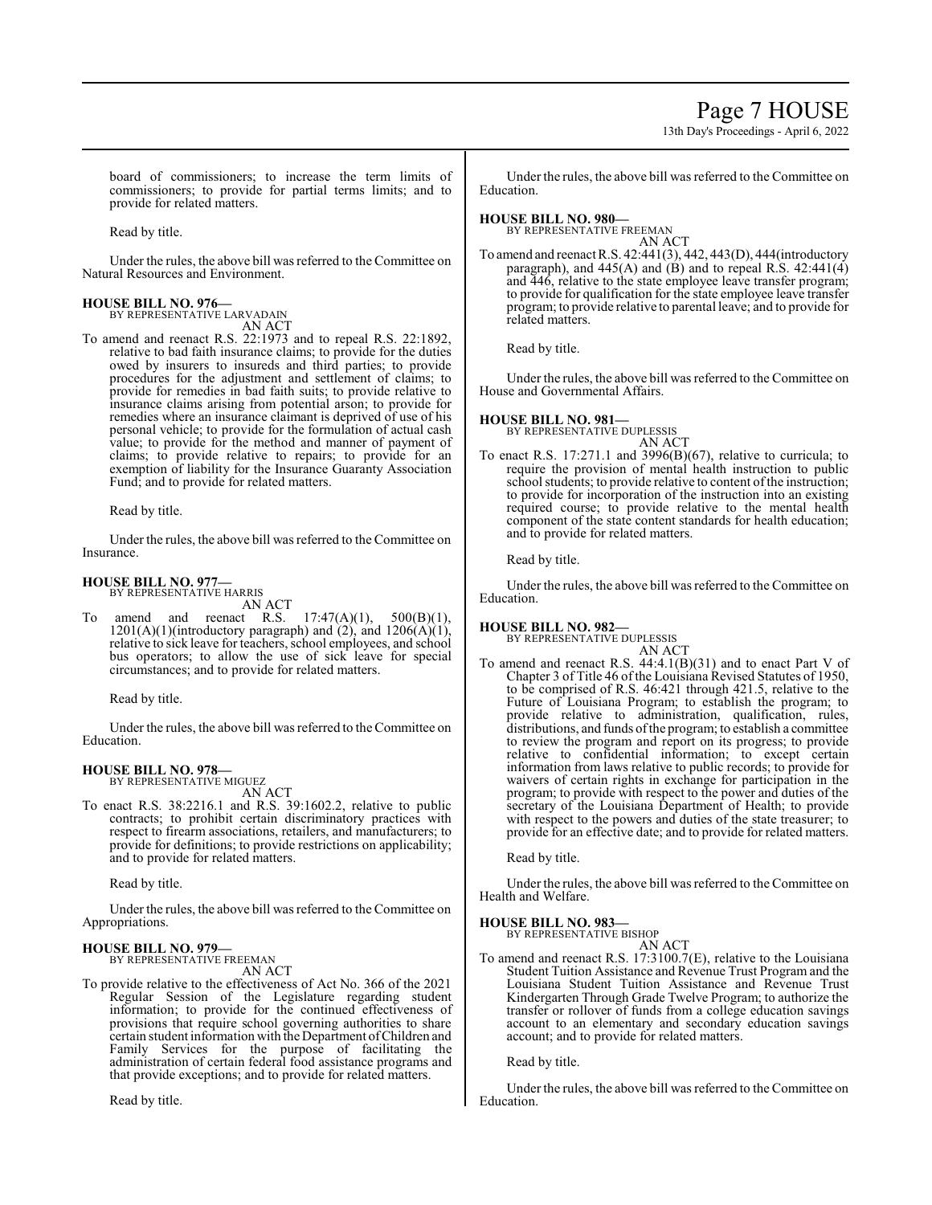board of commissioners; to increase the term limits of commissioners; to provide for partial terms limits; and to provide for related matters.

Read by title.

Under the rules, the above bill was referred to the Committee on Natural Resources and Environment.

**HOUSE BILL NO. 976—**
BY REPRESENTATIVE LARVADAIN
AN ACT

To amend and reenact R.S. 22:1973 and to repeal R.S. 22:1892, relative to bad faith insurance claims; to provide for the duties owed by insurers to insureds and third parties; to provide procedures for the adjustment and settlement of claims; to provide for remedies in bad faith suits; to provide relative to insurance claims arising from potential arson; to provide for remedies where an insurance claimant is deprived of use of his personal vehicle; to provide for the formulation of actual cash value; to provide for the method and manner of payment of claims; to provide relative to repairs; to provide for an exemption of liability for the Insurance Guaranty Association Fund; and to provide for related matters.

Read by title.

Under the rules, the above bill was referred to the Committee on Insurance.

**HOUSE BILL NO. 977—**
BY REPRESENTATIVE HARRIS
AN ACT

To amend and reenact R.S. 17:47(A)(1), 500(B)(1), 1201(A)(1)(introductory paragraph) and (2), and 1206(A)(1), relative to sick leave for teachers, school employees, and school bus operators; to allow the use of sick leave for special circumstances; and to provide for related matters.

Read by title.

Under the rules, the above bill was referred to the Committee on Education.

**HOUSE BILL NO. 978—**
BY REPRESENTATIVE MIGUEZ
AN ACT

To enact R.S. 38:2216.1 and R.S. 39:1602.2, relative to public contracts; to prohibit certain discriminatory practices with respect to firearm associations, retailers, and manufacturers; to provide for definitions; to provide restrictions on applicability; and to provide for related matters.

Read by title.

Under the rules, the above bill was referred to the Committee on Appropriations.

**HOUSE BILL NO. 979—**
BY REPRESENTATIVE FREEMAN
AN ACT

To provide relative to the effectiveness of Act No. 366 of the 2021 Regular Session of the Legislature regarding student information; to provide for the continued effectiveness of provisions that require school governing authorities to share certain student information with the Department of Children and Family Services for the purpose of facilitating the administration of certain federal food assistance programs and that provide exceptions; and to provide for related matters.

Read by title.

Under the rules, the above bill was referred to the Committee on Education.

**HOUSE BILL NO. 980—**
BY REPRESENTATIVE FREEMAN
AN ACT

To amend and reenact R.S. 42:441(3), 442, 443(D), 444(introductory paragraph), and 445(A) and (B) and to repeal R.S. 42:441(4) and 446, relative to the state employee leave transfer program; to provide for qualification for the state employee leave transfer program; to provide relative to parental leave; and to provide for related matters.

Read by title.

Under the rules, the above bill was referred to the Committee on House and Governmental Affairs.

**HOUSE BILL NO. 981—**
BY REPRESENTATIVE DUPLESSIS
AN ACT

To enact R.S. 17:271.1 and 3996(B)(67), relative to curricula; to require the provision of mental health instruction to public school students; to provide relative to content of the instruction; to provide for incorporation of the instruction into an existing required course; to provide relative to the mental health component of the state content standards for health education; and to provide for related matters.

Read by title.

Under the rules, the above bill was referred to the Committee on Education.

**HOUSE BILL NO. 982—**
BY REPRESENTATIVE DUPLESSIS
AN ACT

To amend and reenact R.S. 44:4.1(B)(31) and to enact Part V of Chapter 3 of Title 46 of the Louisiana Revised Statutes of 1950, to be comprised of R.S. 46:421 through 421.5, relative to the Future of Louisiana Program; to establish the program; to provide relative to administration, qualification, rules, distributions, and funds of the program; to establish a committee to review the program and report on its progress; to provide relative to confidential information; to except certain information from laws relative to public records; to provide for waivers of certain rights in exchange for participation in the program; to provide with respect to the power and duties of the secretary of the Louisiana Department of Health; to provide with respect to the powers and duties of the state treasurer; to provide for an effective date; and to provide for related matters.

Read by title.

Under the rules, the above bill was referred to the Committee on Health and Welfare.

**HOUSE BILL NO. 983—**
BY REPRESENTATIVE BISHOP
AN ACT

To amend and reenact R.S. 17:3100.7(E), relative to the Louisiana Student Tuition Assistance and Revenue Trust Program and the Louisiana Student Tuition Assistance and Revenue Trust Kindergarten Through Grade Twelve Program; to authorize the transfer or rollover of funds from a college education savings account to an elementary and secondary education savings account; and to provide for related matters.

Read by title.

Under the rules, the above bill was referred to the Committee on Education.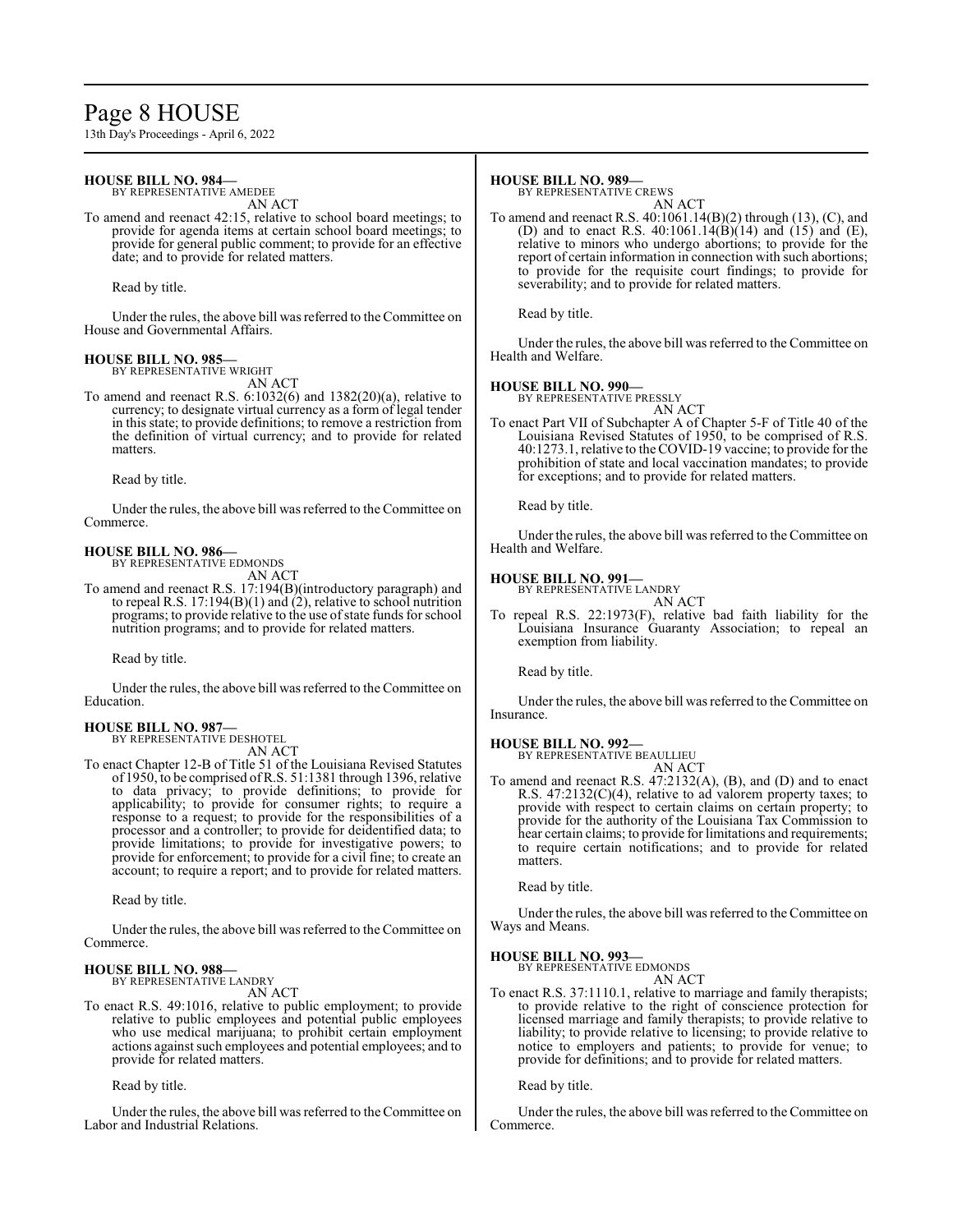**HOUSE BILL NO. 984—**
BY REPRESENTATIVE AMEDEE
AN ACT

To amend and reenact 42:15, relative to school board meetings; to provide for agenda items at certain school board meetings; to provide for general public comment; to provide for an effective date; and to provide for related matters.

Read by title.

Under the rules, the above bill was referred to the Committee on House and Governmental Affairs.

**HOUSE BILL NO. 985—**
BY REPRESENTATIVE WRIGHT
AN ACT

To amend and reenact R.S. 6:1032(6) and 1382(20)(a), relative to currency; to designate virtual currency as a form of legal tender in this state; to provide definitions; to remove a restriction from the definition of virtual currency; and to provide for related matters.

Read by title.

Under the rules, the above bill was referred to the Committee on Commerce.

**HOUSE BILL NO. 986—**
BY REPRESENTATIVE EDMONDS
AN ACT

To amend and reenact R.S. 17:194(B)(introductory paragraph) and to repeal R.S. 17:194(B)(1) and (2), relative to school nutrition programs; to provide relative to the use of state funds for school nutrition programs; and to provide for related matters.

Read by title.

Under the rules, the above bill was referred to the Committee on Education.

**HOUSE BILL NO. 987—**
BY REPRESENTATIVE DESHOTEL
AN ACT

To enact Chapter 12-B of Title 51 of the Louisiana Revised Statutes of 1950, to be comprised of R.S. 51:1381 through 1396, relative to data privacy; to provide definitions; to provide for applicability; to provide for consumer rights; to require a response to a request; to provide for the responsibilities of a processor and a controller; to provide for deidentified data; to provide limitations; to provide for investigative powers; to provide for enforcement; to provide for a civil fine; to create an account; to require a report; and to provide for related matters.

Read by title.

Under the rules, the above bill was referred to the Committee on Commerce.

**HOUSE BILL NO. 988—**
BY REPRESENTATIVE LANDRY
AN ACT

To enact R.S. 49:1016, relative to public employment; to provide relative to public employees and potential public employees who use medical marijuana; to prohibit certain employment actions against such employees and potential employees; and to provide for related matters.

Read by title.

Under the rules, the above bill was referred to the Committee on Labor and Industrial Relations.

**HOUSE BILL NO. 989—**
BY REPRESENTATIVE CREWS
AN ACT

To amend and reenact R.S. 40:1061.14(B)(2) through (13), (C), and (D) and to enact R.S. 40:1061.14(B)(14) and (15) and (E), relative to minors who undergo abortions; to provide for the report of certain information in connection with such abortions; to provide for the requisite court findings; to provide for severability; and to provide for related matters.

Read by title.

Under the rules, the above bill was referred to the Committee on Health and Welfare.

**HOUSE BILL NO. 990—**
BY REPRESENTATIVE PRESSLY
AN ACT

To enact Part VII of Subchapter A of Chapter 5-F of Title 40 of the Louisiana Revised Statutes of 1950, to be comprised of R.S. 40:1273.1, relative to the COVID-19 vaccine; to provide for the prohibition of state and local vaccination mandates; to provide for exceptions; and to provide for related matters.

Read by title.

Under the rules, the above bill was referred to the Committee on Health and Welfare.

**HOUSE BILL NO. 991—**
BY REPRESENTATIVE LANDRY
AN ACT

To repeal R.S. 22:1973(F), relative bad faith liability for the Louisiana Insurance Guaranty Association; to repeal an exemption from liability.

Read by title.

Under the rules, the above bill was referred to the Committee on Insurance.

**HOUSE BILL NO. 992—**
BY REPRESENTATIVE BEAULLIEU
AN ACT

To amend and reenact R.S. 47:2132(A), (B), and (D) and to enact R.S. 47:2132(C)(4), relative to ad valorem property taxes; to provide with respect to certain claims on certain property; to provide for the authority of the Louisiana Tax Commission to hear certain claims; to provide for limitations and requirements; to require certain notifications; and to provide for related matters.

Read by title.

Under the rules, the above bill was referred to the Committee on Ways and Means.

**HOUSE BILL NO. 993—**
BY REPRESENTATIVE EDMONDS
AN ACT

To enact R.S. 37:1110.1, relative to marriage and family therapists; to provide relative to the right of conscience protection for licensed marriage and family therapists; to provide relative to liability; to provide relative to licensing; to provide relative to notice to employers and patients; to provide for venue; to provide for definitions; and to provide for related matters.

Read by title.

Under the rules, the above bill was referred to the Committee on Commerce.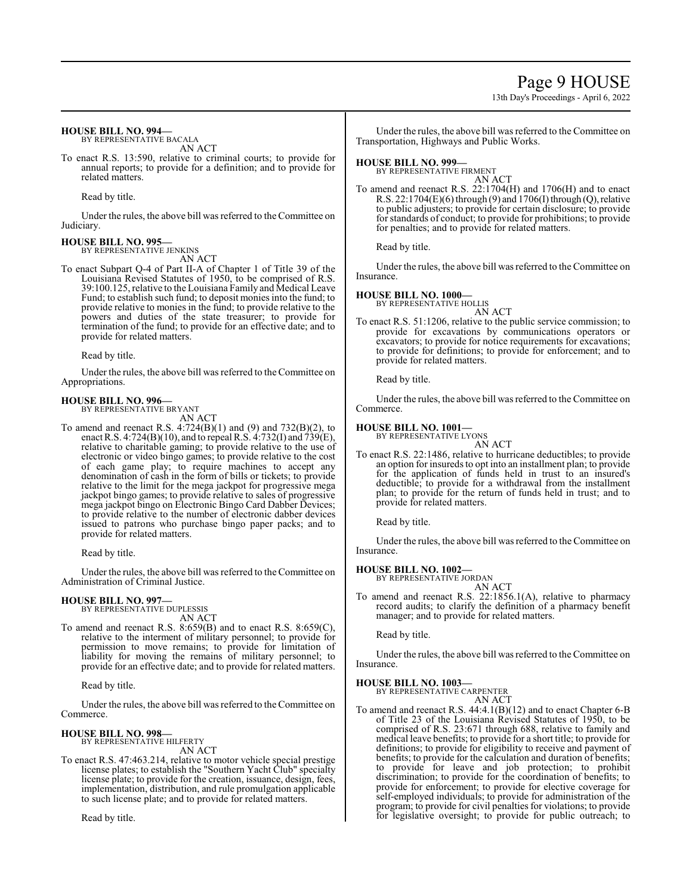**HOUSE BILL NO. 994—**
BY REPRESENTATIVE BACALA
AN ACT

To enact R.S. 13:590, relative to criminal courts; to provide for annual reports; to provide for a definition; and to provide for related matters.

Read by title.

Under the rules, the above bill was referred to the Committee on Judiciary.

**HOUSE BILL NO. 995—**
BY REPRESENTATIVE JENKINS
AN ACT

To enact Subpart Q-4 of Part II-A of Chapter 1 of Title 39 of the Louisiana Revised Statutes of 1950, to be comprised of R.S. 39:100.125, relative to the Louisiana Family and Medical Leave Fund; to establish such fund; to deposit monies into the fund; to provide relative to monies in the fund; to provide relative to the powers and duties of the state treasurer; to provide for termination of the fund; to provide for an effective date; and to provide for related matters.

Read by title.

Under the rules, the above bill was referred to the Committee on Appropriations.

**HOUSE BILL NO. 996—**
BY REPRESENTATIVE BRYANT
AN ACT

To amend and reenact R.S. 4:724(B)(1) and (9) and 732(B)(2), to enact R.S. 4:724(B)(10), and to repeal R.S. 4:732(I) and 739(E), relative to charitable gaming; to provide relative to the use of electronic or video bingo games; to provide relative to the cost of each game play; to require machines to accept any denomination of cash in the form of bills or tickets; to provide relative to the limit for the mega jackpot for progressive mega jackpot bingo games; to provide relative to sales of progressive mega jackpot bingo on Electronic Bingo Card Dabber Devices; to provide relative to the number of electronic dabber devices issued to patrons who purchase bingo paper packs; and to provide for related matters.

Read by title.

Under the rules, the above bill was referred to the Committee on Administration of Criminal Justice.

**HOUSE BILL NO. 997—**
BY REPRESENTATIVE DUPLESSIS
AN ACT

To amend and reenact R.S. 8:659(B) and to enact R.S. 8:659(C), relative to the interment of military personnel; to provide for permission to move remains; to provide for limitation of liability for moving the remains of military personnel; to provide for an effective date; and to provide for related matters.

Read by title.

Under the rules, the above bill was referred to the Committee on Commerce.

**HOUSE BILL NO. 998—**
BY REPRESENTATIVE HILFERTY
AN ACT

To enact R.S. 47:463.214, relative to motor vehicle special prestige license plates; to establish the "Southern Yacht Club" specialty license plate; to provide for the creation, issuance, design, fees, implementation, distribution, and rule promulgation applicable to such license plate; and to provide for related matters.

Read by title.

Under the rules, the above bill was referred to the Committee on Transportation, Highways and Public Works.

**HOUSE BILL NO. 999—**
BY REPRESENTATIVE FIRMENT
AN ACT

To amend and reenact R.S. 22:1704(H) and 1706(H) and to enact R.S. 22:1704(E)(6) through (9) and 1706(I) through (Q), relative to public adjusters; to provide for certain disclosure; to provide for standards of conduct; to provide for prohibitions; to provide for penalties; and to provide for related matters.

Read by title.

Under the rules, the above bill was referred to the Committee on Insurance.

**HOUSE BILL NO. 1000—**
BY REPRESENTATIVE HOLLIS
AN ACT

To enact R.S. 51:1206, relative to the public service commission; to provide for excavations by communications operators or excavators; to provide for notice requirements for excavations; to provide for definitions; to provide for enforcement; and to provide for related matters.

Read by title.

Under the rules, the above bill was referred to the Committee on Commerce.

**HOUSE BILL NO. 1001—**
BY REPRESENTATIVE LYONS
AN ACT

To enact R.S. 22:1486, relative to hurricane deductibles; to provide an option for insureds to opt into an installment plan; to provide for the application of funds held in trust to an insured's deductible; to provide for a withdrawal from the installment plan; to provide for the return of funds held in trust; and to provide for related matters.

Read by title.

Under the rules, the above bill was referred to the Committee on Insurance.

**HOUSE BILL NO. 1002—**
BY REPRESENTATIVE JORDAN
AN ACT

To amend and reenact R.S. 22:1856.1(A), relative to pharmacy record audits; to clarify the definition of a pharmacy benefit manager; and to provide for related matters.

Read by title.

Under the rules, the above bill was referred to the Committee on Insurance.

**HOUSE BILL NO. 1003—**
BY REPRESENTATIVE CARPENTER
AN ACT

To amend and reenact R.S. 44:4.1(B)(12) and to enact Chapter 6-B of Title 23 of the Louisiana Revised Statutes of 1950, to be comprised of R.S. 23:671 through 688, relative to family and medical leave benefits; to provide for a short title; to provide for definitions; to provide for eligibility to receive and payment of benefits; to provide for the calculation and duration of benefits; to provide for leave and job protection; to prohibit discrimination; to provide for the coordination of benefits; to provide for enforcement; to provide for elective coverage for self-employed individuals; to provide for administration of the program; to provide for civil penalties for violations; to provide for legislative oversight; to provide for public outreach; to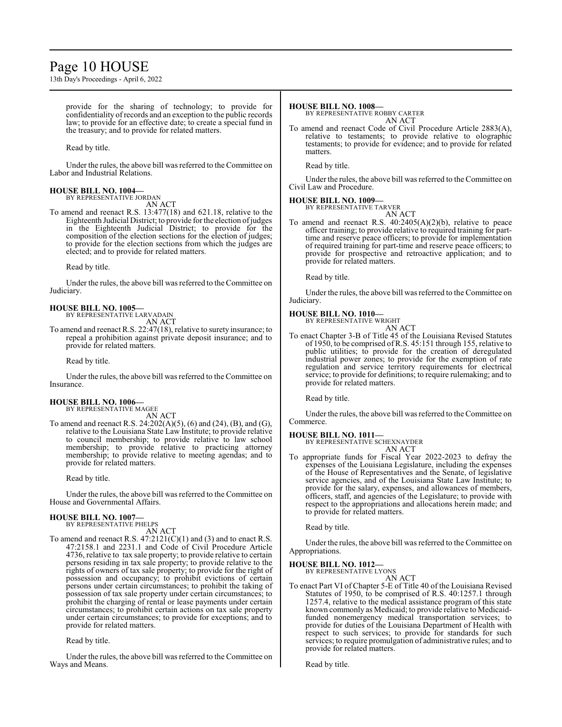provide for the sharing of technology; to provide for confidentiality of records and an exception to the public records law; to provide for an effective date; to create a special fund in the treasury; and to provide for related matters.

Read by title.

Under the rules, the above bill was referred to the Committee on Labor and Industrial Relations.

**HOUSE BILL NO. 1004—**
BY REPRESENTATIVE JORDAN
AN ACT

To amend and reenact R.S. 13:477(18) and 621.18, relative to the Eighteenth Judicial District; to provide for the election of judges in the Eighteenth Judicial District; to provide for the composition of the election sections for the election of judges; to provide for the election sections from which the judges are elected; and to provide for related matters.

Read by title.

Under the rules, the above bill was referred to the Committee on Judiciary.

**HOUSE BILL NO. 1005—**
BY REPRESENTATIVE LARVADAIN
AN ACT

To amend and reenact R.S. 22:47(18), relative to surety insurance; to repeal a prohibition against private deposit insurance; and to provide for related matters.

Read by title.

Under the rules, the above bill was referred to the Committee on Insurance.

**HOUSE BILL NO. 1006—**
BY REPRESENTATIVE MAGEE
AN ACT

To amend and reenact R.S. 24:202(A)(5), (6) and (24), (B), and (G), relative to the Louisiana State Law Institute; to provide relative to council membership; to provide relative to law school membership; to provide relative to practicing attorney membership; to provide relative to meeting agendas; and to provide for related matters.

Read by title.

Under the rules, the above bill was referred to the Committee on House and Governmental Affairs.

**HOUSE BILL NO. 1007—**
BY REPRESENTATIVE PHELPS
AN ACT

To amend and reenact R.S. 47:2121(C)(1) and (3) and to enact R.S. 47:2158.1 and 2231.1 and Code of Civil Procedure Article 4736, relative to tax sale property; to provide relative to certain persons residing in tax sale property; to provide relative to the rights of owners of tax sale property; to provide for the right of possession and occupancy; to prohibit evictions of certain persons under certain circumstances; to prohibit the taking of possession of tax sale property under certain circumstances; to prohibit the charging of rental or lease payments under certain circumstances; to prohibit certain actions on tax sale property under certain circumstances; to provide for exceptions; and to provide for related matters.

Read by title.

Under the rules, the above bill was referred to the Committee on Ways and Means.

**HOUSE BILL NO. 1008—**
BY REPRESENTATIVE ROBBY CARTER
AN ACT

To amend and reenact Code of Civil Procedure Article 2883(A), relative to testaments; to provide relative to olographic testaments; to provide for evidence; and to provide for related matters.

Read by title.

Under the rules, the above bill was referred to the Committee on Civil Law and Procedure.

**HOUSE BILL NO. 1009—**
BY REPRESENTATIVE TARVER
AN ACT

To amend and reenact R.S. 40:2405(A)(2)(b), relative to peace officer training; to provide relative to required training for part-time and reserve peace officers; to provide for implementation of required training for part-time and reserve peace officers; to provide for prospective and retroactive application; and to provide for related matters.

Read by title.

Under the rules, the above bill was referred to the Committee on Judiciary.

**HOUSE BILL NO. 1010—**
BY REPRESENTATIVE WRIGHT
AN ACT

To enact Chapter 3-B of Title 45 of the Louisiana Revised Statutes of 1950, to be comprised of R.S. 45:151 through 155, relative to public utilities; to provide for the creation of deregulated industrial power zones; to provide for the exemption of rate regulation and service territory requirements for electrical service; to provide for definitions; to require rulemaking; and to provide for related matters.

Read by title.

Under the rules, the above bill was referred to the Committee on Commerce.

**HOUSE BILL NO. 1011—**
BY REPRESENTATIVE SCHEXNAYDER
AN ACT

To appropriate funds for Fiscal Year 2022-2023 to defray the expenses of the Louisiana Legislature, including the expenses of the House of Representatives and the Senate, of legislative service agencies, and of the Louisiana State Law Institute; to provide for the salary, expenses, and allowances of members, officers, staff, and agencies of the Legislature; to provide with respect to the appropriations and allocations herein made; and to provide for related matters.

Read by title.

Under the rules, the above bill was referred to the Committee on Appropriations.

**HOUSE BILL NO. 1012—**
BY REPRESENTATIVE LYONS
AN ACT

To enact Part VI of Chapter 5-E of Title 40 of the Louisiana Revised Statutes of 1950, to be comprised of R.S. 40:1257.1 through 1257.4, relative to the medical assistance program of this state known commonly as Medicaid; to provide relative to Medicaid-funded nonemergency medical transportation services; to provide for duties of the Louisiana Department of Health with respect to such services; to provide for standards for such services; to require promulgation of administrative rules; and to provide for related matters.

Read by title.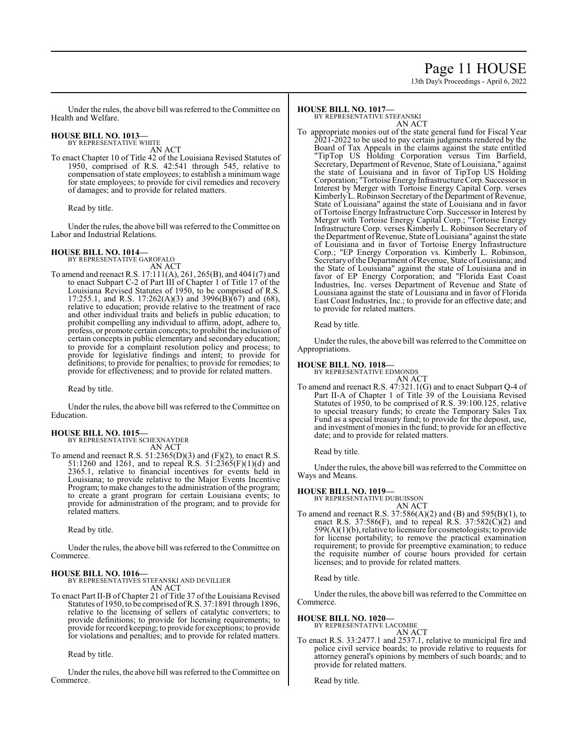Under the rules, the above bill was referred to the Committee on Health and Welfare.

**HOUSE BILL NO. 1013—**
BY REPRESENTATIVE WHITE
AN ACT

To enact Chapter 10 of Title 42 of the Louisiana Revised Statutes of 1950, comprised of R.S. 42:541 through 545, relative to compensation of state employees; to establish a minimum wage for state employees; to provide for civil remedies and recovery of damages; and to provide for related matters.

Read by title.

Under the rules, the above bill was referred to the Committee on Labor and Industrial Relations.

**HOUSE BILL NO. 1014—**
BY REPRESENTATIVE GAROFALO
AN ACT

To amend and reenact R.S. 17:111(A), 261, 265(B), and 4041(7) and to enact Subpart C-2 of Part III of Chapter 1 of Title 17 of the Louisiana Revised Statutes of 1950, to be comprised of R.S. 17:255.1, and R.S. 17:262(A)(3) and 3996(B)(67) and (68), relative to education; provide relative to the treatment of race and other individual traits and beliefs in public education; to prohibit compelling any individual to affirm, adopt, adhere to, profess, or promote certain concepts; to prohibit the inclusion of certain concepts in public elementary and secondary education; to provide for a complaint resolution policy and process; to provide for legislative findings and intent; to provide for definitions; to provide for penalties; to provide for remedies; to provide for effectiveness; and to provide for related matters.

Read by title.

Under the rules, the above bill was referred to the Committee on Education.

**HOUSE BILL NO. 1015—**
BY REPRESENTATIVE SCHEXNAYDER
AN ACT

To amend and reenact R.S. 51:2365(D)(3) and (F)(2), to enact R.S. 51:1260 and 1261, and to repeal R.S. 51:2365(F)(1)(d) and 2365.1, relative to financial incentives for events held in Louisiana; to provide relative to the Major Events Incentive Program; to make changes to the administration of the program; to create a grant program for certain Louisiana events; to provide for administration of the program; and to provide for related matters.

Read by title.

Under the rules, the above bill was referred to the Committee on Commerce.

**HOUSE BILL NO. 1016—**
BY REPRESENTATIVES STEFANSKI AND DEVILLIER
AN ACT

To enact Part II-B of Chapter 21 of Title 37 of the Louisiana Revised Statutes of 1950, to be comprised of R.S. 37:1891 through 1896, relative to the licensing of sellers of catalytic converters; to provide definitions; to provide for licensing requirements; to provide for record keeping; to provide for exceptions; to provide for violations and penalties; and to provide for related matters.

Read by title.

Under the rules, the above bill was referred to the Committee on Commerce.

**HOUSE BILL NO. 1017—**
BY REPRESENTATIVE STEFANSKI
AN ACT

To appropriate monies out of the state general fund for Fiscal Year 2021-2022 to be used to pay certain judgments rendered by the Board of Tax Appeals in the claims against the state entitled "TipTop US Holding Corporation versus Tim Barfield, Secretary, Department of Revenue, State of Louisiana," against the state of Louisiana and in favor of TipTop US Holding Corporation; "Tortoise Energy Infrastructure Corp. Successor in Interest by Merger with Tortoise Energy Capital Corp. verses Kimberly L. Robinson Secretary of the Department of Revenue, State of Louisiana" against the state of Louisiana and in favor of Tortoise Energy Infrastructure Corp. Successor in Interest by Merger with Tortoise Energy Capital Corp.; "Tortoise Energy Infrastructure Corp. verses Kimberly L. Robinson Secretary of the Department of Revenue, State of Louisiana" against the state of Louisiana and in favor of Tortoise Energy Infrastructure Corp.; "EP Energy Corporation vs. Kimberly L. Robinson, Secretary of the Department of Revenue, State of Louisiana; and the State of Louisiana" against the state of Louisiana and in favor of EP Energy Corporation; and "Florida East Coast Industries, Inc. verses Department of Revenue and State of Louisiana against the state of Louisiana and in favor of Florida East Coast Industries, Inc.; to provide for an effective date; and to provide for related matters.

Read by title.

Under the rules, the above bill was referred to the Committee on Appropriations.

**HOUSE BILL NO. 1018—**
BY REPRESENTATIVE EDMONDS
AN ACT

To amend and reenact R.S. 47:321.1(G) and to enact Subpart Q-4 of Part II-A of Chapter 1 of Title 39 of the Louisiana Revised Statutes of 1950, to be comprised of R.S. 39:100.125, relative to special treasury funds; to create the Temporary Sales Tax Fund as a special treasury fund; to provide for the deposit, use, and investment of monies in the fund; to provide for an effective date; and to provide for related matters.

Read by title.

Under the rules, the above bill was referred to the Committee on Ways and Means.

**HOUSE BILL NO. 1019—**
BY REPRESENTATIVE DUBUISSON
AN ACT

To amend and reenact R.S. 37:586(A)(2) and (B) and 595(B)(1), to enact R.S. 37:586(F), and to repeal R.S. 37:582(C)(2) and 599(A)(1)(b), relative to licensure for cosmetologists; to provide for license portability; to remove the practical examination requirement; to provide for preemptive examination; to reduce the requisite number of course hours provided for certain licenses; and to provide for related matters.

Read by title.

Under the rules, the above bill was referred to the Committee on Commerce.

**HOUSE BILL NO. 1020—**
BY REPRESENTATIVE LACOMBE
AN ACT

To enact R.S. 33:2477.1 and 2537.1, relative to municipal fire and police civil service boards; to provide relative to requests for attorney general's opinions by members of such boards; and to provide for related matters.

Read by title.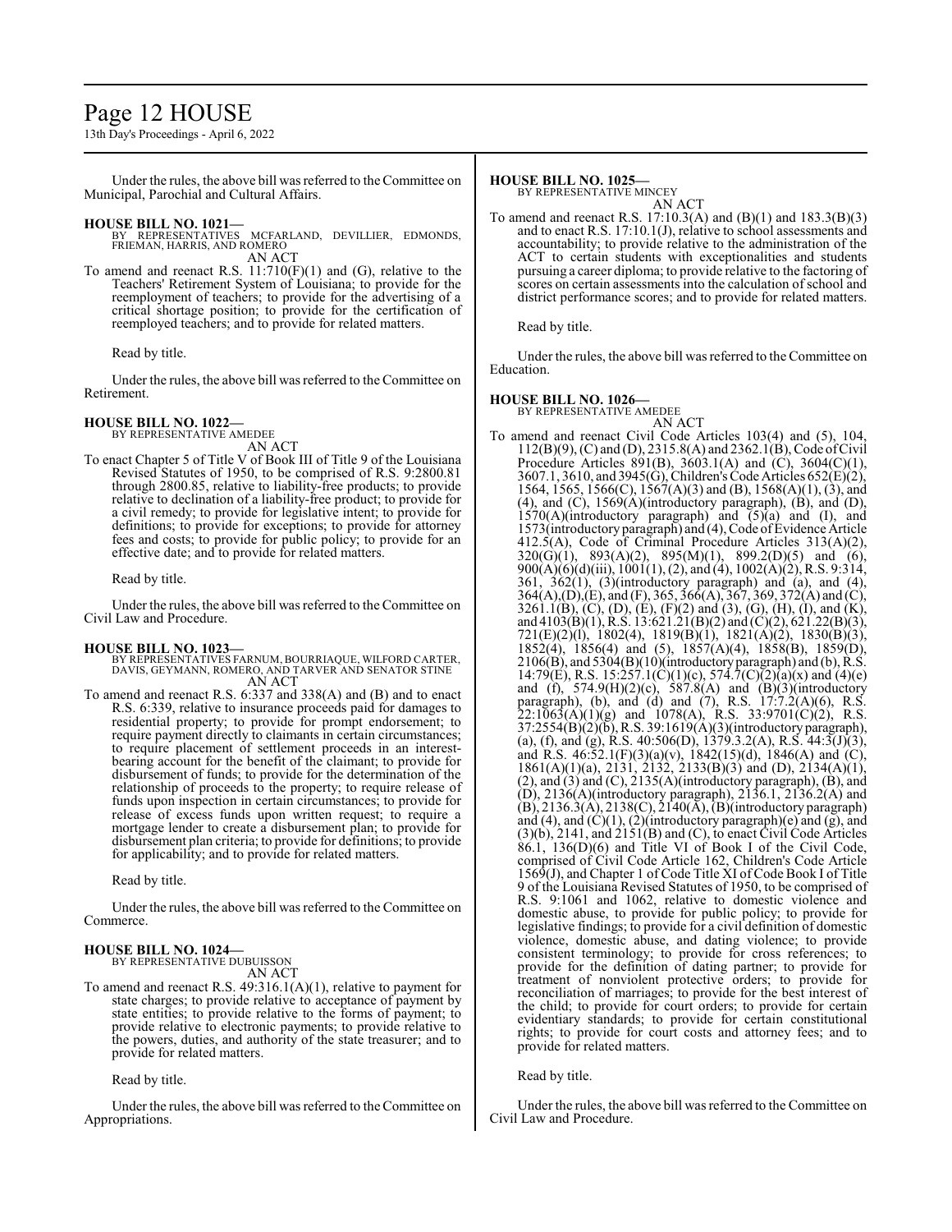Under the rules, the above bill was referred to the Committee on Municipal, Parochial and Cultural Affairs.

**HOUSE BILL NO. 1021—**
BY REPRESENTATIVES MCFARLAND, DEVILLIER, EDMONDS, FRIEMAN, HARRIS, AND ROMERO
AN ACT

To amend and reenact R.S. 11:710(F)(1) and (G), relative to the Teachers' Retirement System of Louisiana; to provide for the reemployment of teachers; to provide for the advertising of a critical shortage position; to provide for the certification of reemployed teachers; and to provide for related matters.

Read by title.

Under the rules, the above bill was referred to the Committee on Retirement.

**HOUSE BILL NO. 1022—**
BY REPRESENTATIVE AMEDEE
AN ACT

To enact Chapter 5 of Title V of Book III of Title 9 of the Louisiana Revised Statutes of 1950, to be comprised of R.S. 9:2800.81 through 2800.85, relative to liability-free products; to provide relative to declination of a liability-free product; to provide for a civil remedy; to provide for legislative intent; to provide for definitions; to provide for exceptions; to provide for attorney fees and costs; to provide for public policy; to provide for an effective date; and to provide for related matters.

Read by title.

Under the rules, the above bill was referred to the Committee on Civil Law and Procedure.

**HOUSE BILL NO. 1023—**
BY REPRESENTATIVES FARNUM, BOURRIAQUE, WILFORD CARTER, DAVIS, GEYMANN, ROMERO, AND TARVER AND SENATOR STINE
AN ACT

To amend and reenact R.S. 6:337 and 338(A) and (B) and to enact R.S. 6:339, relative to insurance proceeds paid for damages to residential property; to provide for prompt endorsement; to require payment directly to claimants in certain circumstances; to require placement of settlement proceeds in an interest-bearing account for the benefit of the claimant; to provide for disbursement of funds; to provide for the determination of the relationship of proceeds to the property; to require release of funds upon inspection in certain circumstances; to provide for release of excess funds upon written request; to require a mortgage lender to create a disbursement plan; to provide for disbursement plan criteria; to provide for definitions; to provide for applicability; and to provide for related matters.

Read by title.

Under the rules, the above bill was referred to the Committee on Commerce.

**HOUSE BILL NO. 1024—**
BY REPRESENTATIVE DUBUISSON
AN ACT

To amend and reenact R.S. 49:316.1(A)(1), relative to payment for state charges; to provide relative to acceptance of payment by state entities; to provide relative to the forms of payment; to provide relative to electronic payments; to provide relative to the powers, duties, and authority of the state treasurer; and to provide for related matters.

Read by title.

Under the rules, the above bill was referred to the Committee on Appropriations.

**HOUSE BILL NO. 1025—**
BY REPRESENTATIVE MINCEY
AN ACT

To amend and reenact R.S. 17:10.3(A) and (B)(1) and 183.3(B)(3) and to enact R.S. 17:10.1(J), relative to school assessments and accountability; to provide relative to the administration of the ACT to certain students with exceptionalities and students pursuing a career diploma; to provide relative to the factoring of scores on certain assessments into the calculation of school and district performance scores; and to provide for related matters.

Read by title.

Under the rules, the above bill was referred to the Committee on Education.

**HOUSE BILL NO. 1026—**
BY REPRESENTATIVE AMEDEE
AN ACT

To amend and reenact Civil Code Articles 103(4) and (5), 104, 112(B)(9), (C) and (D), 2315.8(A) and 2362.1(B), Code of Civil Procedure Articles 891(B), 3603.1(A) and (C), 3604(C)(1), 3607.1, 3610, and 3945(G), Children's Code Articles 652(E)(2), 1564, 1565, 1566(C), 1567(A)(3) and (B), 1568(A)(1), (3), and (4), and (C), 1569(A)(introductory paragraph), (B), and (D), 1570(A)(introductory paragraph) and (5)(a) and (I), and 1573(introductory paragraph) and (4), Code of Evidence Article 412.5(A), Code of Criminal Procedure Articles 313(A)(2), 320(G)(1), 893(A)(2), 895(M)(1), 899.2(D)(5) and (6), 900(A)(6)(d)(iii), 1001(1), (2), and (4), 1002(A)(2), R.S. 9:314, 361, 362(1), (3)(introductory paragraph) and (a), and (4), 364(A),(D),(E), and (F), 365, 366(A), 367, 369, 372(A) and (C), 3261.1(B), (C), (D), (E), (F)(2) and (3), (G), (H), (I), and (K), and 4103(B)(1), R.S. 13:621.21(B)(2) and (C)(2), 621.22(B)(3), 721(E)(2)(l), 1802(4), 1819(B)(1), 1821(A)(2), 1830(B)(3), 1852(4), 1856(4) and (5), 1857(A)(4), 1858(B), 1859(D), 2106(B), and 5304(B)(10)(introductory paragraph) and (b), R.S. 14:79(E), R.S. 15:257.1(C)(1)(c), 574.7(C)(2)(a)(x) and (4)(e) and (f), 574.9(H)(2)(c), 587.8(A) and (B)(3)(introductory paragraph), (b), and (d) and (7), R.S. 17:7.2(A)(6), R.S. 22:1063(A)(1)(g) and 1078(A), R.S. 33:9701(C)(2), R.S. 37:2554(B)(2)(b), R.S. 39:1619(A)(3)(introductory paragraph), (a), (f), and (g), R.S. 40:506(D), 1379.3.2(A), R.S. 44:3(J)(3), and R.S. 46:52.1(F)(3)(a)(v), 1842(15)(d), 1846(A) and (C), 1861(A)(1)(a), 2131, 2132, 2133(B)(3) and (D), 2134(A)(1), (2), and (3) and (C), 2135(A)(introductory paragraph), (B), and (D), 2136(A)(introductory paragraph), 2136.1, 2136.2(A) and (B), 2136.3(A), 2138(C), 2140(A), (B)(introductory paragraph) and (4), and (C)(1), (2)(introductory paragraph)(e) and (g), and (3)(b), 2141, and 2151(B) and (C), to enact Civil Code Articles 86.1, 136(D)(6) and Title VI of Book I of the Civil Code, comprised of Civil Code Article 162, Children's Code Article 1569(J), and Chapter 1 of Code Title XI of Code Book I of Title 9 of the Louisiana Revised Statutes of 1950, to be comprised of R.S. 9:1061 and 1062, relative to domestic violence and domestic abuse, to provide for public policy; to provide for legislative findings; to provide for a civil definition of domestic violence, domestic abuse, and dating violence; to provide consistent terminology; to provide for cross references; to provide for the definition of dating partner; to provide for treatment of nonviolent protective orders; to provide for reconciliation of marriages; to provide for the best interest of the child; to provide for court orders; to provide for certain evidentiary standards; to provide for certain constitutional rights; to provide for court costs and attorney fees; and to provide for related matters.

Read by title.

Under the rules, the above bill was referred to the Committee on Civil Law and Procedure.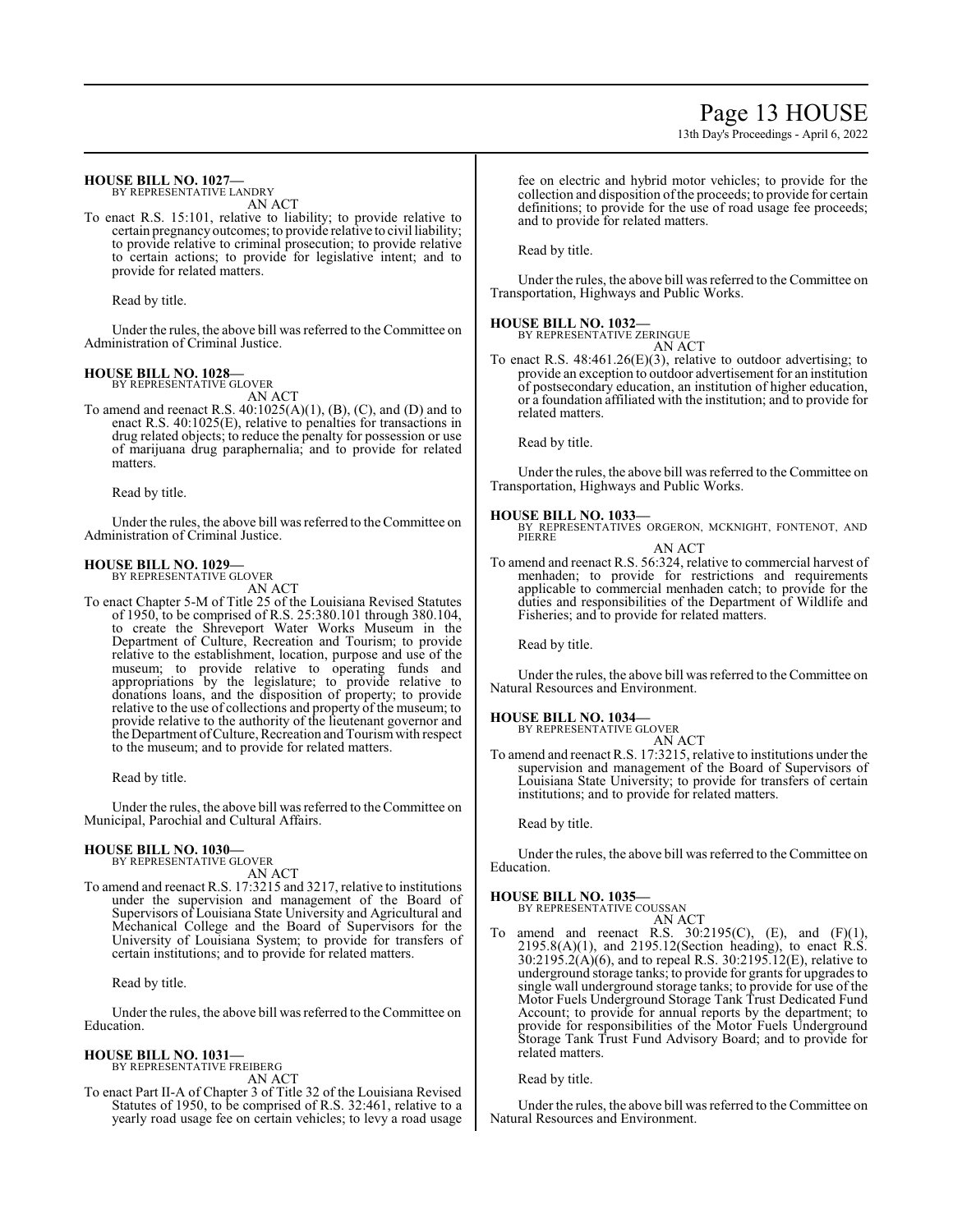**HOUSE BILL NO. 1027—**
BY REPRESENTATIVE LANDRY
AN ACT

To enact R.S. 15:101, relative to liability; to provide relative to certain pregnancy outcomes; to provide relative to civil liability; to provide relative to criminal prosecution; to provide relative to certain actions; to provide for legislative intent; and to provide for related matters.

Read by title.

Under the rules, the above bill was referred to the Committee on Administration of Criminal Justice.

**HOUSE BILL NO. 1028—**
BY REPRESENTATIVE GLOVER
AN ACT

To amend and reenact R.S. 40:1025(A)(1), (B), (C), and (D) and to enact R.S. 40:1025(E), relative to penalties for transactions in drug related objects; to reduce the penalty for possession or use of marijuana drug paraphernalia; and to provide for related matters.

Read by title.

Under the rules, the above bill was referred to the Committee on Administration of Criminal Justice.

**HOUSE BILL NO. 1029—**
BY REPRESENTATIVE GLOVER
AN ACT

To enact Chapter 5-M of Title 25 of the Louisiana Revised Statutes of 1950, to be comprised of R.S. 25:380.101 through 380.104, to create the Shreveport Water Works Museum in the Department of Culture, Recreation and Tourism; to provide relative to the establishment, location, purpose and use of the museum; to provide relative to operating funds and appropriations by the legislature; to provide relative to donations loans, and the disposition of property; to provide relative to the use of collections and property of the museum; to provide relative to the authority of the lieutenant governor and the Department of Culture, Recreation and Tourism with respect to the museum; and to provide for related matters.

Read by title.

Under the rules, the above bill was referred to the Committee on Municipal, Parochial and Cultural Affairs.

**HOUSE BILL NO. 1030—**
BY REPRESENTATIVE GLOVER
AN ACT

To amend and reenact R.S. 17:3215 and 3217, relative to institutions under the supervision and management of the Board of Supervisors of Louisiana State University and Agricultural and Mechanical College and the Board of Supervisors for the University of Louisiana System; to provide for transfers of certain institutions; and to provide for related matters.

Read by title.

Under the rules, the above bill was referred to the Committee on Education.

**HOUSE BILL NO. 1031—**
BY REPRESENTATIVE FREIBERG
AN ACT

To enact Part II-A of Chapter 3 of Title 32 of the Louisiana Revised Statutes of 1950, to be comprised of R.S. 32:461, relative to a yearly road usage fee on certain vehicles; to levy a road usage fee on electric and hybrid motor vehicles; to provide for the collection and disposition of the proceeds; to provide for certain definitions; to provide for the use of road usage fee proceeds; and to provide for related matters.

Read by title.

Under the rules, the above bill was referred to the Committee on Transportation, Highways and Public Works.

**HOUSE BILL NO. 1032—**
BY REPRESENTATIVE ZERINGUE
AN ACT

To enact R.S. 48:461.26(E)(3), relative to outdoor advertising; to provide an exception to outdoor advertisement for an institution of postsecondary education, an institution of higher education, or a foundation affiliated with the institution; and to provide for related matters.

Read by title.

Under the rules, the above bill was referred to the Committee on Transportation, Highways and Public Works.

**HOUSE BILL NO. 1033—**
BY REPRESENTATIVES ORGERON, MCKNIGHT, FONTENOT, AND PIERRE
AN ACT

To amend and reenact R.S. 56:324, relative to commercial harvest of menhaden; to provide for restrictions and requirements applicable to commercial menhaden catch; to provide for the duties and responsibilities of the Department of Wildlife and Fisheries; and to provide for related matters.

Read by title.

Under the rules, the above bill was referred to the Committee on Natural Resources and Environment.

**HOUSE BILL NO. 1034—**
BY REPRESENTATIVE GLOVER
AN ACT

To amend and reenact R.S. 17:3215, relative to institutions under the supervision and management of the Board of Supervisors of Louisiana State University; to provide for transfers of certain institutions; and to provide for related matters.

Read by title.

Under the rules, the above bill was referred to the Committee on Education.

**HOUSE BILL NO. 1035—**
BY REPRESENTATIVE COUSSAN
AN ACT

To amend and reenact R.S. 30:2195(C), (E), and (F)(1), 2195.8(A)(1), and 2195.12(Section heading), to enact R.S. 30:2195.2(A)(6), and to repeal R.S. 30:2195.12(E), relative to underground storage tanks; to provide for grants for upgrades to single wall underground storage tanks; to provide for use of the Motor Fuels Underground Storage Tank Trust Dedicated Fund Account; to provide for annual reports by the department; to provide for responsibilities of the Motor Fuels Underground Storage Tank Trust Fund Advisory Board; and to provide for related matters.

Read by title.

Under the rules, the above bill was referred to the Committee on Natural Resources and Environment.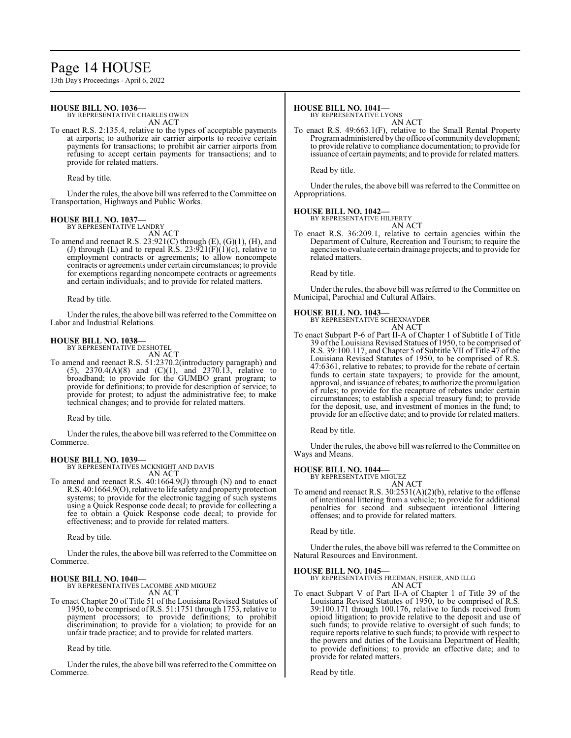**HOUSE BILL NO. 1036—**
BY REPRESENTATIVE CHARLES OWEN
AN ACT

To enact R.S. 2:135.4, relative to the types of acceptable payments at airports; to authorize air carrier airports to receive certain payments for transactions; to prohibit air carrier airports from refusing to accept certain payments for transactions; and to provide for related matters.

Read by title.

Under the rules, the above bill was referred to the Committee on Transportation, Highways and Public Works.

**HOUSE BILL NO. 1037—**
BY REPRESENTATIVE LANDRY
AN ACT

To amend and reenact R.S. 23:921(C) through (E), (G)(1), (H), and (J) through (L) and to repeal R.S. 23:921(F)(1)(c), relative to employment contracts or agreements; to allow noncompete contracts or agreements under certain circumstances; to provide for exemptions regarding noncompete contracts or agreements and certain individuals; and to provide for related matters.

Read by title.

Under the rules, the above bill was referred to the Committee on Labor and Industrial Relations.

**HOUSE BILL NO. 1038—**
BY REPRESENTATIVE DESHOTEL
AN ACT

To amend and reenact R.S. 51:2370.2(introductory paragraph) and (5), 2370.4(A)(8) and (C)(1), and 2370.13, relative to broadband; to provide for the GUMBO grant program; to provide for definitions; to provide for description of service; to provide for protest; to adjust the administrative fee; to make technical changes; and to provide for related matters.

Read by title.

Under the rules, the above bill was referred to the Committee on Commerce.

**HOUSE BILL NO. 1039—**
BY REPRESENTATIVES MCKNIGHT AND DAVIS
AN ACT

To amend and reenact R.S. 40:1664.9(J) through (N) and to enact R.S. 40:1664.9(O), relative to life safety and property protection systems; to provide for the electronic tagging of such systems using a Quick Response code decal; to provide for collecting a fee to obtain a Quick Response code decal; to provide for effectiveness; and to provide for related matters.

Read by title.

Under the rules, the above bill was referred to the Committee on Commerce.

**HOUSE BILL NO. 1040—**
BY REPRESENTATIVES LACOMBE AND MIGUEZ
AN ACT

To enact Chapter 20 of Title 51 of the Louisiana Revised Statutes of 1950, to be comprised of R.S. 51:1751 through 1753, relative to payment processors; to provide definitions; to prohibit discrimination; to provide for a violation; to provide for an unfair trade practice; and to provide for related matters.

Read by title.

Under the rules, the above bill was referred to the Committee on Commerce.

**HOUSE BILL NO. 1041—**
BY REPRESENTATIVE LYONS
AN ACT

To enact R.S. 49:663.1(F), relative to the Small Rental Property Program administered by the office of community development; to provide relative to compliance documentation; to provide for issuance of certain payments; and to provide for related matters.

Read by title.

Under the rules, the above bill was referred to the Committee on Appropriations.

**HOUSE BILL NO. 1042—**
BY REPRESENTATIVE HILFERTY
AN ACT

To enact R.S. 36:209.1, relative to certain agencies within the Department of Culture, Recreation and Tourism; to require the agencies to evaluate certain drainage projects; and to provide for related matters.

Read by title.

Under the rules, the above bill was referred to the Committee on Municipal, Parochial and Cultural Affairs.

**HOUSE BILL NO. 1043—**
BY REPRESENTATIVE SCHEXNAYDER
AN ACT

To enact Subpart P-6 of Part II-A of Chapter 1 of Subtitle I of Title 39 of the Louisiana Revised Statues of 1950, to be comprised of R.S. 39:100.117, and Chapter 5 of Subtitle VII of Title 47 of the Louisiana Revised Statutes of 1950, to be comprised of R.S. 47:6361, relative to rebates; to provide for the rebate of certain funds to certain state taxpayers; to provide for the amount, approval, and issuance of rebates; to authorize the promulgation of rules; to provide for the recapture of rebates under certain circumstances; to establish a special treasury fund; to provide for the deposit, use, and investment of monies in the fund; to provide for an effective date; and to provide for related matters.

Read by title.

Under the rules, the above bill was referred to the Committee on Ways and Means.

**HOUSE BILL NO. 1044—**
BY REPRESENTATIVE MIGUEZ
AN ACT

To amend and reenact R.S. 30:2531(A)(2)(b), relative to the offense of intentional littering from a vehicle; to provide for additional penalties for second and subsequent intentional littering offenses; and to provide for related matters.

Read by title.

Under the rules, the above bill was referred to the Committee on Natural Resources and Environment.

**HOUSE BILL NO. 1045—**
BY REPRESENTATIVES FREEMAN, FISHER, AND ILLG
AN ACT

To enact Subpart V of Part II-A of Chapter 1 of Title 39 of the Louisiana Revised Statutes of 1950, to be comprised of R.S. 39:100.171 through 100.176, relative to funds received from opioid litigation; to provide relative to the deposit and use of such funds; to provide relative to oversight of such funds; to require reports relative to such funds; to provide with respect to the powers and duties of the Louisiana Department of Health; to provide definitions; to provide an effective date; and to provide for related matters.

Read by title.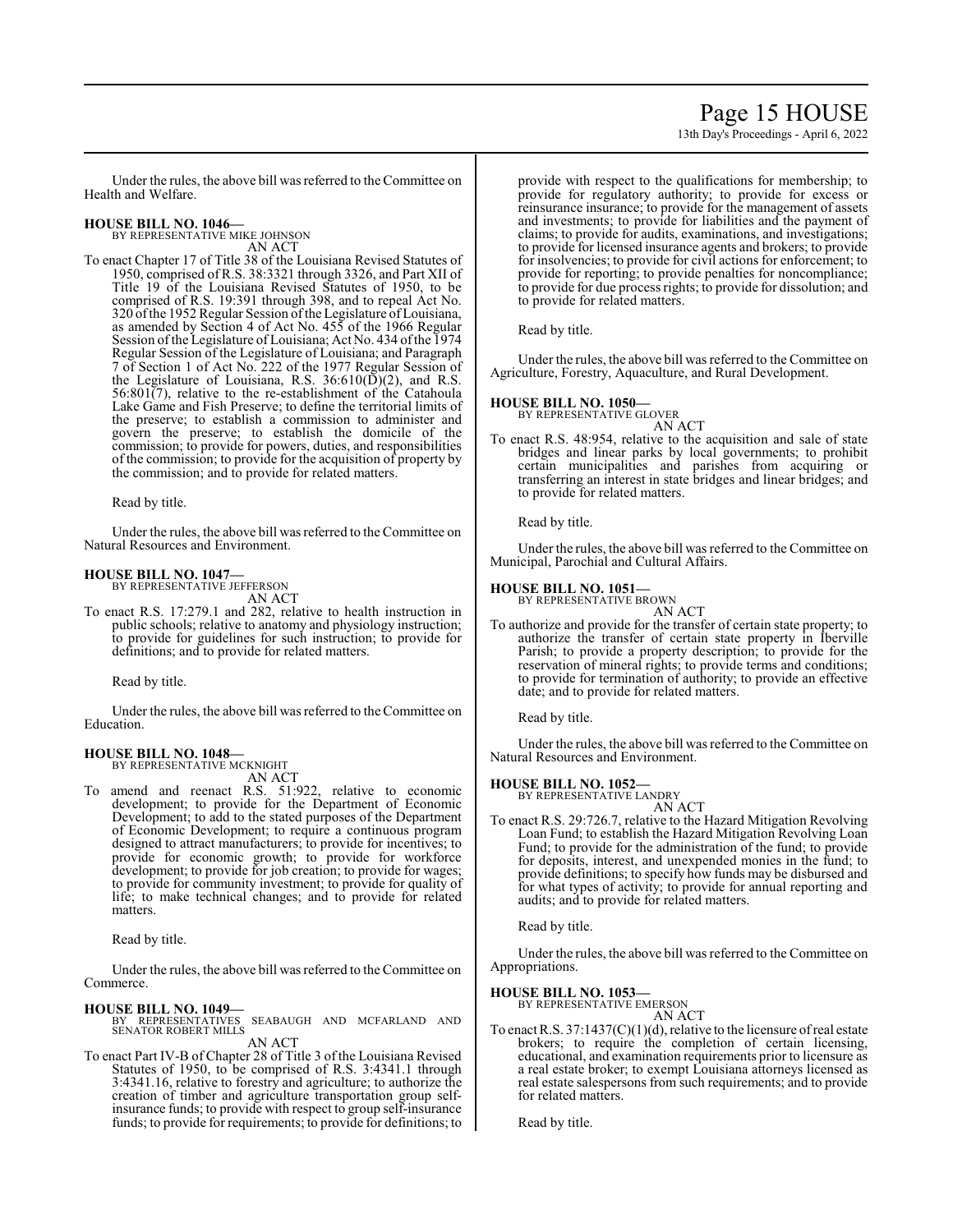Under the rules, the above bill was referred to the Committee on Health and Welfare.

**HOUSE BILL NO. 1046—**
BY REPRESENTATIVE MIKE JOHNSON
AN ACT

To enact Chapter 17 of Title 38 of the Louisiana Revised Statutes of 1950, comprised of R.S. 38:3321 through 3326, and Part XII of Title 19 of the Louisiana Revised Statutes of 1950, to be comprised of R.S. 19:391 through 398, and to repeal Act No. 320 of the 1952 Regular Session of the Legislature of Louisiana, as amended by Section 4 of Act No. 455 of the 1966 Regular Session of the Legislature of Louisiana; Act No. 434 of the 1974 Regular Session of the Legislature of Louisiana; and Paragraph 7 of Section 1 of Act No. 222 of the 1977 Regular Session of the Legislature of Louisiana, R.S. 36:610(D)(2), and R.S. 56:801(7), relative to the re-establishment of the Catahoula Lake Game and Fish Preserve; to define the territorial limits of the preserve; to establish a commission to administer and govern the preserve; to establish the domicile of the commission; to provide for powers, duties, and responsibilities of the commission; to provide for the acquisition of property by the commission; and to provide for related matters.

Read by title.

Under the rules, the above bill was referred to the Committee on Natural Resources and Environment.

**HOUSE BILL NO. 1047—**
BY REPRESENTATIVE JEFFERSON
AN ACT

To enact R.S. 17:279.1 and 282, relative to health instruction in public schools; relative to anatomy and physiology instruction; to provide for guidelines for such instruction; to provide for definitions; and to provide for related matters.

Read by title.

Under the rules, the above bill was referred to the Committee on Education.

**HOUSE BILL NO. 1048—**
BY REPRESENTATIVE MCKNIGHT
AN ACT

To amend and reenact R.S. 51:922, relative to economic development; to provide for the Department of Economic Development; to add to the stated purposes of the Department of Economic Development; to require a continuous program designed to attract manufacturers; to provide for incentives; to provide for economic growth; to provide for workforce development; to provide for job creation; to provide for wages; to provide for community investment; to provide for quality of life; to make technical changes; and to provide for related matters.

Read by title.

Under the rules, the above bill was referred to the Committee on Commerce.

**HOUSE BILL NO. 1049—**
BY REPRESENTATIVES SEABAUGH AND MCFARLAND AND SENATOR ROBERT MILLS
AN ACT

To enact Part IV-B of Chapter 28 of Title 3 of the Louisiana Revised Statutes of 1950, to be comprised of R.S. 3:4341.1 through 3:4341.16, relative to forestry and agriculture; to authorize the creation of timber and agriculture transportation group self-insurance funds; to provide with respect to group self-insurance funds; to provide for requirements; to provide for definitions; to provide with respect to the qualifications for membership; to provide for regulatory authority; to provide for excess or reinsurance insurance; to provide for the management of assets and investments; to provide for liabilities and the payment of claims; to provide for audits, examinations, and investigations; to provide for licensed insurance agents and brokers; to provide for insolvencies; to provide for civil actions for enforcement; to provide for reporting; to provide penalties for noncompliance; to provide for due process rights; to provide for dissolution; and to provide for related matters.

Read by title.

Under the rules, the above bill was referred to the Committee on Agriculture, Forestry, Aquaculture, and Rural Development.

**HOUSE BILL NO. 1050—**
BY REPRESENTATIVE GLOVER
AN ACT

To enact R.S. 48:954, relative to the acquisition and sale of state bridges and linear parks by local governments; to prohibit certain municipalities and parishes from acquiring or transferring an interest in state bridges and linear bridges; and to provide for related matters.

Read by title.

Under the rules, the above bill was referred to the Committee on Municipal, Parochial and Cultural Affairs.

**HOUSE BILL NO. 1051—**
BY REPRESENTATIVE BROWN
AN ACT

To authorize and provide for the transfer of certain state property; to authorize the transfer of certain state property in Iberville Parish; to provide a property description; to provide for the reservation of mineral rights; to provide terms and conditions; to provide for termination of authority; to provide an effective date; and to provide for related matters.

Read by title.

Under the rules, the above bill was referred to the Committee on Natural Resources and Environment.

**HOUSE BILL NO. 1052—**
BY REPRESENTATIVE LANDRY
AN ACT

To enact R.S. 29:726.7, relative to the Hazard Mitigation Revolving Loan Fund; to establish the Hazard Mitigation Revolving Loan Fund; to provide for the administration of the fund; to provide for deposits, interest, and unexpended monies in the fund; to provide definitions; to specify how funds may be disbursed and for what types of activity; to provide for annual reporting and audits; and to provide for related matters.

Read by title.

Under the rules, the above bill was referred to the Committee on Appropriations.

**HOUSE BILL NO. 1053—**
BY REPRESENTATIVE EMERSON
AN ACT

To enact R.S. 37:1437(C)(1)(d), relative to the licensure of real estate brokers; to require the completion of certain licensing, educational, and examination requirements prior to licensure as a real estate broker; to exempt Louisiana attorneys licensed as real estate salespersons from such requirements; and to provide for related matters.

Read by title.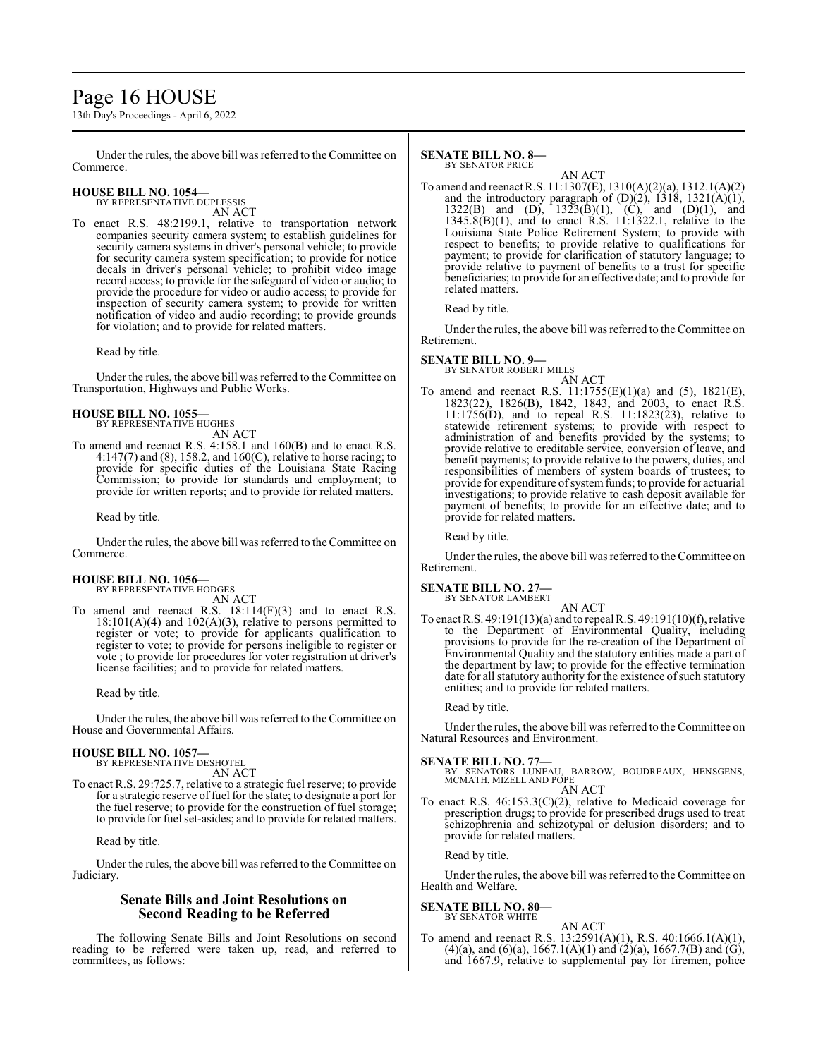Under the rules, the above bill was referred to the Committee on Commerce.

**HOUSE BILL NO. 1054—**
BY REPRESENTATIVE DUPLESSIS
AN ACT

To enact R.S. 48:2199.1, relative to transportation network companies security camera system; to establish guidelines for security camera systems in driver's personal vehicle; to provide for security camera system specification; to provide for notice decals in driver's personal vehicle; to prohibit video image record access; to provide for the safeguard of video or audio; to provide the procedure for video or audio access; to provide for inspection of security camera system; to provide for written notification of video and audio recording; to provide grounds for violation; and to provide for related matters.

Read by title.

Under the rules, the above bill was referred to the Committee on Transportation, Highways and Public Works.

**HOUSE BILL NO. 1055—**
BY REPRESENTATIVE HUGHES
AN ACT

To amend and reenact R.S. 4:158.1 and 160(B) and to enact R.S. 4:147(7) and (8), 158.2, and 160(C), relative to horse racing; to provide for specific duties of the Louisiana State Racing Commission; to provide for standards and employment; to provide for written reports; and to provide for related matters.

Read by title.

Under the rules, the above bill was referred to the Committee on Commerce.

**HOUSE BILL NO. 1056—**
BY REPRESENTATIVE HODGES
AN ACT

To amend and reenact R.S. 18:114(F)(3) and to enact R.S. 18:101(A)(4) and 102(A)(3), relative to persons permitted to register or vote; to provide for applicants qualification to register to vote; to provide for persons ineligible to register or vote ; to provide for procedures for voter registration at driver's license facilities; and to provide for related matters.

Read by title.

Under the rules, the above bill was referred to the Committee on House and Governmental Affairs.

**HOUSE BILL NO. 1057—**
BY REPRESENTATIVE DESHOTEL
AN ACT

To enact R.S. 29:725.7, relative to a strategic fuel reserve; to provide for a strategic reserve of fuel for the state; to designate a port for the fuel reserve; to provide for the construction of fuel storage; to provide for fuel set-asides; and to provide for related matters.

Read by title.

Under the rules, the above bill was referred to the Committee on Judiciary.

## Senate Bills and Joint Resolutions on Second Reading to be Referred

The following Senate Bills and Joint Resolutions on second reading to be referred were taken up, read, and referred to committees, as follows:

**SENATE BILL NO. 8—**
BY SENATOR PRICE
AN ACT

To amend and reenact R.S. 11:1307(E), 1310(A)(2)(a), 1312.1(A)(2) and the introductory paragraph of (D)(2), 1318, 1321(A)(1), 1322(B) and (D), 1323(B)(1), (C), and (D)(1), and 1345.8(B)(1), and to enact R.S. 11:1322.1, relative to the Louisiana State Police Retirement System; to provide with respect to benefits; to provide relative to qualifications for payment; to provide for clarification of statutory language; to provide relative to payment of benefits to a trust for specific beneficiaries; to provide for an effective date; and to provide for related matters.

Read by title.

Under the rules, the above bill was referred to the Committee on Retirement.

**SENATE BILL NO. 9—**
BY SENATOR ROBERT MILLS
AN ACT

To amend and reenact R.S. 11:1755(E)(1)(a) and (5), 1821(E), 1823(22), 1826(B), 1842, 1843, and 2003, to enact R.S. 11:1756(D), and to repeal R.S. 11:1823(23), relative to statewide retirement systems; to provide with respect to administration of and benefits provided by the systems; to provide relative to creditable service, conversion of leave, and benefit payments; to provide relative to the powers, duties, and responsibilities of members of system boards of trustees; to provide for expenditure of system funds; to provide for actuarial investigations; to provide relative to cash deposit available for payment of benefits; to provide for an effective date; and to provide for related matters.

Read by title.

Under the rules, the above bill was referred to the Committee on Retirement.

**SENATE BILL NO. 27—**
BY SENATOR LAMBERT
AN ACT

To enact R.S. 49:191(13)(a) and to repeal R.S. 49:191(10)(f), relative to the Department of Environmental Quality, including provisions to provide for the re-creation of the Department of Environmental Quality and the statutory entities made a part of the department by law; to provide for the effective termination date for all statutory authority for the existence of such statutory entities; and to provide for related matters.

Read by title.

Under the rules, the above bill was referred to the Committee on Natural Resources and Environment.

**SENATE BILL NO. 77—**
BY SENATORS LUNEAU, BARROW, BOUDREAUX, HENSGENS, MCMATH, MIZELL AND POPE
AN ACT

To enact R.S. 46:153.3(C)(2), relative to Medicaid coverage for prescription drugs; to provide for prescribed drugs used to treat schizophrenia and schizotypal or delusion disorders; and to provide for related matters.

Read by title.

Under the rules, the above bill was referred to the Committee on Health and Welfare.

**SENATE BILL NO. 80—**
BY SENATOR WHITE
AN ACT

To amend and reenact R.S. 13:2591(A)(1), R.S. 40:1666.1(A)(1), (4)(a), and (6)(a), 1667.1(A)(1) and (2)(a), 1667.7(B) and (G), and 1667.9, relative to supplemental pay for firemen, police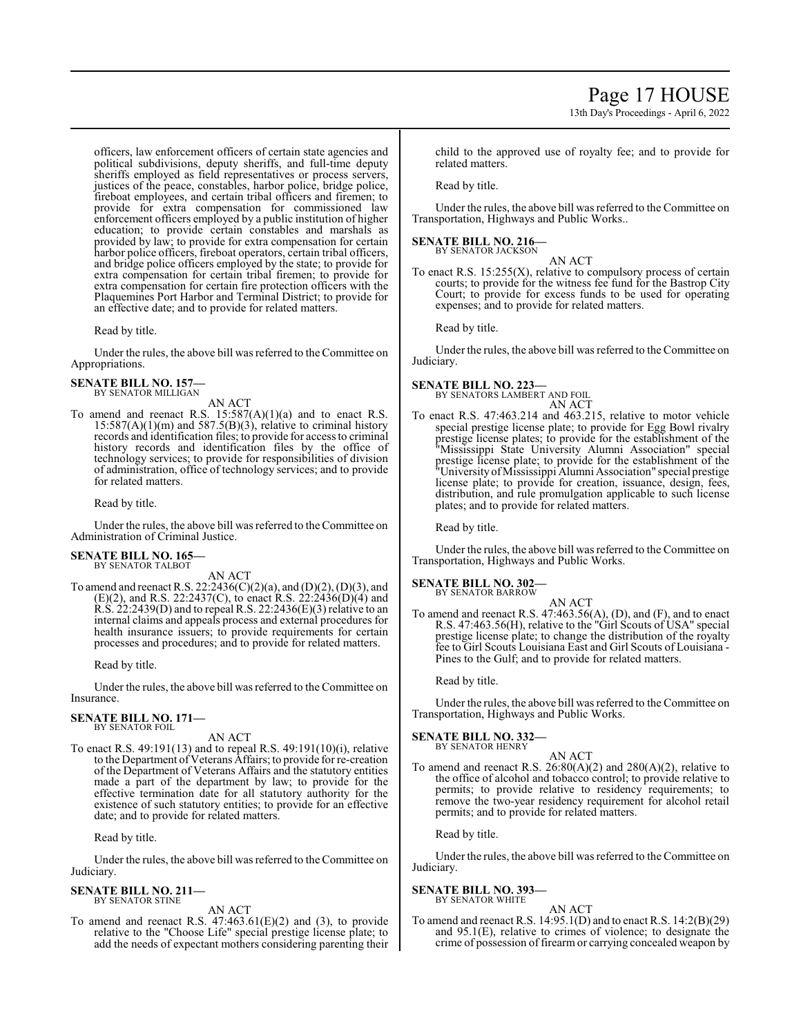officers, law enforcement officers of certain state agencies and political subdivisions, deputy sheriffs, and full-time deputy sheriffs employed as field representatives or process servers, justices of the peace, constables, harbor police, bridge police, fireboat employees, and certain tribal officers and firemen; to provide for extra compensation for commissioned law enforcement officers employed by a public institution of higher education; to provide certain constables and marshals as provided by law; to provide for extra compensation for certain harbor police officers, fireboat operators, certain tribal officers, and bridge police officers employed by the state; to provide for extra compensation for certain tribal firemen; to provide for extra compensation for certain fire protection officers with the Plaquemines Port Harbor and Terminal District; to provide for an effective date; and to provide for related matters.

Read by title.

Under the rules, the above bill was referred to the Committee on Appropriations.

**SENATE BILL NO. 157—**
BY SENATOR MILLIGAN

AN ACT

To amend and reenact R.S. 15:587(A)(1)(a) and to enact R.S. 15:587(A)(1)(m) and 587.5(B)(3), relative to criminal history records and identification files; to provide for access to criminal history records and identification files by the office of technology services; to provide for responsibilities of division of administration, office of technology services; and to provide for related matters.

Read by title.

Under the rules, the above bill was referred to the Committee on Administration of Criminal Justice.

**SENATE BILL NO. 165—**
BY SENATOR TALBOT

AN ACT

To amend and reenact R.S. 22:2436(C)(2)(a), and (D)(2), (D)(3), and (E)(2), and R.S. 22:2437(C), to enact R.S. 22:2436(D)(4) and R.S. 22:2439(D) and to repeal R.S. 22:2436(E)(3) relative to an internal claims and appeals process and external procedures for health insurance issuers; to provide requirements for certain processes and procedures; and to provide for related matters.

Read by title.

Under the rules, the above bill was referred to the Committee on Insurance.

**SENATE BILL NO. 171—**
BY SENATOR FOIL

AN ACT

To enact R.S. 49:191(13) and to repeal R.S. 49:191(10)(i), relative to the Department of Veterans Affairs; to provide for re-creation of the Department of Veterans Affairs and the statutory entities made a part of the department by law; to provide for the effective termination date for all statutory authority for the existence of such statutory entities; to provide for an effective date; and to provide for related matters.

Read by title.

Under the rules, the above bill was referred to the Committee on Judiciary.

**SENATE BILL NO. 211—**
BY SENATOR STINE

AN ACT

To amend and reenact R.S. 47:463.61(E)(2) and (3), to provide relative to the "Choose Life" special prestige license plate; to add the needs of expectant mothers considering parenting their child to the approved use of royalty fee; and to provide for related matters.

Read by title.

Under the rules, the above bill was referred to the Committee on Transportation, Highways and Public Works..

**SENATE BILL NO. 216—**
BY SENATOR JACKSON

AN ACT

To enact R.S. 15:255(X), relative to compulsory process of certain courts; to provide for the witness fee fund for the Bastrop City Court; to provide for excess funds to be used for operating expenses; and to provide for related matters.

Read by title.

Under the rules, the above bill was referred to the Committee on Judiciary.

**SENATE BILL NO. 223—**
BY SENATORS LAMBERT AND FOIL

AN ACT

To enact R.S. 47:463.214 and 463.215, relative to motor vehicle special prestige license plate; to provide for Egg Bowl rivalry prestige license plates; to provide for the establishment of the "Mississippi State University Alumni Association" special prestige license plate; to provide for the establishment of the "University of Mississippi Alumni Association" special prestige license plate; to provide for creation, issuance, design, fees, distribution, and rule promulgation applicable to such license plates; and to provide for related matters.

Read by title.

Under the rules, the above bill was referred to the Committee on Transportation, Highways and Public Works.

**SENATE BILL NO. 302—**
BY SENATOR BARROW

AN ACT

To amend and reenact R.S. 47:463.56(A), (D), and (F), and to enact R.S. 47:463.56(H), relative to the "Girl Scouts of USA" special prestige license plate; to change the distribution of the royalty fee to Girl Scouts Louisiana East and Girl Scouts of Louisiana - Pines to the Gulf; and to provide for related matters.

Read by title.

Under the rules, the above bill was referred to the Committee on Transportation, Highways and Public Works.

**SENATE BILL NO. 332—**
BY SENATOR HENRY

AN ACT

To amend and reenact R.S. 26:80(A)(2) and 280(A)(2), relative to the office of alcohol and tobacco control; to provide relative to permits; to provide relative to residency requirements; to remove the two-year residency requirement for alcohol retail permits; and to provide for related matters.

Read by title.

Under the rules, the above bill was referred to the Committee on Judiciary.

**SENATE BILL NO. 393—**
BY SENATOR WHITE

AN ACT

To amend and reenact R.S. 14:95.1(D) and to enact R.S. 14:2(B)(29) and 95.1(E), relative to crimes of violence; to designate the crime of possession of firearm or carrying concealed weapon by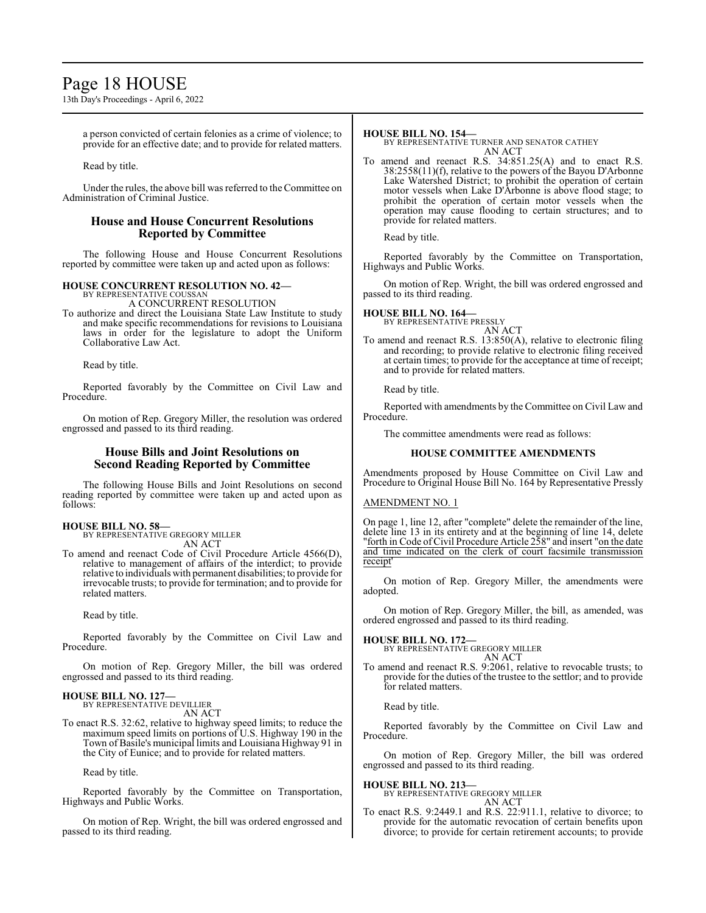a person convicted of certain felonies as a crime of violence; to provide for an effective date; and to provide for related matters.

Read by title.

Under the rules, the above bill was referred to the Committee on Administration of Criminal Justice.

## House and House Concurrent Resolutions Reported by Committee

The following House and House Concurrent Resolutions reported by committee were taken up and acted upon as follows:

**HOUSE CONCURRENT RESOLUTION NO. 42—**
BY REPRESENTATIVE COUSSAN
A CONCURRENT RESOLUTION

To authorize and direct the Louisiana State Law Institute to study and make specific recommendations for revisions to Louisiana laws in order for the legislature to adopt the Uniform Collaborative Law Act.

Read by title.

Reported favorably by the Committee on Civil Law and Procedure.

On motion of Rep. Gregory Miller, the resolution was ordered engrossed and passed to its third reading.

## House Bills and Joint Resolutions on Second Reading Reported by Committee

The following House Bills and Joint Resolutions on second reading reported by committee were taken up and acted upon as follows:

**HOUSE BILL NO. 58—**
BY REPRESENTATIVE GREGORY MILLER
AN ACT

To amend and reenact Code of Civil Procedure Article 4566(D), relative to management of affairs of the interdict; to provide relative to individuals with permanent disabilities; to provide for irrevocable trusts; to provide for termination; and to provide for related matters.

Read by title.

Reported favorably by the Committee on Civil Law and Procedure.

On motion of Rep. Gregory Miller, the bill was ordered engrossed and passed to its third reading.

**HOUSE BILL NO. 127—**
BY REPRESENTATIVE DEVILLIER
AN ACT

To enact R.S. 32:62, relative to highway speed limits; to reduce the maximum speed limits on portions of U.S. Highway 190 in the Town of Basile's municipal limits and Louisiana Highway 91 in the City of Eunice; and to provide for related matters.

Read by title.

Reported favorably by the Committee on Transportation, Highways and Public Works.

On motion of Rep. Wright, the bill was ordered engrossed and passed to its third reading.

**HOUSE BILL NO. 154—**
BY REPRESENTATIVE TURNER AND SENATOR CATHEY
AN ACT

To amend and reenact R.S. 34:851.25(A) and to enact R.S. 38:2558(11)(f), relative to the powers of the Bayou D'Arbonne Lake Watershed District; to prohibit the operation of certain motor vessels when Lake D'Arbonne is above flood stage; to prohibit the operation of certain motor vessels when the operation may cause flooding to certain structures; and to provide for related matters.

Read by title.

Reported favorably by the Committee on Transportation, Highways and Public Works.

On motion of Rep. Wright, the bill was ordered engrossed and passed to its third reading.

**HOUSE BILL NO. 164—**
BY REPRESENTATIVE PRESSLY
AN ACT

To amend and reenact R.S. 13:850(A), relative to electronic filing and recording; to provide relative to electronic filing received at certain times; to provide for the acceptance at time of receipt; and to provide for related matters.

Read by title.

Reported with amendments by the Committee on Civil Law and Procedure.

The committee amendments were read as follows:

### HOUSE COMMITTEE AMENDMENTS

Amendments proposed by House Committee on Civil Law and Procedure to Original House Bill No. 164 by Representative Pressly

AMENDMENT NO. 1

On page 1, line 12, after "complete" delete the remainder of the line, delete line 13 in its entirety and at the beginning of line 14, delete "forth in Code of Civil Procedure Article 258" and insert "on the date and time indicated on the clerk of court facsimile transmission receipt"

On motion of Rep. Gregory Miller, the amendments were adopted.

On motion of Rep. Gregory Miller, the bill, as amended, was ordered engrossed and passed to its third reading.

**HOUSE BILL NO. 172—**
BY REPRESENTATIVE GREGORY MILLER
AN ACT

To amend and reenact R.S. 9:2061, relative to revocable trusts; to provide for the duties of the trustee to the settlor; and to provide for related matters.

Read by title.

Reported favorably by the Committee on Civil Law and Procedure.

On motion of Rep. Gregory Miller, the bill was ordered engrossed and passed to its third reading.

**HOUSE BILL NO. 213—**
BY REPRESENTATIVE GREGORY MILLER
AN ACT

To enact R.S. 9:2449.1 and R.S. 22:911.1, relative to divorce; to provide for the automatic revocation of certain benefits upon divorce; to provide for certain retirement accounts; to provide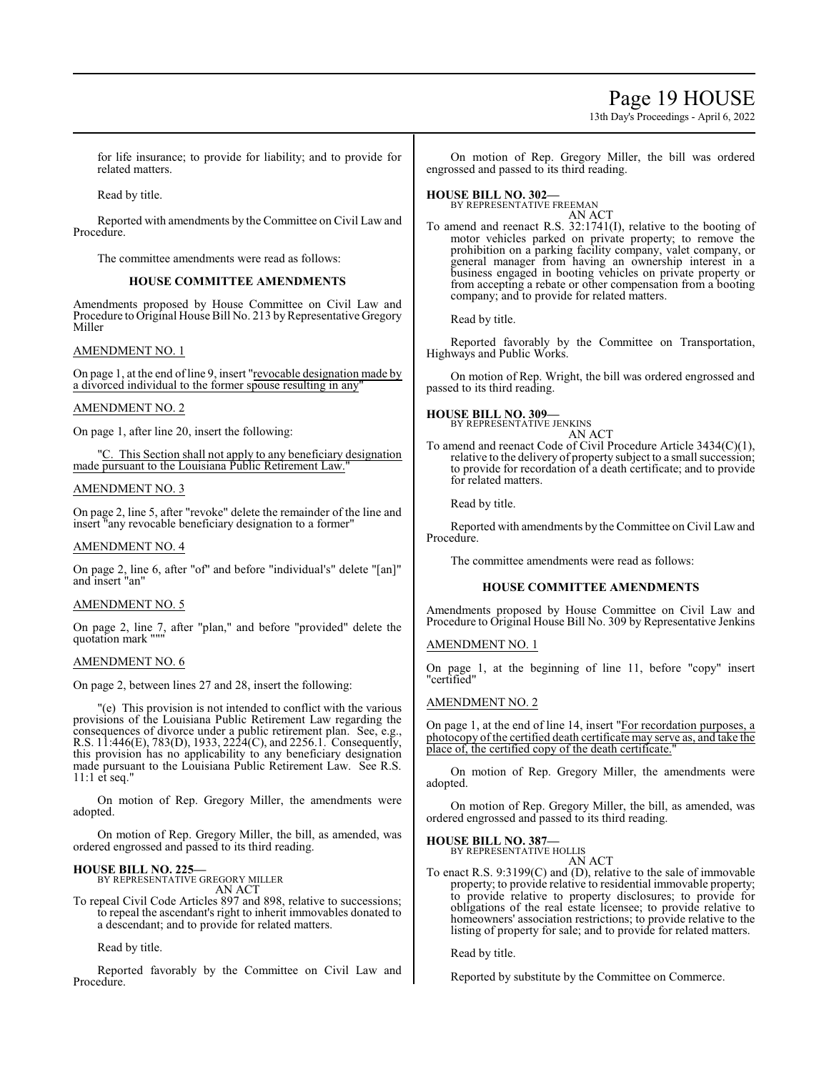for life insurance; to provide for liability; and to provide for related matters.

Read by title.

Reported with amendments by the Committee on Civil Law and Procedure.

The committee amendments were read as follows:

**HOUSE COMMITTEE AMENDMENTS**

Amendments proposed by House Committee on Civil Law and Procedure to Original House Bill No. 213 by Representative Gregory Miller

AMENDMENT NO. 1

On page 1, at the end of line 9, insert "revocable designation made by a divorced individual to the former spouse resulting in any"

AMENDMENT NO. 2

On page 1, after line 20, insert the following:

"C. This Section shall not apply to any beneficiary designation made pursuant to the Louisiana Public Retirement Law."

AMENDMENT NO. 3

On page 2, line 5, after "revoke" delete the remainder of the line and insert "any revocable beneficiary designation to a former"

AMENDMENT NO. 4

On page 2, line 6, after "of" and before "individual's" delete "[an]" and insert "an"

AMENDMENT NO. 5

On page 2, line 7, after "plan," and before "provided" delete the quotation mark """

AMENDMENT NO. 6

On page 2, between lines 27 and 28, insert the following:

"(e) This provision is not intended to conflict with the various provisions of the Louisiana Public Retirement Law regarding the consequences of divorce under a public retirement plan. See, e.g., R.S. 11:446(E), 783(D), 1933, 2224(C), and 2256.1. Consequently, this provision has no applicability to any beneficiary designation made pursuant to the Louisiana Public Retirement Law. See R.S. 11:1 et seq."

On motion of Rep. Gregory Miller, the amendments were adopted.

On motion of Rep. Gregory Miller, the bill, as amended, was ordered engrossed and passed to its third reading.

**HOUSE BILL NO. 225—**
BY REPRESENTATIVE GREGORY MILLER
AN ACT

To repeal Civil Code Articles 897 and 898, relative to successions; to repeal the ascendant's right to inherit immovables donated to a descendant; and to provide for related matters.

Read by title.

Reported favorably by the Committee on Civil Law and Procedure.

On motion of Rep. Gregory Miller, the bill was ordered engrossed and passed to its third reading.

**HOUSE BILL NO. 302—**
BY REPRESENTATIVE FREEMAN
AN ACT

To amend and reenact R.S. 32:1741(I), relative to the booting of motor vehicles parked on private property; to remove the prohibition on a parking facility company, valet company, or general manager from having an ownership interest in a business engaged in booting vehicles on private property or from accepting a rebate or other compensation from a booting company; and to provide for related matters.

Read by title.

Reported favorably by the Committee on Transportation, Highways and Public Works.

On motion of Rep. Wright, the bill was ordered engrossed and passed to its third reading.

**HOUSE BILL NO. 309—**
BY REPRESENTATIVE JENKINS
AN ACT

To amend and reenact Code of Civil Procedure Article 3434(C)(1), relative to the delivery of property subject to a small succession; to provide for recordation of a death certificate; and to provide for related matters.

Read by title.

Reported with amendments by the Committee on Civil Law and Procedure.

The committee amendments were read as follows:

**HOUSE COMMITTEE AMENDMENTS**

Amendments proposed by House Committee on Civil Law and Procedure to Original House Bill No. 309 by Representative Jenkins

AMENDMENT NO. 1

On page 1, at the beginning of line 11, before "copy" insert "certified"

AMENDMENT NO. 2

On page 1, at the end of line 14, insert "For recordation purposes, a photocopy of the certified death certificate may serve as, and take the place of, the certified copy of the death certificate."

On motion of Rep. Gregory Miller, the amendments were adopted.

On motion of Rep. Gregory Miller, the bill, as amended, was ordered engrossed and passed to its third reading.

**HOUSE BILL NO. 387—**
BY REPRESENTATIVE HOLLIS
AN ACT

To enact R.S. 9:3199(C) and (D), relative to the sale of immovable property; to provide relative to residential immovable property; to provide relative to property disclosures; to provide for obligations of the real estate licensee; to provide relative to homeowners' association restrictions; to provide relative to the listing of property for sale; and to provide for related matters.

Read by title.

Reported by substitute by the Committee on Commerce.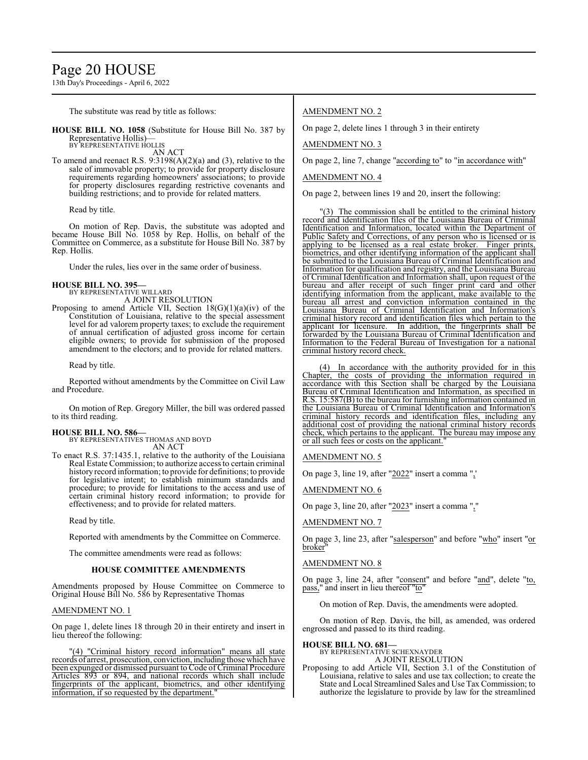The substitute was read by title as follows:

**HOUSE BILL NO. 1058** (Substitute for House Bill No. 387 by Representative Hollis)—
BY REPRESENTATIVE HOLLIS

AN ACT

To amend and reenact R.S. 9:3198(A)(2)(a) and (3), relative to the sale of immovable property; to provide for property disclosure requirements regarding homeowners' associations; to provide for property disclosures regarding restrictive covenants and building restrictions; and to provide for related matters.

Read by title.

On motion of Rep. Davis, the substitute was adopted and became House Bill No. 1058 by Rep. Hollis, on behalf of the Committee on Commerce, as a substitute for House Bill No. 387 by Rep. Hollis.

Under the rules, lies over in the same order of business.

**HOUSE BILL NO. 395—**
BY REPRESENTATIVE WILLARD

A JOINT RESOLUTION

Proposing to amend Article VII, Section 18(G)(1)(a)(iv) of the Constitution of Louisiana, relative to the special assessment level for ad valorem property taxes; to exclude the requirement of annual certification of adjusted gross income for certain eligible owners; to provide for submission of the proposed amendment to the electors; and to provide for related matters.

Read by title.

Reported without amendments by the Committee on Civil Law and Procedure.

On motion of Rep. Gregory Miller, the bill was ordered passed to its third reading.

**HOUSE BILL NO. 586—**
BY REPRESENTATIVES THOMAS AND BOYD

AN ACT

To enact R.S. 37:1435.1, relative to the authority of the Louisiana Real Estate Commission; to authorize access to certain criminal history record information; to provide for definitions; to provide for legislative intent; to establish minimum standards and procedure; to provide for limitations to the access and use of certain criminal history record information; to provide for effectiveness; and to provide for related matters.

Read by title.

Reported with amendments by the Committee on Commerce.

The committee amendments were read as follows:

### HOUSE COMMITTEE AMENDMENTS

Amendments proposed by House Committee on Commerce to Original House Bill No. 586 by Representative Thomas

AMENDMENT NO. 1

On page 1, delete lines 18 through 20 in their entirety and insert in lieu thereof the following:

"(4) "Criminal history record information" means all state records of arrest, prosecution, conviction, including those which have been expunged or dismissed pursuant to Code of Criminal Procedure Articles 893 or 894, and national records which shall include fingerprints of the applicant, biometrics, and other identifying information, if so requested by the department."

AMENDMENT NO. 2

On page 2, delete lines 1 through 3 in their entirety

AMENDMENT NO. 3

On page 2, line 7, change "according to" to "in accordance with"

AMENDMENT NO. 4

On page 2, between lines 19 and 20, insert the following:

"(3) The commission shall be entitled to the criminal history record and identification files of the Louisiana Bureau of Criminal Identification and Information, located within the Department of Public Safety and Corrections, of any person who is licensed or is applying to be licensed as a real estate broker. Finger prints, biometrics, and other identifying information of the applicant shall be submitted to the Louisiana Bureau of Criminal Identification and Information for qualification and registry, and the Louisiana Bureau of Criminal Identification and Information shall, upon request of the bureau and after receipt of such finger print card and other identifying information from the applicant, make available to the bureau all arrest and conviction information contained in the Louisiana Bureau of Criminal Identification and Information's criminal history record and identification files which pertain to the applicant for licensure. In addition, the fingerprints shall be forwarded by the Louisiana Bureau of Criminal Identification and Information to the Federal Bureau of Investigation for a national criminal history record check.

(4) In accordance with the authority provided for in this Chapter, the costs of providing the information required in accordance with this Section shall be charged by the Louisiana Bureau of Criminal Identification and Information, as specified in R.S. 15:587(B) to the bureau for furnishing information contained in the Louisiana Bureau of Criminal Identification and Information's criminal history records and identification files, including any additional cost of providing the national criminal history records check, which pertains to the applicant. The bureau may impose any or all such fees or costs on the applicant."

AMENDMENT NO. 5

On page 3, line 19, after "2022" insert a comma ","

AMENDMENT NO. 6

On page 3, line 20, after "2023" insert a comma ","

AMENDMENT NO. 7

On page 3, line 23, after "salesperson" and before "who" insert "or broker"

AMENDMENT NO. 8

On page 3, line 24, after "consent" and before "and", delete "to, pass," and insert in lieu thereof "to"

On motion of Rep. Davis, the amendments were adopted.

On motion of Rep. Davis, the bill, as amended, was ordered engrossed and passed to its third reading.

**HOUSE BILL NO. 681—**
BY REPRESENTATIVE SCHEXNAYDER

A JOINT RESOLUTION

Proposing to add Article VII, Section 3.1 of the Constitution of Louisiana, relative to sales and use tax collection; to create the State and Local Streamlined Sales and Use Tax Commission; to authorize the legislature to provide by law for the streamlined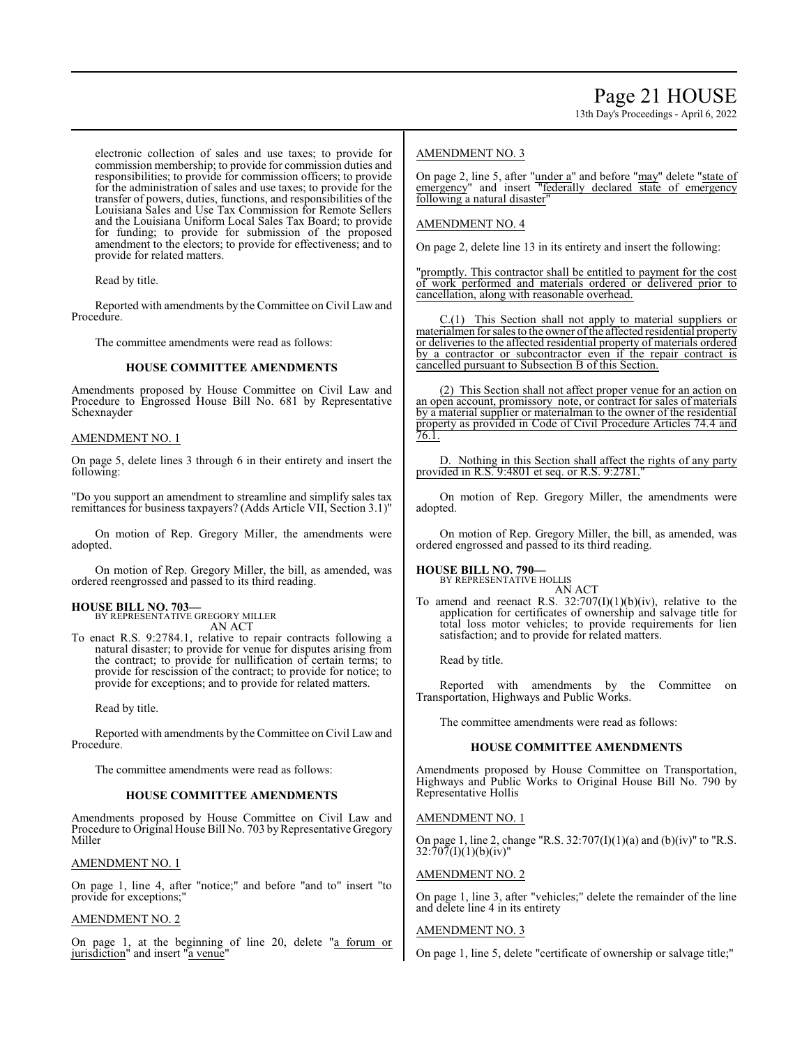electronic collection of sales and use taxes; to provide for commission membership; to provide for commission duties and responsibilities; to provide for commission officers; to provide for the administration of sales and use taxes; to provide for the transfer of powers, duties, functions, and responsibilities of the Louisiana Sales and Use Tax Commission for Remote Sellers and the Louisiana Uniform Local Sales Tax Board; to provide for funding; to provide for submission of the proposed amendment to the electors; to provide for effectiveness; and to provide for related matters.

Read by title.

Reported with amendments by the Committee on Civil Law and Procedure.

The committee amendments were read as follows:

**HOUSE COMMITTEE AMENDMENTS**

Amendments proposed by House Committee on Civil Law and Procedure to Engrossed House Bill No. 681 by Representative Schexnayder

AMENDMENT NO. 1

On page 5, delete lines 3 through 6 in their entirety and insert the following:

"Do you support an amendment to streamline and simplify sales tax remittances for business taxpayers? (Adds Article VII, Section 3.1)"

On motion of Rep. Gregory Miller, the amendments were adopted.

On motion of Rep. Gregory Miller, the bill, as amended, was ordered reengrossed and passed to its third reading.

**HOUSE BILL NO. 703—**
BY REPRESENTATIVE GREGORY MILLER
AN ACT

To enact R.S. 9:2784.1, relative to repair contracts following a natural disaster; to provide for venue for disputes arising from the contract; to provide for nullification of certain terms; to provide for rescission of the contract; to provide for notice; to provide for exceptions; and to provide for related matters.

Read by title.

Reported with amendments by the Committee on Civil Law and Procedure.

The committee amendments were read as follows:

**HOUSE COMMITTEE AMENDMENTS**

Amendments proposed by House Committee on Civil Law and Procedure to Original House Bill No. 703 by Representative Gregory Miller

AMENDMENT NO. 1

On page 1, line 4, after "notice;" and before "and to" insert "to provide for exceptions;"

AMENDMENT NO. 2

On page 1, at the beginning of line 20, delete "a forum or jurisdiction" and insert "a venue"

AMENDMENT NO. 3

On page 2, line 5, after "under a" and before "may" delete "state of emergency" and insert "federally declared state of emergency following a natural disaster"

AMENDMENT NO. 4

On page 2, delete line 13 in its entirety and insert the following:

"promptly. This contractor shall be entitled to payment for the cost of work performed and materials ordered or delivered prior to cancellation, along with reasonable overhead.

C.(1) This Section shall not apply to material suppliers or materialmen for sales to the owner of the affected residential property or deliveries to the affected residential property of materials ordered by a contractor or subcontractor even if the repair contract is cancelled pursuant to Subsection B of this Section.

(2) This Section shall not affect proper venue for an action on an open account, promissory note, or contract for sales of materials by a material supplier or materialman to the owner of the residential property as provided in Code of Civil Procedure Articles 74.4 and 76.1.

D. Nothing in this Section shall affect the rights of any party provided in R.S. 9:4801 et seq. or R.S. 9:2781."

On motion of Rep. Gregory Miller, the amendments were adopted.

On motion of Rep. Gregory Miller, the bill, as amended, was ordered engrossed and passed to its third reading.

**HOUSE BILL NO. 790—**
BY REPRESENTATIVE HOLLIS
AN ACT

To amend and reenact R.S. 32:707(I)(1)(b)(iv), relative to the application for certificates of ownership and salvage title for total loss motor vehicles; to provide requirements for lien satisfaction; and to provide for related matters.

Read by title.

Reported with amendments by the Committee on Transportation, Highways and Public Works.

The committee amendments were read as follows:

**HOUSE COMMITTEE AMENDMENTS**

Amendments proposed by House Committee on Transportation, Highways and Public Works to Original House Bill No. 790 by Representative Hollis

AMENDMENT NO. 1

On page 1, line 2, change "R.S. 32:707(I)(1)(a) and (b)(iv)" to "R.S. 32:707(I)(1)(b)(iv)"

AMENDMENT NO. 2

On page 1, line 3, after "vehicles;" delete the remainder of the line and delete line 4 in its entirety

AMENDMENT NO. 3

On page 1, line 5, delete "certificate of ownership or salvage title;"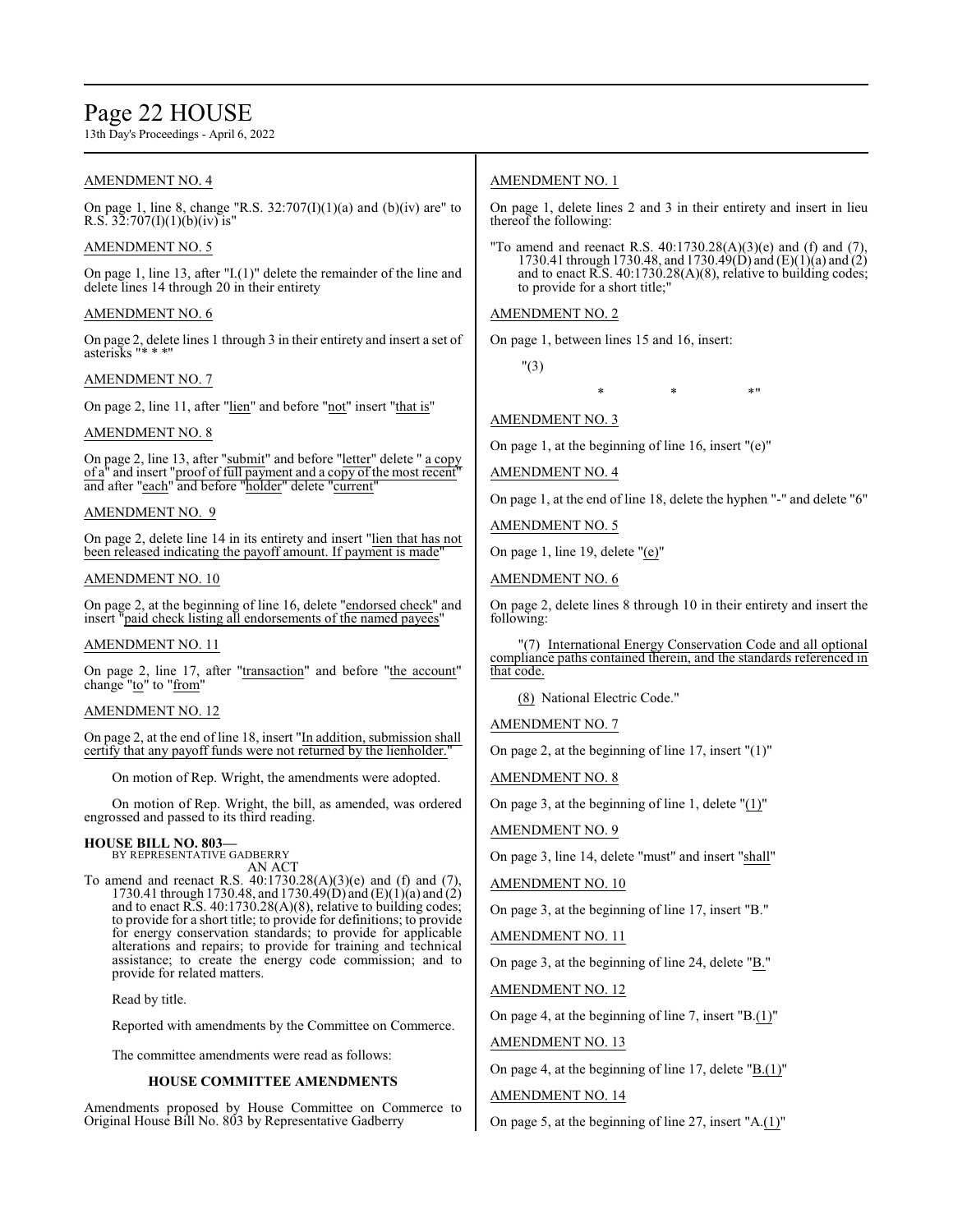AMENDMENT NO. 4

On page 1, line 8, change "R.S. 32:707(I)(1)(a) and (b)(iv) are" to R.S. 32:707(I)(1)(b)(iv) is"

AMENDMENT NO. 5

On page 1, line 13, after "I.(1)" delete the remainder of the line and delete lines 14 through 20 in their entirety

AMENDMENT NO. 6

On page 2, delete lines 1 through 3 in their entirety and insert a set of asterisks "* * *"

AMENDMENT NO. 7

On page 2, line 11, after "lien" and before "not" insert "that is"

AMENDMENT NO. 8

On page 2, line 13, after "submit" and before "letter" delete " a copy of a" and insert "proof of full payment and a copy of the most recent" and after "each" and before "holder" delete "current"

AMENDMENT NO. 9

On page 2, delete line 14 in its entirety and insert "lien that has not been released indicating the payoff amount. If payment is made"

AMENDMENT NO. 10

On page 2, at the beginning of line 16, delete "endorsed check" and insert "paid check listing all endorsements of the named payees"

AMENDMENT NO. 11

On page 2, line 17, after "transaction" and before "the account" change "to" to "from"

AMENDMENT NO. 12

On page 2, at the end of line 18, insert "In addition, submission shall certify that any payoff funds were not returned by the lienholder."

On motion of Rep. Wright, the amendments were adopted.

On motion of Rep. Wright, the bill, as amended, was ordered engrossed and passed to its third reading.

**HOUSE BILL NO. 803—**
BY REPRESENTATIVE GADBERRY
AN ACT

To amend and reenact R.S. 40:1730.28(A)(3)(e) and (f) and (7), 1730.41 through 1730.48, and 1730.49(D) and (E)(1)(a) and (2) and to enact R.S. 40:1730.28(A)(8), relative to building codes; to provide for a short title; to provide for definitions; to provide for energy conservation standards; to provide for applicable alterations and repairs; to provide for training and technical assistance; to create the energy code commission; and to provide for related matters.

Read by title.

Reported with amendments by the Committee on Commerce.

The committee amendments were read as follows:

### HOUSE COMMITTEE AMENDMENTS

Amendments proposed by House Committee on Commerce to Original House Bill No. 803 by Representative Gadberry

AMENDMENT NO. 1

On page 1, delete lines 2 and 3 in their entirety and insert in lieu thereof the following:

"To amend and reenact R.S. 40:1730.28(A)(3)(e) and (f) and (7), 1730.41 through 1730.48, and 1730.49(D) and (E)(1)(a) and (2) and to enact R.S. 40:1730.28(A)(8), relative to building codes; to provide for a short title;"

AMENDMENT NO. 2

On page 1, between lines 15 and 16, insert:

"(3)

\* \* \*"

AMENDMENT NO. 3

On page 1, at the beginning of line 16, insert "(e)"

AMENDMENT NO. 4

On page 1, at the end of line 18, delete the hyphen "-" and delete "6"

AMENDMENT NO. 5

On page 1, line 19, delete "(e)"

AMENDMENT NO. 6

On page 2, delete lines 8 through 10 in their entirety and insert the following:

"(7) International Energy Conservation Code and all optional compliance paths contained therein, and the standards referenced in that code.

(8) National Electric Code."

AMENDMENT NO. 7

On page 2, at the beginning of line 17, insert "(1)"

AMENDMENT NO. 8

On page 3, at the beginning of line 1, delete "(1)"

AMENDMENT NO. 9

On page 3, line 14, delete "must" and insert "shall"

AMENDMENT NO. 10

On page 3, at the beginning of line 17, insert "B."

AMENDMENT NO. 11

On page 3, at the beginning of line 24, delete "B."

AMENDMENT NO. 12

On page 4, at the beginning of line 7, insert "B.(1)"

AMENDMENT NO. 13

On page 4, at the beginning of line 17, delete "B.(1)"

AMENDMENT NO. 14

On page 5, at the beginning of line 27, insert "A.(1)"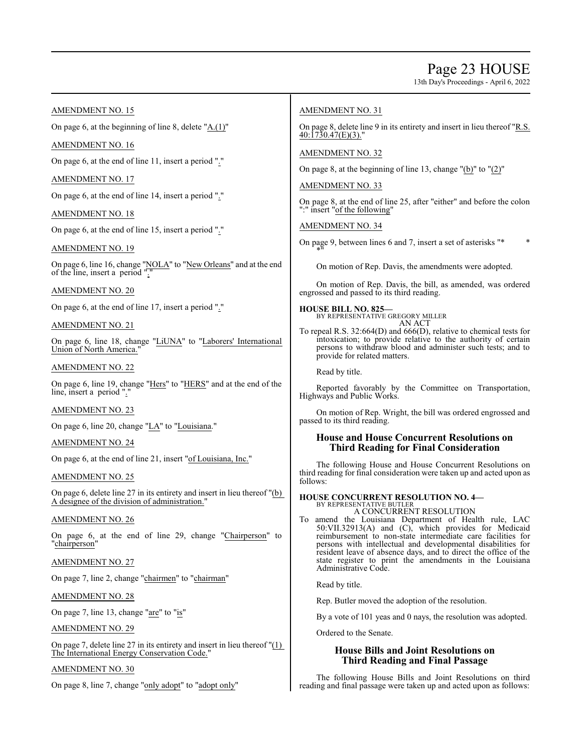AMENDMENT NO. 15

On page 6, at the beginning of line 8, delete "A.(1)"

AMENDMENT NO. 16

On page 6, at the end of line 11, insert a period "."

AMENDMENT NO. 17

On page 6, at the end of line 14, insert a period "."

AMENDMENT NO. 18

On page 6, at the end of line 15, insert a period "."

AMENDMENT NO. 19

On page 6, line 16, change "NOLA" to "New Orleans" and at the end of the line, insert a period "."

AMENDMENT NO. 20

On page 6, at the end of line 17, insert a period "."

AMENDMENT NO. 21

On page 6, line 18, change "LiUNA" to "Laborers' International Union of North America."

AMENDMENT NO. 22

On page 6, line 19, change "Hers" to "HERS" and at the end of the line, insert a period "."

AMENDMENT NO. 23

On page 6, line 20, change "LA" to "Louisiana."

AMENDMENT NO. 24

On page 6, at the end of line 21, insert "of Louisiana, Inc."

AMENDMENT NO. 25

On page 6, delete line 27 in its entirety and insert in lieu thereof "(b) A designee of the division of administration."

AMENDMENT NO. 26

On page 6, at the end of line 29, change "Chairperson" to "chairperson"

AMENDMENT NO. 27

On page 7, line 2, change "chairmen" to "chairman"

AMENDMENT NO. 28

On page 7, line 13, change "are" to "is"

AMENDMENT NO. 29

On page 7, delete line 27 in its entirety and insert in lieu thereof "(1) The International Energy Conservation Code."

AMENDMENT NO. 30

On page 8, line 7, change "only adopt" to "adopt only"

AMENDMENT NO. 31

On page 8, delete line 9 in its entirety and insert in lieu thereof "R.S. 40:1730.47(E)(3)."

AMENDMENT NO. 32

On page 8, at the beginning of line 13, change "(b)" to "(2)"

AMENDMENT NO. 33

On page 8, at the end of line 25, after "either" and before the colon ":" insert "of the following"

AMENDMENT NO. 34

On page 9, between lines 6 and 7, insert a set of asterisks "* * *"

On motion of Rep. Davis, the amendments were adopted.

On motion of Rep. Davis, the bill, as amended, was ordered engrossed and passed to its third reading.

**HOUSE BILL NO. 825—**
BY REPRESENTATIVE GREGORY MILLER
AN ACT

To repeal R.S. 32:664(D) and 666(D), relative to chemical tests for intoxication; to provide relative to the authority of certain persons to withdraw blood and administer such tests; and to provide for related matters.

Read by title.

Reported favorably by the Committee on Transportation, Highways and Public Works.

On motion of Rep. Wright, the bill was ordered engrossed and passed to its third reading.

## House and House Concurrent Resolutions on Third Reading for Final Consideration

The following House and House Concurrent Resolutions on third reading for final consideration were taken up and acted upon as follows:

**HOUSE CONCURRENT RESOLUTION NO. 4—**
BY REPRESENTATIVE BUTLER
A CONCURRENT RESOLUTION

To amend the Louisiana Department of Health rule, LAC 50:VII.32913(A) and (C), which provides for Medicaid reimbursement to non-state intermediate care facilities for persons with intellectual and developmental disabilities for resident leave of absence days, and to direct the office of the state register to print the amendments in the Louisiana Administrative Code.

Read by title.

Rep. Butler moved the adoption of the resolution.

By a vote of 101 yeas and 0 nays, the resolution was adopted.

Ordered to the Senate.

## House Bills and Joint Resolutions on Third Reading and Final Passage

The following House Bills and Joint Resolutions on third reading and final passage were taken up and acted upon as follows: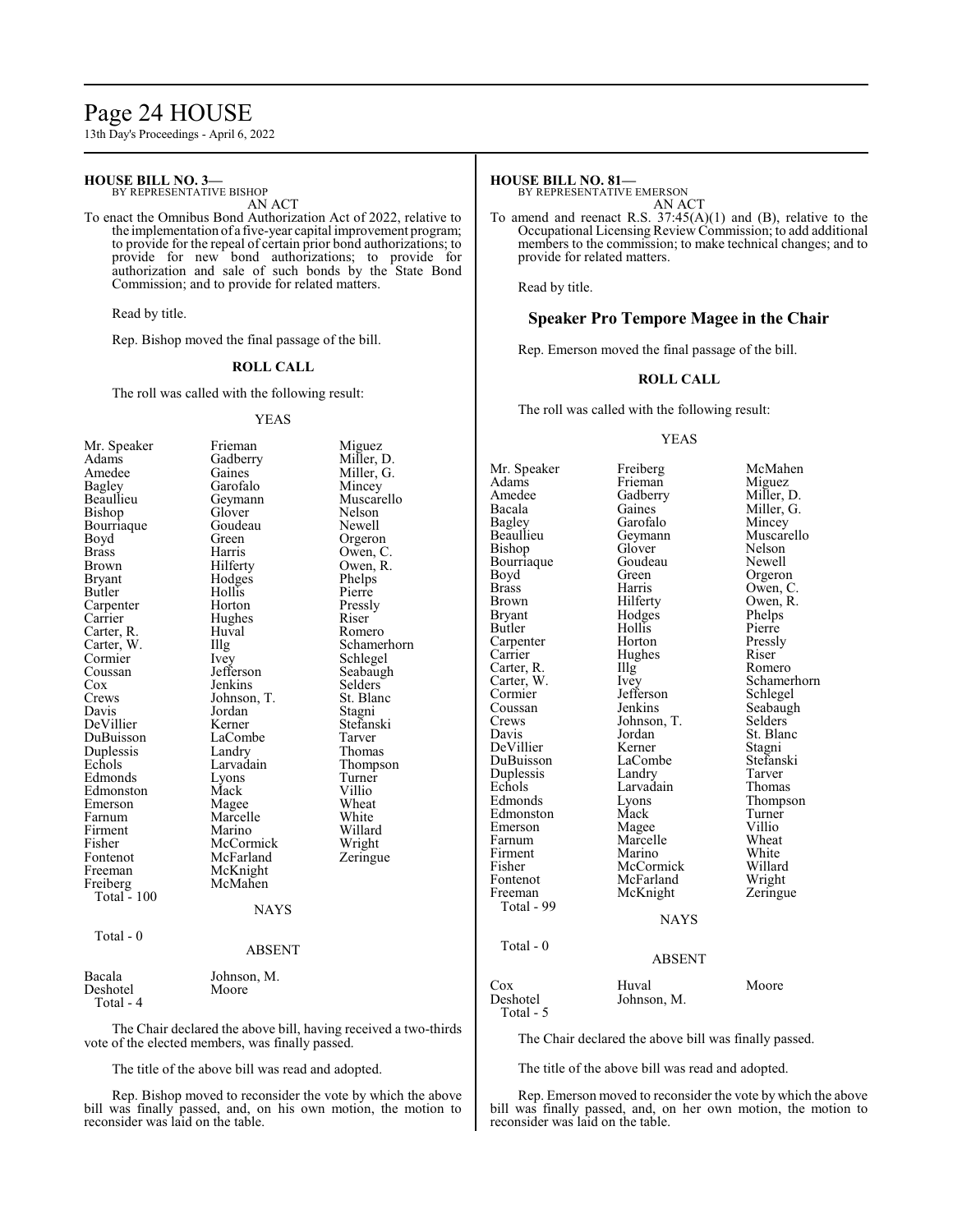**HOUSE BILL NO. 3—**
BY REPRESENTATIVE BISHOP
AN ACT

To enact the Omnibus Bond Authorization Act of 2022, relative to the implementation of a five-year capital improvement program; to provide for the repeal of certain prior bond authorizations; to provide for new bond authorizations; to provide for authorization and sale of such bonds by the State Bond Commission; and to provide for related matters.

Read by title.

Rep. Bishop moved the final passage of the bill.

**ROLL CALL**

The roll was called with the following result:

YEAS

| | | |
|---|---|---|
| Mr. Speaker | Frieman | Miguez |
| Adams | Gadberry | Miller, D. |
| Amedee | Gaines | Miller, G. |
| Bagley | Garofalo | Mincey |
| Beaullieu | Geymann | Muscarello |
| Bishop | Glover | Nelson |
| Bourriaque | Goudeau | Newell |
| Boyd | Green | Orgeron |
| Brass | Harris | Owen, C. |
| Brown | Hilferty | Owen, R. |
| Bryant | Hodges | Phelps |
| Butler | Hollis | Pierre |
| Carpenter | Horton | Pressly |
| Carrier | Hughes | Riser |
| Carter, R. | Huval | Romero |
| Carter, W. | Illg | Schamerhorn |
| Cormier | Ivey | Schlegel |
| Coussan | Jefferson | Seabaugh |
| Cox | Jenkins | Selders |
| Crews | Johnson, T. | St. Blanc |
| Davis | Jordan | Stagni |
| DeVillier | Kerner | Stefanski |
| DuBuisson | LaCombe | Tarver |
| Duplessis | Landry | Thomas |
| Echols | Larvadain | Thompson |
| Edmonds | Lyons | Turner |
| Edmonston | Mack | Villio |
| Emerson | Magee | Wheat |
| Farnum | Marcelle | White |
| Firment | Marino | Willard |
| Fisher | McCormick | Wright |
| Fontenot | McFarland | Zeringue |
| Freeman | McKnight | |
| Freiberg | McMahen | |

Total - 100

NAYS

Total - 0

ABSENT

| | |
|---|---|
| Bacala | Johnson, M. |
| Deshotel | Moore |

Total - 4

The Chair declared the above bill, having received a two-thirds vote of the elected members, was finally passed.

The title of the above bill was read and adopted.

Rep. Bishop moved to reconsider the vote by which the above bill was finally passed, and, on his own motion, the motion to reconsider was laid on the table.

**HOUSE BILL NO. 81—**
BY REPRESENTATIVE EMERSON
AN ACT

To amend and reenact R.S. 37:45(A)(1) and (B), relative to the Occupational Licensing Review Commission; to add additional members to the commission; to make technical changes; and to provide for related matters.

Read by title.

## Speaker Pro Tempore Magee in the Chair

Rep. Emerson moved the final passage of the bill.

**ROLL CALL**

The roll was called with the following result:

YEAS

| | | |
|---|---|---|
| Mr. Speaker | Freiberg | McMahen |
| Adams | Frieman | Miguez |
| Amedee | Gadberry | Miller, D. |
| Bacala | Gaines | Miller, G. |
| Bagley | Garofalo | Mincey |
| Beaullieu | Geymann | Muscarello |
| Bishop | Glover | Nelson |
| Bourriaque | Goudeau | Newell |
| Boyd | Green | Orgeron |
| Brass | Harris | Owen, C. |
| Brown | Hilferty | Owen, R. |
| Bryant | Hodges | Phelps |
| Butler | Hollis | Pierre |
| Carpenter | Horton | Pressly |
| Carrier | Hughes | Riser |
| Carter, R. | Illg | Romero |
| Carter, W. | Ivey | Schamerhorn |
| Cormier | Jefferson | Schlegel |
| Coussan | Jenkins | Seabaugh |
| Crews | Johnson, T. | Selders |
| Davis | Jordan | St. Blanc |
| DeVillier | Kerner | Stagni |
| DuBuisson | LaCombe | Stefanski |
| Duplessis | Landry | Tarver |
| Echols | Larvadain | Thomas |
| Edmonds | Lyons | Thompson |
| Edmonston | Mack | Turner |
| Emerson | Magee | Villio |
| Farnum | Marcelle | Wheat |
| Firment | Marino | White |
| Fisher | McCormick | Willard |
| Fontenot | McFarland | Wright |
| Freeman | McKnight | Zeringue |

Total - 99

NAYS

Total - 0

ABSENT

| | | |
|---|---|---|
| Cox | Huval | Moore |
| Deshotel | Johnson, M. | |

Total - 5

The Chair declared the above bill was finally passed.

The title of the above bill was read and adopted.

Rep. Emerson moved to reconsider the vote by which the above bill was finally passed, and, on her own motion, the motion to reconsider was laid on the table.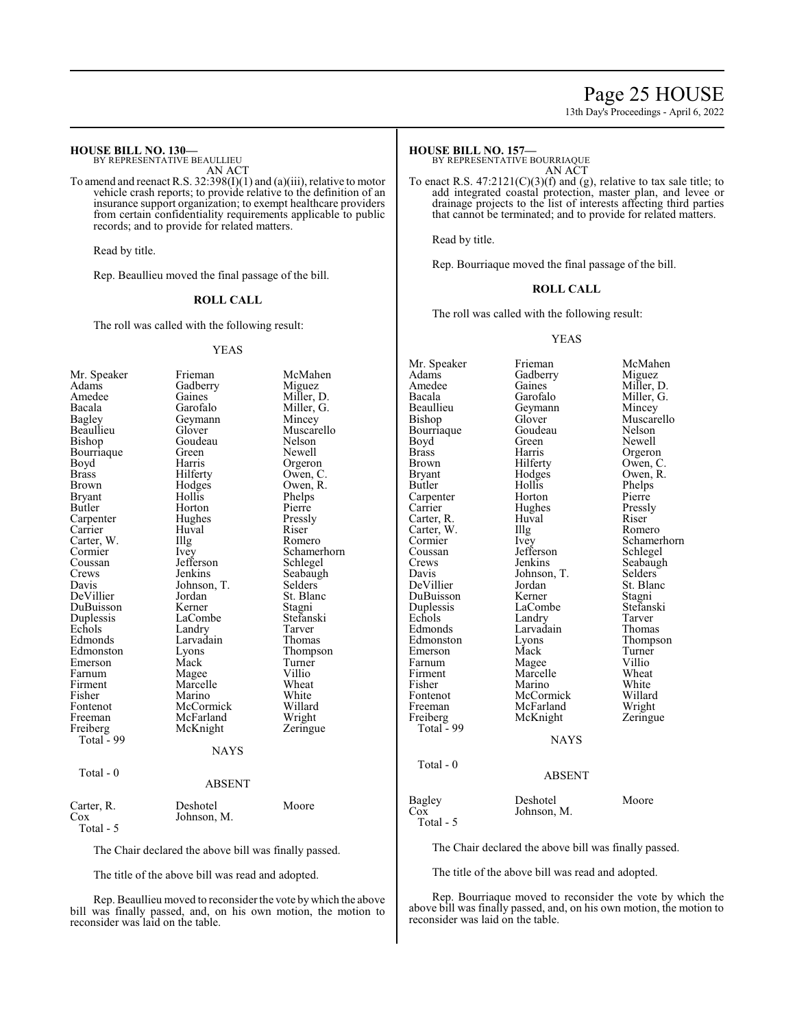**HOUSE BILL NO. 130—**
BY REPRESENTATIVE BEAULLIEU
AN ACT

To amend and reenact R.S. 32:398(I)(1) and (a)(iii), relative to motor vehicle crash reports; to provide relative to the definition of an insurance support organization; to exempt healthcare providers from certain confidentiality requirements applicable to public records; and to provide for related matters.

Read by title.

Rep. Beaullieu moved the final passage of the bill.

**ROLL CALL**

The roll was called with the following result:

YEAS

| | | |
|---|---|---|
| Mr. Speaker | Frieman | McMahen |
| Adams | Gadberry | Miguez |
| Amedee | Gaines | Miller, D. |
| Bacala | Garofalo | Miller, G. |
| Bagley | Geymann | Mincey |
| Beaullieu | Glover | Muscarello |
| Bishop | Goudeau | Nelson |
| Bourriaque | Green | Newell |
| Boyd | Harris | Orgeron |
| Brass | Hilferty | Owen, C. |
| Brown | Hodges | Owen, R. |
| Bryant | Hollis | Phelps |
| Butler | Horton | Pierre |
| Carpenter | Hughes | Pressly |
| Carrier | Huval | Riser |
| Carter, W. | Illg | Romero |
| Cormier | Ivey | Schamerhorn |
| Coussan | Jefferson | Schlegel |
| Crews | Jenkins | Seabaugh |
| Davis | Johnson, T. | Selders |
| DeVillier | Jordan | St. Blanc |
| DuBuisson | Kerner | Stagni |
| Duplessis | LaCombe | Stefanski |
| Echols | Landry | Tarver |
| Edmonds | Larvadain | Thomas |
| Edmonston | Lyons | Thompson |
| Emerson | Mack | Turner |
| Farnum | Magee | Villio |
| Firment | Marcelle | Wheat |
| Fisher | Marino | White |
| Fontenot | McCormick | Willard |
| Freeman | McFarland | Wright |
| Freiberg | McKnight | Zeringue |

Total - 99

NAYS

Total - 0

ABSENT

| | | |
|---|---|---|
| Carter, R. | Deshotel | Moore |
| Cox | Johnson, M. | |

Total - 5

The Chair declared the above bill was finally passed.

The title of the above bill was read and adopted.

Rep. Beaullieu moved to reconsider the vote by which the above bill was finally passed, and, on his own motion, the motion to reconsider was laid on the table.

**HOUSE BILL NO. 157—**
BY REPRESENTATIVE BOURRIAQUE
AN ACT

To enact R.S. 47:2121(C)(3)(f) and (g), relative to tax sale title; to add integrated coastal protection, master plan, and levee or drainage projects to the list of interests affecting third parties that cannot be terminated; and to provide for related matters.

Read by title.

Rep. Bourriaque moved the final passage of the bill.

**ROLL CALL**

The roll was called with the following result:

YEAS

| | | |
|---|---|---|
| Mr. Speaker | Frieman | McMahen |
| Adams | Gadberry | Miguez |
| Amedee | Gaines | Miller, D. |
| Bacala | Garofalo | Miller, G. |
| Beaullieu | Geymann | Mincey |
| Bishop | Glover | Muscarello |
| Bourriaque | Goudeau | Nelson |
| Boyd | Green | Newell |
| Brass | Harris | Orgeron |
| Brown | Hilferty | Owen, C. |
| Bryant | Hodges | Owen, R. |
| Butler | Hollis | Phelps |
| Carpenter | Horton | Pierre |
| Carrier | Hughes | Pressly |
| Carter, R. | Huval | Riser |
| Carter, W. | Illg | Romero |
| Cormier | Ivey | Schamerhorn |
| Coussan | Jefferson | Schlegel |
| Crews | Jenkins | Seabaugh |
| Davis | Johnson, T. | Selders |
| DeVillier | Jordan | St. Blanc |
| DuBuisson | Kerner | Stagni |
| Duplessis | LaCombe | Stefanski |
| Echols | Landry | Tarver |
| Edmonds | Larvadain | Thomas |
| Edmonston | Lyons | Thompson |
| Emerson | Mack | Turner |
| Farnum | Magee | Villio |
| Firment | Marcelle | Wheat |
| Fisher | Marino | White |
| Fontenot | McCormick | Willard |
| Freeman | McFarland | Wright |
| Freiberg | McKnight | Zeringue |

Total - 99

NAYS

Total - 0

ABSENT

| | | |
|---|---|---|
| Bagley | Deshotel | Moore |
| Cox | Johnson, M. | |

Total - 5

The Chair declared the above bill was finally passed.

The title of the above bill was read and adopted.

Rep. Bourriaque moved to reconsider the vote by which the above bill was finally passed, and, on his own motion, the motion to reconsider was laid on the table.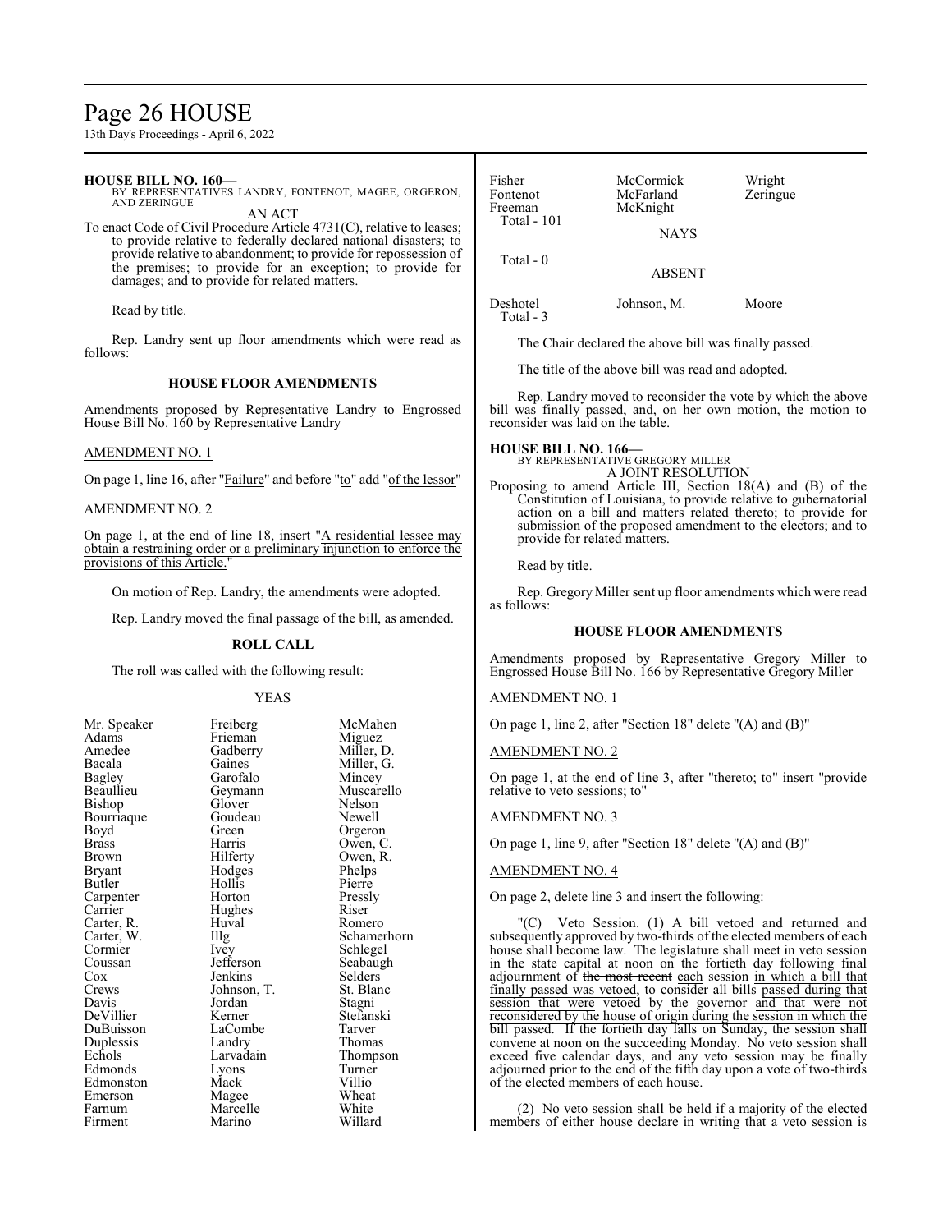**HOUSE BILL NO. 160—**
BY REPRESENTATIVES LANDRY, FONTENOT, MAGEE, ORGERON, AND ZERINGUE

AN ACT

To enact Code of Civil Procedure Article 4731(C), relative to leases; to provide relative to federally declared national disasters; to provide relative to abandonment; to provide for repossession of the premises; to provide for an exception; to provide for damages; and to provide for related matters.

Read by title.

Rep. Landry sent up floor amendments which were read as follows:

**HOUSE FLOOR AMENDMENTS**

Amendments proposed by Representative Landry to Engrossed House Bill No. 160 by Representative Landry

AMENDMENT NO. 1

On page 1, line 16, after "Failure" and before "to" add "of the lessor"

AMENDMENT NO. 2

On page 1, at the end of line 18, insert "A residential lessee may obtain a restraining order or a preliminary injunction to enforce the provisions of this Article."

On motion of Rep. Landry, the amendments were adopted.

Rep. Landry moved the final passage of the bill, as amended.

**ROLL CALL**

The roll was called with the following result:

YEAS

| | | |
|---|---|---|
| Mr. Speaker | Freiberg | McMahen |
| Adams | Frieman | Miguez |
| Amedee | Gadberry | Miller, D. |
| Bacala | Gaines | Miller, G. |
| Bagley | Garofalo | Mincey |
| Beaullieu | Geymann | Muscarello |
| Bishop | Glover | Nelson |
| Bourriaque | Goudeau | Newell |
| Boyd | Green | Orgeron |
| Brass | Harris | Owen, C. |
| Brown | Hilferty | Owen, R. |
| Bryant | Hodges | Phelps |
| Butler | Hollis | Pierre |
| Carpenter | Horton | Pressly |
| Carrier | Hughes | Riser |
| Carter, R. | Huval | Romero |
| Carter, W. | Illg | Schamerhorn |
| Cormier | Ivey | Schlegel |
| Coussan | Jefferson | Seabaugh |
| Cox | Jenkins | Selders |
| Crews | Johnson, T. | St. Blanc |
| Davis | Jordan | Stagni |
| DeVillier | Kerner | Stefanski |
| DuBuisson | LaCombe | Tarver |
| Duplessis | Landry | Thomas |
| Echols | Larvadain | Thompson |
| Edmonds | Lyons | Turner |
| Edmonston | Mack | Villio |
| Emerson | Magee | Wheat |
| Farnum | Marcelle | White |
| Firment | Marino | Willard |
| Fisher | McCormick | Wright |
| Fontenot | McFarland | Zeringue |
| Freeman | McKnight | |

Total - 101

NAYS

Total - 0

ABSENT

| | | |
|---|---|---|
| Deshotel | Johnson, M. | Moore |

Total - 3

The Chair declared the above bill was finally passed.

The title of the above bill was read and adopted.

Rep. Landry moved to reconsider the vote by which the above bill was finally passed, and, on her own motion, the motion to reconsider was laid on the table.

**HOUSE BILL NO. 166—**
BY REPRESENTATIVE GREGORY MILLER

A JOINT RESOLUTION

Proposing to amend Article III, Section 18(A) and (B) of the Constitution of Louisiana, to provide relative to gubernatorial action on a bill and matters related thereto; to provide for submission of the proposed amendment to the electors; and to provide for related matters.

Read by title.

Rep. Gregory Miller sent up floor amendments which were read as follows:

**HOUSE FLOOR AMENDMENTS**

Amendments proposed by Representative Gregory Miller to Engrossed House Bill No. 166 by Representative Gregory Miller

AMENDMENT NO. 1

On page 1, line 2, after "Section 18" delete "(A) and (B)"

AMENDMENT NO. 2

On page 1, at the end of line 3, after "thereto; to" insert "provide relative to veto sessions; to"

AMENDMENT NO. 3

On page 1, line 9, after "Section 18" delete "(A) and (B)"

AMENDMENT NO. 4

On page 2, delete line 3 and insert the following:

"(C) Veto Session. (1) A bill vetoed and returned and subsequently approved by two-thirds of the elected members of each house shall become law. The legislature shall meet in veto session in the state capital at noon on the fortieth day following final adjournment of ~~the most recent~~ each session in which a bill that finally passed was vetoed, to consider all bills passed during that session that were vetoed by the governor and that were not reconsidered by the house of origin during the session in which the bill passed. If the fortieth day falls on Sunday, the session shall convene at noon on the succeeding Monday. No veto session shall exceed five calendar days, and any veto session may be finally adjourned prior to the end of the fifth day upon a vote of two-thirds of the elected members of each house.

(2) No veto session shall be held if a majority of the elected members of either house declare in writing that a veto session is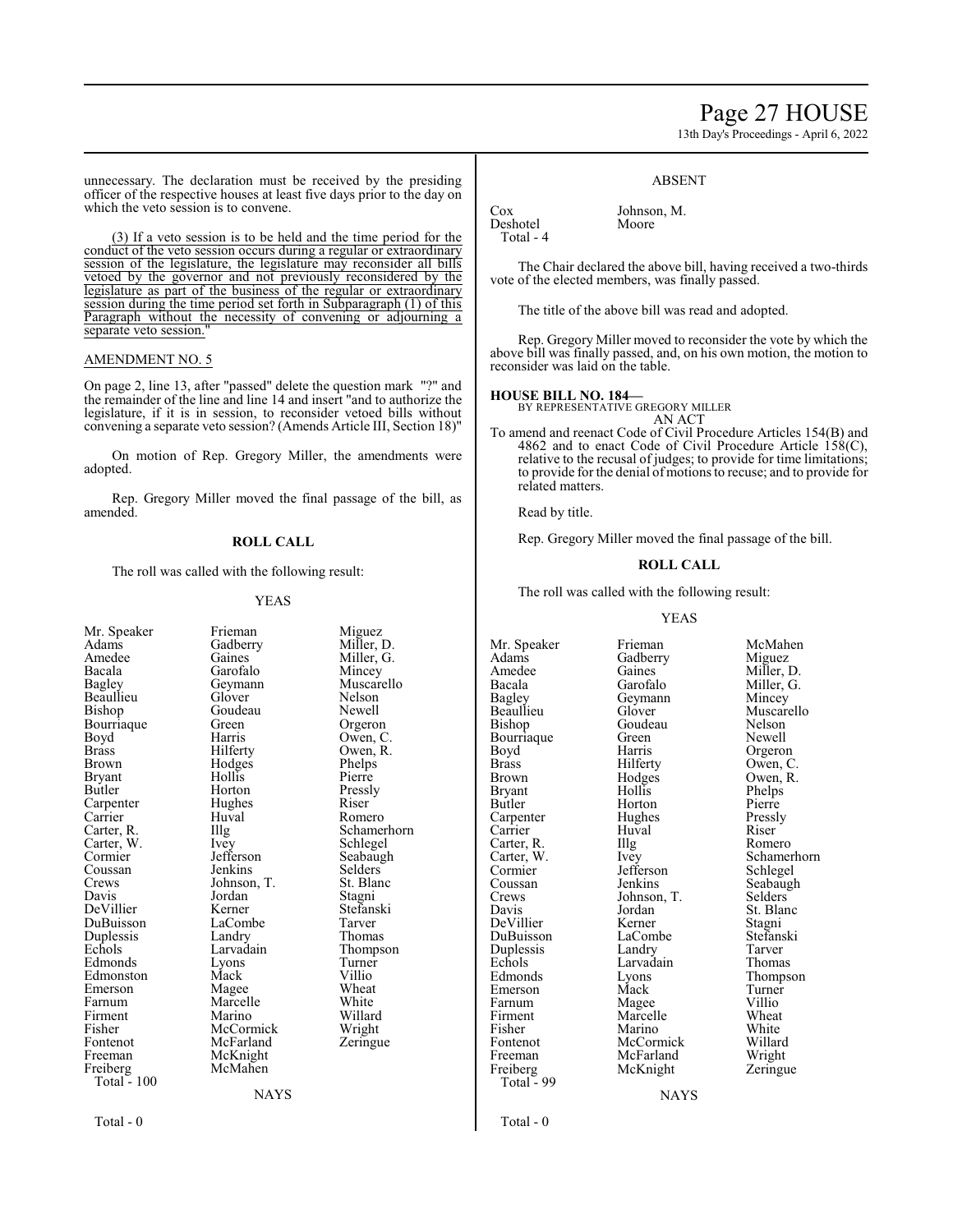unnecessary. The declaration must be received by the presiding officer of the respective houses at least five days prior to the day on which the veto session is to convene.

(3) If a veto session is to be held and the time period for the conduct of the veto session occurs during a regular or extraordinary session of the legislature, the legislature may reconsider all bills vetoed by the governor and not previously reconsidered by the legislature as part of the business of the regular or extraordinary session during the time period set forth in Subparagraph (1) of this Paragraph without the necessity of convening or adjourning a separate veto session."

AMENDMENT NO. 5

On page 2, line 13, after "passed" delete the question mark "?" and the remainder of the line and line 14 and insert "and to authorize the legislature, if it is in session, to reconsider vetoed bills without convening a separate veto session? (Amends Article III, Section 18)"

On motion of Rep. Gregory Miller, the amendments were adopted.

Rep. Gregory Miller moved the final passage of the bill, as amended.

**ROLL CALL**

The roll was called with the following result:

YEAS

| | | |
|---|---|---|
| Mr. Speaker | Frieman | Miguez |
| Adams | Gadberry | Miller, D. |
| Amedee | Gaines | Miller, G. |
| Bacala | Garofalo | Mincey |
| Bagley | Geymann | Muscarello |
| Beaullieu | Glover | Nelson |
| Bishop | Goudeau | Newell |
| Bourriaque | Green | Orgeron |
| Boyd | Harris | Owen, C. |
| Brass | Hilferty | Owen, R. |
| Brown | Hodges | Phelps |
| Bryant | Hollis | Pierre |
| Butler | Horton | Pressly |
| Carpenter | Hughes | Riser |
| Carrier | Huval | Romero |
| Carter, R. | Illg | Schamerhorn |
| Carter, W. | Ivey | Schlegel |
| Cormier | Jefferson | Seabaugh |
| Coussan | Jenkins | Selders |
| Crews | Johnson, T. | St. Blanc |
| Davis | Jordan | Stagni |
| DeVillier | Kerner | Stefanski |
| DuBuisson | LaCombe | Tarver |
| Duplessis | Landry | Thomas |
| Echols | Larvadain | Thompson |
| Edmonds | Lyons | Turner |
| Edmonston | Mack | Villio |
| Emerson | Magee | Wheat |
| Farnum | Marcelle | White |
| Firment | Marino | Willard |
| Fisher | McCormick | Wright |
| Fontenot | McFarland | Zeringue |
| Freeman | McKnight | |
| Freiberg | McMahen | |
| Total - 100 | | |

NAYS

Total - 0

ABSENT

| | |
|---|---|
| Cox | Johnson, M. |
| Deshotel | Moore |
| Total - 4 | |

The Chair declared the above bill, having received a two-thirds vote of the elected members, was finally passed.

The title of the above bill was read and adopted.

Rep. Gregory Miller moved to reconsider the vote by which the above bill was finally passed, and, on his own motion, the motion to reconsider was laid on the table.

**HOUSE BILL NO. 184—**
BY REPRESENTATIVE GREGORY MILLER
AN ACT

To amend and reenact Code of Civil Procedure Articles 154(B) and 4862 and to enact Code of Civil Procedure Article 158(C), relative to the recusal of judges; to provide for time limitations; to provide for the denial of motions to recuse; and to provide for related matters.

Read by title.

Rep. Gregory Miller moved the final passage of the bill.

**ROLL CALL**

The roll was called with the following result:

YEAS

| | | |
|---|---|---|
| Mr. Speaker | Frieman | McMahen |
| Adams | Gadberry | Miguez |
| Amedee | Gaines | Miller, D. |
| Bacala | Garofalo | Miller, G. |
| Bagley | Geymann | Mincey |
| Beaullieu | Glover | Muscarello |
| Bishop | Goudeau | Nelson |
| Bourriaque | Green | Newell |
| Boyd | Harris | Orgeron |
| Brass | Hilferty | Owen, C. |
| Brown | Hodges | Owen, R. |
| Bryant | Hollis | Phelps |
| Butler | Horton | Pierre |
| Carpenter | Hughes | Pressly |
| Carrier | Huval | Riser |
| Carter, R. | Illg | Romero |
| Carter, W. | Ivey | Schamerhorn |
| Cormier | Jefferson | Schlegel |
| Coussan | Jenkins | Seabaugh |
| Crews | Johnson, T. | Selders |
| Davis | Jordan | St. Blanc |
| DeVillier | Kerner | Stagni |
| DuBuisson | LaCombe | Stefanski |
| Duplessis | Landry | Tarver |
| Echols | Larvadain | Thomas |
| Edmonds | Lyons | Thompson |
| Emerson | Mack | Turner |
| Farnum | Magee | Villio |
| Firment | Marcelle | Wheat |
| Fisher | Marino | White |
| Fontenot | McCormick | Willard |
| Freeman | McFarland | Wright |
| Freiberg | McKnight | Zeringue |
| Total - 99 | | |

NAYS

Total - 0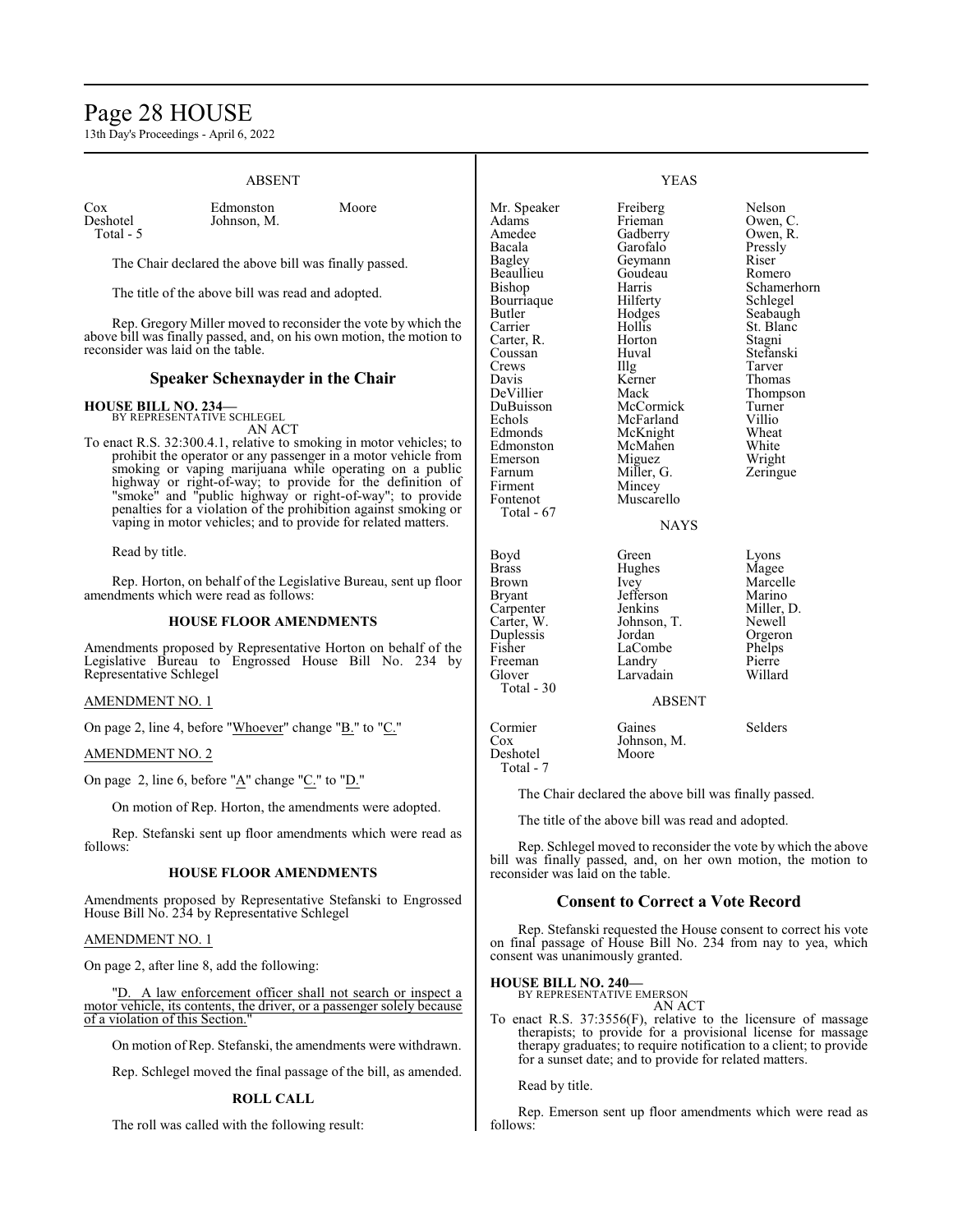ABSENT

| | | |
|---|---|---|
| Cox | Edmonston | Moore |
| Deshotel | Johnson, M. | |
| Total - 5 | | |

The Chair declared the above bill was finally passed.

The title of the above bill was read and adopted.

Rep. Gregory Miller moved to reconsider the vote by which the above bill was finally passed, and, on his own motion, the motion to reconsider was laid on the table.

## Speaker Schexnayder in the Chair

**HOUSE BILL NO. 234—**
BY REPRESENTATIVE SCHLEGEL
AN ACT

To enact R.S. 32:300.4.1, relative to smoking in motor vehicles; to prohibit the operator or any passenger in a motor vehicle from smoking or vaping marijuana while operating on a public highway or right-of-way; to provide for the definition of "smoke" and "public highway or right-of-way"; to provide penalties for a violation of the prohibition against smoking or vaping in motor vehicles; and to provide for related matters.

Read by title.

Rep. Horton, on behalf of the Legislative Bureau, sent up floor amendments which were read as follows:

### HOUSE FLOOR AMENDMENTS

Amendments proposed by Representative Horton on behalf of the Legislative Bureau to Engrossed House Bill No. 234 by Representative Schlegel

AMENDMENT NO. 1

On page 2, line 4, before "Whoever" change "B." to "C."

AMENDMENT NO. 2

On page 2, line 6, before "A" change "C." to "D."

On motion of Rep. Horton, the amendments were adopted.

Rep. Stefanski sent up floor amendments which were read as follows:

### HOUSE FLOOR AMENDMENTS

Amendments proposed by Representative Stefanski to Engrossed House Bill No. 234 by Representative Schlegel

AMENDMENT NO. 1

On page 2, after line 8, add the following:

"D. A law enforcement officer shall not search or inspect a motor vehicle, its contents, the driver, or a passenger solely because of a violation of this Section."

On motion of Rep. Stefanski, the amendments were withdrawn.

Rep. Schlegel moved the final passage of the bill, as amended.

### ROLL CALL

The roll was called with the following result:

YEAS

| | | |
|---|---|---|
| Mr. Speaker | Freiberg | Nelson |
| Adams | Frieman | Owen, C. |
| Amedee | Gadberry | Owen, R. |
| Bacala | Garofalo | Pressly |
| Bagley | Geymann | Riser |
| Beaullieu | Goudeau | Romero |
| Bishop | Harris | Schamerhorn |
| Bourriaque | Hilferty | Schlegel |
| Butler | Hodges | Seabaugh |
| Carrier | Hollis | St. Blanc |
| Carter, R. | Horton | Stagni |
| Coussan | Huval | Stefanski |
| Crews | Illg | Tarver |
| Davis | Kerner | Thomas |
| DeVillier | Mack | Thompson |
| DuBuisson | McCormick | Turner |
| Echols | McFarland | Villio |
| Edmonds | McKnight | Wheat |
| Edmonston | McMahen | White |
| Emerson | Miguez | Wright |
| Farnum | Miller, G. | Zeringue |
| Firment | Mincey | |
| Fontenot | Muscarello | |
| Total - 67 | | |

NAYS

| | | |
|---|---|---|
| Boyd | Green | Lyons |
| Brass | Hughes | Magee |
| Brown | Ivey | Marcelle |
| Bryant | Jefferson | Marino |
| Carpenter | Jenkins | Miller, D. |
| Carter, W. | Johnson, T. | Newell |
| Duplessis | Jordan | Orgeron |
| Fisher | LaCombe | Phelps |
| Freeman | Landry | Pierre |
| Glover | Larvadain | Willard |
| Total - 30 | | |

ABSENT

| | | |
|---|---|---|
| Cormier | Gaines | Selders |
| Cox | Johnson, M. | |
| Deshotel | Moore | |
| Total - 7 | | |

The Chair declared the above bill was finally passed.

The title of the above bill was read and adopted.

Rep. Schlegel moved to reconsider the vote by which the above bill was finally passed, and, on her own motion, the motion to reconsider was laid on the table.

## Consent to Correct a Vote Record

Rep. Stefanski requested the House consent to correct his vote on final passage of House Bill No. 234 from nay to yea, which consent was unanimously granted.

**HOUSE BILL NO. 240—**
BY REPRESENTATIVE EMERSON
AN ACT

To enact R.S. 37:3556(F), relative to the licensure of massage therapists; to provide for a provisional license for massage therapy graduates; to require notification to a client; to provide for a sunset date; and to provide for related matters.

Read by title.

Rep. Emerson sent up floor amendments which were read as follows: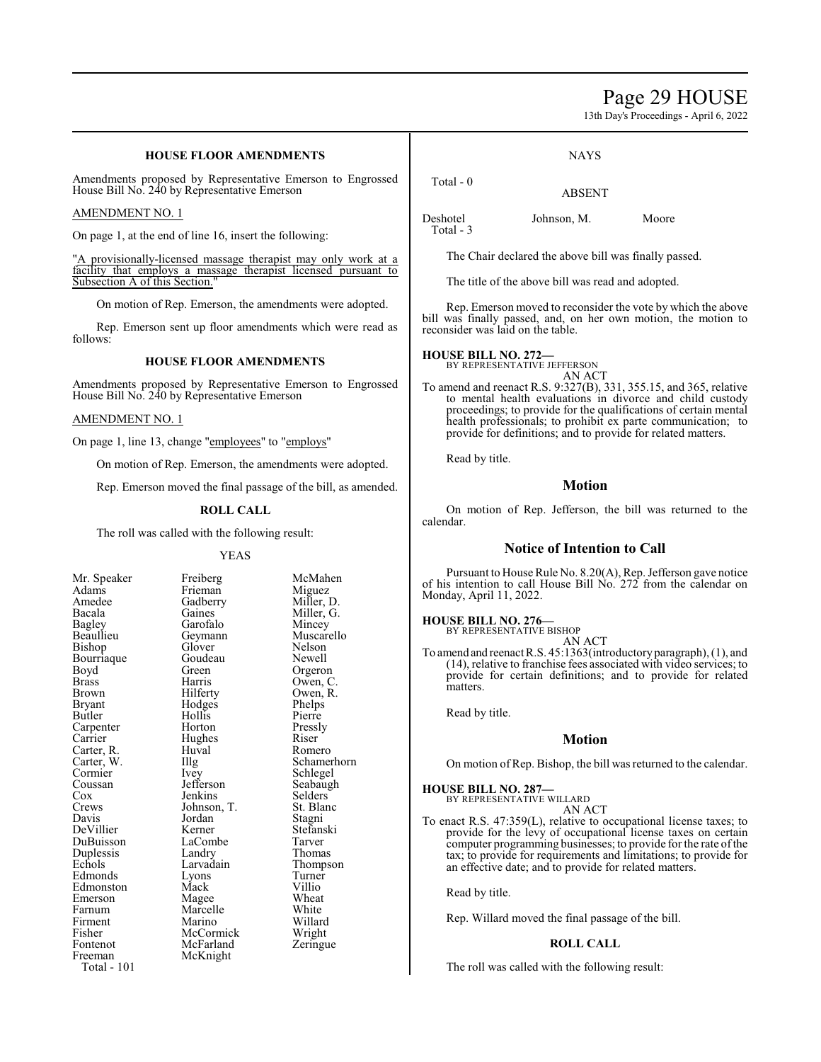### HOUSE FLOOR AMENDMENTS

Amendments proposed by Representative Emerson to Engrossed House Bill No. 240 by Representative Emerson

AMENDMENT NO. 1

On page 1, at the end of line 16, insert the following:

"A provisionally-licensed massage therapist may only work at a facility that employs a massage therapist licensed pursuant to Subsection A of this Section."

On motion of Rep. Emerson, the amendments were adopted.

Rep. Emerson sent up floor amendments which were read as follows:

### HOUSE FLOOR AMENDMENTS

Amendments proposed by Representative Emerson to Engrossed House Bill No. 240 by Representative Emerson

AMENDMENT NO. 1

On page 1, line 13, change "employees" to "employs"

On motion of Rep. Emerson, the amendments were adopted.

Rep. Emerson moved the final passage of the bill, as amended.

### ROLL CALL

The roll was called with the following result:

YEAS

| | | |
|---|---|---|
| Mr. Speaker | Freiberg | McMahen |
| Adams | Frieman | Miguez |
| Amedee | Gadberry | Miller, D. |
| Bacala | Gaines | Miller, G. |
| Bagley | Garofalo | Mincey |
| Beaullieu | Geymann | Muscarello |
| Bishop | Glover | Nelson |
| Bourriaque | Goudeau | Newell |
| Boyd | Green | Orgeron |
| Brass | Harris | Owen, C. |
| Brown | Hilferty | Owen, R. |
| Bryant | Hodges | Phelps |
| Butler | Hollis | Pierre |
| Carpenter | Horton | Pressly |
| Carrier | Hughes | Riser |
| Carter, R. | Huval | Romero |
| Carter, W. | Illg | Schamerhorn |
| Cormier | Ivey | Schlegel |
| Coussan | Jefferson | Seabaugh |
| Cox | Jenkins | Selders |
| Crews | Johnson, T. | St. Blanc |
| Davis | Jordan | Stagni |
| DeVillier | Kerner | Stefanski |
| DuBuisson | LaCombe | Tarver |
| Duplessis | Landry | Thomas |
| Echols | Larvadain | Thompson |
| Edmonds | Lyons | Turner |
| Edmonston | Mack | Villio |
| Emerson | Magee | Wheat |
| Farnum | Marcelle | White |
| Firment | Marino | Willard |
| Fisher | McCormick | Wright |
| Fontenot | McFarland | Zeringue |
| Freeman | McKnight | |

Total - 101

NAYS

Total - 0

ABSENT

| | | |
|---|---|---|
| Deshotel | Johnson, M. | Moore |

Total - 3

The Chair declared the above bill was finally passed.

The title of the above bill was read and adopted.

Rep. Emerson moved to reconsider the vote by which the above bill was finally passed, and, on her own motion, the motion to reconsider was laid on the table.

**HOUSE BILL NO. 272—**
BY REPRESENTATIVE JEFFERSON
AN ACT

To amend and reenact R.S. 9:327(B), 331, 355.15, and 365, relative to mental health evaluations in divorce and child custody proceedings; to provide for the qualifications of certain mental health professionals; to prohibit ex parte communication; to provide for definitions; and to provide for related matters.

Read by title.

## Motion

On motion of Rep. Jefferson, the bill was returned to the calendar.

## Notice of Intention to Call

Pursuant to House Rule No. 8.20(A), Rep. Jefferson gave notice of his intention to call House Bill No. 272 from the calendar on Monday, April 11, 2022.

**HOUSE BILL NO. 276—**
BY REPRESENTATIVE BISHOP
AN ACT

To amend and reenact R.S. 45:1363(introductory paragraph), (1), and (14), relative to franchise fees associated with video services; to provide for certain definitions; and to provide for related matters.

Read by title.

## Motion

On motion of Rep. Bishop, the bill was returned to the calendar.

**HOUSE BILL NO. 287—**
BY REPRESENTATIVE WILLARD
AN ACT

To enact R.S. 47:359(L), relative to occupational license taxes; to provide for the levy of occupational license taxes on certain computer programming businesses; to provide for the rate of the tax; to provide for requirements and limitations; to provide for an effective date; and to provide for related matters.

Read by title.

Rep. Willard moved the final passage of the bill.

### ROLL CALL

The roll was called with the following result: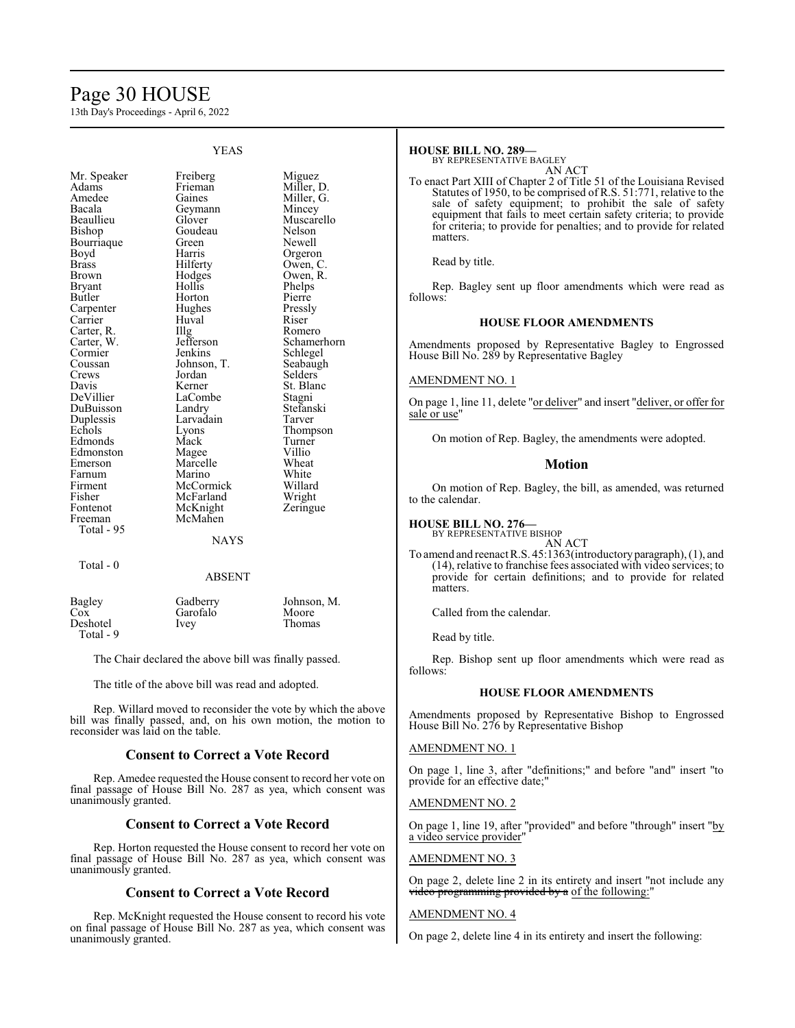YEAS

| | | |
|---|---|---|
| Mr. Speaker | Freiberg | Miguez |
| Adams | Frieman | Miller, D. |
| Amedee | Gaines | Miller, G. |
| Bacala | Geymann | Mincey |
| Beaullieu | Glover | Muscarello |
| Bishop | Goudeau | Nelson |
| Bourriaque | Green | Newell |
| Boyd | Harris | Orgeron |
| Brass | Hilferty | Owen, C. |
| Brown | Hodges | Owen, R. |
| Bryant | Hollis | Phelps |
| Butler | Horton | Pierre |
| Carpenter | Hughes | Pressly |
| Carrier | Huval | Riser |
| Carter, R. | Illg | Romero |
| Carter, W. | Jefferson | Schamerhorn |
| Cormier | Jenkins | Schlegel |
| Coussan | Johnson, T. | Seabaugh |
| Crews | Jordan | Selders |
| Davis | Kerner | St. Blanc |
| DeVillier | LaCombe | Stagni |
| DuBuisson | Landry | Stefanski |
| Duplessis | Larvadain | Tarver |
| Echols | Lyons | Thompson |
| Edmonds | Mack | Turner |
| Edmonston | Magee | Villio |
| Emerson | Marcelle | Wheat |
| Farnum | Marino | White |
| Firment | McCormick | Willard |
| Fisher | McFarland | Wright |
| Fontenot | McKnight | Zeringue |
| Freeman | McMahen | |

Total - 95

NAYS

Total - 0

ABSENT

| | | |
|---|---|---|
| Bagley | Gadberry | Johnson, M. |
| Cox | Garofalo | Moore |
| Deshotel | Ivey | Thomas |

Total - 9

The Chair declared the above bill was finally passed.

The title of the above bill was read and adopted.

Rep. Willard moved to reconsider the vote by which the above bill was finally passed, and, on his own motion, the motion to reconsider was laid on the table.

## Consent to Correct a Vote Record

Rep. Amedee requested the House consent to record her vote on final passage of House Bill No. 287 as yea, which consent was unanimously granted.

## Consent to Correct a Vote Record

Rep. Horton requested the House consent to record her vote on final passage of House Bill No. 287 as yea, which consent was unanimously granted.

## Consent to Correct a Vote Record

Rep. McKnight requested the House consent to record his vote on final passage of House Bill No. 287 as yea, which consent was unanimously granted.

**HOUSE BILL NO. 289—**
BY REPRESENTATIVE BAGLEY
AN ACT

To enact Part XIII of Chapter 2 of Title 51 of the Louisiana Revised Statutes of 1950, to be comprised of R.S. 51:771, relative to the sale of safety equipment; to prohibit the sale of safety equipment that fails to meet certain safety criteria; to provide for criteria; to provide for penalties; and to provide for related matters.

Read by title.

Rep. Bagley sent up floor amendments which were read as follows:

### HOUSE FLOOR AMENDMENTS

Amendments proposed by Representative Bagley to Engrossed House Bill No. 289 by Representative Bagley

AMENDMENT NO. 1

On page 1, line 11, delete "or deliver" and insert "deliver, or offer for sale or use"

On motion of Rep. Bagley, the amendments were adopted.

## Motion

On motion of Rep. Bagley, the bill, as amended, was returned to the calendar.

**HOUSE BILL NO. 276—**
BY REPRESENTATIVE BISHOP
AN ACT

To amend and reenact R.S. 45:1363(introductory paragraph), (1), and (14), relative to franchise fees associated with video services; to provide for certain definitions; and to provide for related matters.

Called from the calendar.

Read by title.

Rep. Bishop sent up floor amendments which were read as follows:

### HOUSE FLOOR AMENDMENTS

Amendments proposed by Representative Bishop to Engrossed House Bill No. 276 by Representative Bishop

AMENDMENT NO. 1

On page 1, line 3, after "definitions;" and before "and" insert "to provide for an effective date;"

AMENDMENT NO. 2

On page 1, line 19, after "provided" and before "through" insert "by a video service provider"

AMENDMENT NO. 3

On page 2, delete line 2 in its entirety and insert "not include any ~~video programming provided by a~~ of the following:"

AMENDMENT NO. 4

On page 2, delete line 4 in its entirety and insert the following: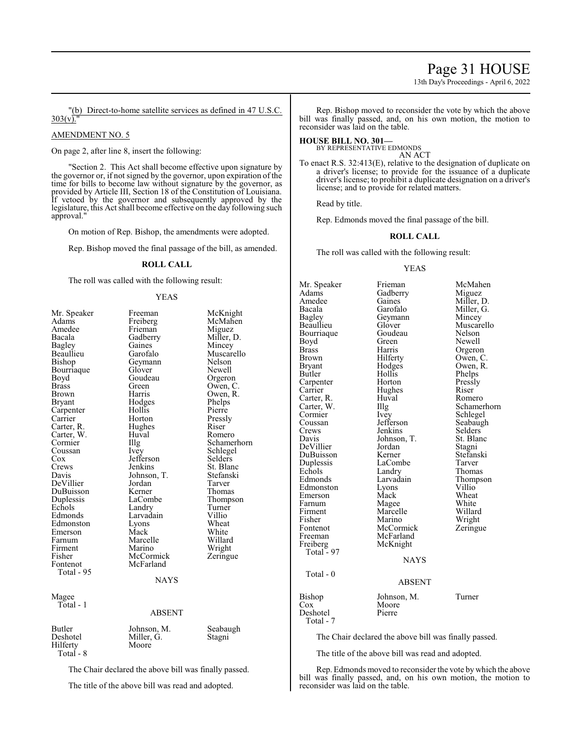"(b) Direct-to-home satellite services as defined in 47 U.S.C. 303(v)."

AMENDMENT NO. 5

On page 2, after line 8, insert the following:

"Section 2. This Act shall become effective upon signature by the governor or, if not signed by the governor, upon expiration of the time for bills to become law without signature by the governor, as provided by Article III, Section 18 of the Constitution of Louisiana. If vetoed by the governor and subsequently approved by the legislature, this Act shall become effective on the day following such approval."

On motion of Rep. Bishop, the amendments were adopted.

Rep. Bishop moved the final passage of the bill, as amended.

**ROLL CALL**

The roll was called with the following result:

YEAS

| | | |
|---|---|---|
| Mr. Speaker | Freeman | McKnight |
| Adams | Freiberg | McMahen |
| Amedee | Frieman | Miguez |
| Bacala | Gadberry | Miller, D. |
| Bagley | Gaines | Mincey |
| Beaullieu | Garofalo | Muscarello |
| Bishop | Geymann | Nelson |
| Bourriaque | Glover | Newell |
| Boyd | Goudeau | Orgeron |
| Brass | Green | Owen, C. |
| Brown | Harris | Owen, R. |
| Bryant | Hodges | Phelps |
| Carpenter | Hollis | Pierre |
| Carrier | Horton | Pressly |
| Carter, R. | Hughes | Riser |
| Carter, W. | Huval | Romero |
| Cormier | Illg | Schamerhorn |
| Coussan | Ivey | Schlegel |
| Cox | Jefferson | Selders |
| Crews | Jenkins | St. Blanc |
| Davis | Johnson, T. | Stefanski |
| DeVillier | Jordan | Tarver |
| DuBuisson | Kerner | Thomas |
| Duplessis | LaCombe | Thompson |
| Echols | Landry | Turner |
| Edmonds | Larvadain | Villio |
| Edmonston | Lyons | Wheat |
| Emerson | Mack | White |
| Farnum | Marcelle | Willard |
| Firment | Marino | Wright |
| Fisher | McCormick | Zeringue |
| Fontenot | McFarland | |
| Total - 95 | | |

NAYS

| | | |
|---|---|---|
| Magee | | |
| Total - 1 | | |

ABSENT

| | | |
|---|---|---|
| Butler | Johnson, M. | Seabaugh |
| Deshotel | Miller, G. | Stagni |
| Hilferty | Moore | |
| Total - 8 | | |

The Chair declared the above bill was finally passed.

The title of the above bill was read and adopted.

Rep. Bishop moved to reconsider the vote by which the above bill was finally passed, and, on his own motion, the motion to reconsider was laid on the table.

**HOUSE BILL NO. 301—**
BY REPRESENTATIVE EDMONDS
AN ACT

To enact R.S. 32:413(E), relative to the designation of duplicate on a driver's license; to provide for the issuance of a duplicate driver's license; to prohibit a duplicate designation on a driver's license; and to provide for related matters.

Read by title.

Rep. Edmonds moved the final passage of the bill.

**ROLL CALL**

The roll was called with the following result:

YEAS

| | | |
|---|---|---|
| Mr. Speaker | Frieman | McMahen |
| Adams | Gadberry | Miguez |
| Amedee | Gaines | Miller, D. |
| Bacala | Garofalo | Miller, G. |
| Bagley | Geymann | Mincey |
| Beaullieu | Glover | Muscarello |
| Bourriaque | Goudeau | Nelson |
| Boyd | Green | Newell |
| Brass | Harris | Orgeron |
| Brown | Hilferty | Owen, C. |
| Bryant | Hodges | Owen, R. |
| Butler | Hollis | Phelps |
| Carpenter | Horton | Pressly |
| Carrier | Hughes | Riser |
| Carter, R. | Huval | Romero |
| Carter, W. | Illg | Schamerhorn |
| Cormier | Ivey | Schlegel |
| Coussan | Jefferson | Seabaugh |
| Crews | Jenkins | Selders |
| Davis | Johnson, T. | St. Blanc |
| DeVillier | Jordan | Stagni |
| DuBuisson | Kerner | Stefanski |
| Duplessis | LaCombe | Tarver |
| Echols | Landry | Thomas |
| Edmonds | Larvadain | Thompson |
| Edmonston | Lyons | Villio |
| Emerson | Mack | Wheat |
| Farnum | Magee | White |
| Firment | Marcelle | Willard |
| Fisher | Marino | Wright |
| Fontenot | McCormick | Zeringue |
| Freeman | McFarland | |
| Freiberg | McKnight | |
| Total - 97 | | |

NAYS

Total - 0

ABSENT

| | | |
|---|---|---|
| Bishop | Johnson, M. | Turner |
| Cox | Moore | |
| Deshotel | Pierre | |
| Total - 7 | | |

The Chair declared the above bill was finally passed.

The title of the above bill was read and adopted.

Rep. Edmonds moved to reconsider the vote by which the above bill was finally passed, and, on his own motion, the motion to reconsider was laid on the table.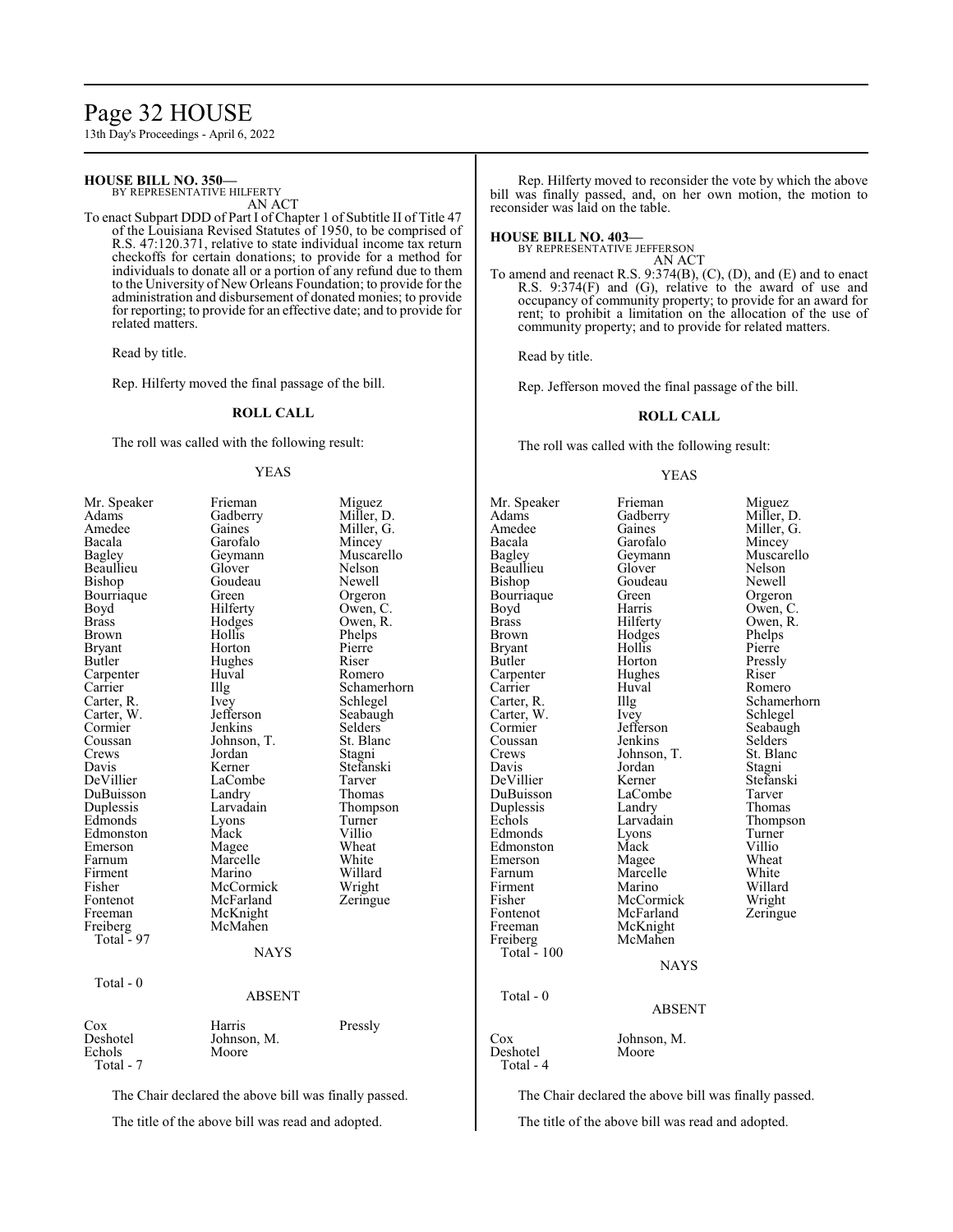**HOUSE BILL NO. 350—**
BY REPRESENTATIVE HILFERTY
AN ACT

To enact Subpart DDD of Part I of Chapter 1 of Subtitle II of Title 47 of the Louisiana Revised Statutes of 1950, to be comprised of R.S. 47:120.371, relative to state individual income tax return checkoffs for certain donations; to provide for a method for individuals to donate all or a portion of any refund due to them to the University of New Orleans Foundation; to provide for the administration and disbursement of donated monies; to provide for reporting; to provide for an effective date; and to provide for related matters.

Read by title.

Rep. Hilferty moved the final passage of the bill.

**ROLL CALL**

The roll was called with the following result:

YEAS

| | | |
|---|---|---|
| Mr. Speaker | Frieman | Miguez |
| Adams | Gadberry | Miller, D. |
| Amedee | Gaines | Miller, G. |
| Bacala | Garofalo | Mincey |
| Bagley | Geymann | Muscarello |
| Beaullieu | Glover | Nelson |
| Bishop | Goudeau | Newell |
| Bourriaque | Green | Orgeron |
| Boyd | Hilferty | Owen, C. |
| Brass | Hodges | Owen, R. |
| Brown | Hollis | Phelps |
| Bryant | Horton | Pierre |
| Butler | Hughes | Riser |
| Carpenter | Huval | Romero |
| Carrier | Illg | Schamerhorn |
| Carter, R. | Ivey | Schlegel |
| Carter, W. | Jefferson | Seabaugh |
| Cormier | Jenkins | Selders |
| Coussan | Johnson, T. | St. Blanc |
| Crews | Jordan | Stagni |
| Davis | Kerner | Stefanski |
| DeVillier | LaCombe | Tarver |
| DuBuisson | Landry | Thomas |
| Duplessis | Larvadain | Thompson |
| Edmonds | Lyons | Turner |
| Edmonston | Mack | Villio |
| Emerson | Magee | Wheat |
| Farnum | Marcelle | White |
| Firment | Marino | Willard |
| Fisher | McCormick | Wright |
| Fontenot | McFarland | Zeringue |
| Freeman | McKnight | |
| Freiberg | McMahen | |

Total - 97

NAYS

Total - 0

ABSENT

| | | |
|---|---|---|
| Cox | Harris | Pressly |
| Deshotel | Johnson, M. | |
| Echols | Moore | |

Total - 7

The Chair declared the above bill was finally passed.

The title of the above bill was read and adopted.

Rep. Hilferty moved to reconsider the vote by which the above bill was finally passed, and, on her own motion, the motion to reconsider was laid on the table.

**HOUSE BILL NO. 403—**
BY REPRESENTATIVE JEFFERSON
AN ACT

To amend and reenact R.S. 9:374(B), (C), (D), and (E) and to enact R.S. 9:374(F) and (G), relative to the award of use and occupancy of community property; to provide for an award for rent; to prohibit a limitation on the allocation of the use of community property; and to provide for related matters.

Read by title.

Rep. Jefferson moved the final passage of the bill.

**ROLL CALL**

The roll was called with the following result:

YEAS

| | | |
|---|---|---|
| Mr. Speaker | Frieman | Miguez |
| Adams | Gadberry | Miller, D. |
| Amedee | Gaines | Miller, G. |
| Bacala | Garofalo | Mincey |
| Bagley | Geymann | Muscarello |
| Beaullieu | Glover | Nelson |
| Bishop | Goudeau | Newell |
| Bourriaque | Green | Orgeron |
| Boyd | Harris | Owen, C. |
| Brass | Hilferty | Owen, R. |
| Brown | Hodges | Phelps |
| Bryant | Hollis | Pierre |
| Butler | Horton | Pressly |
| Carpenter | Hughes | Riser |
| Carrier | Huval | Romero |
| Carter, R. | Illg | Schamerhorn |
| Carter, W. | Ivey | Schlegel |
| Cormier | Jefferson | Seabaugh |
| Coussan | Jenkins | Selders |
| Crews | Johnson, T. | St. Blanc |
| Davis | Jordan | Stagni |
| DeVillier | Kerner | Stefanski |
| DuBuisson | LaCombe | Tarver |
| Duplessis | Landry | Thomas |
| Echols | Larvadain | Thompson |
| Edmonds | Lyons | Turner |
| Edmonston | Mack | Villio |
| Emerson | Magee | Wheat |
| Farnum | Marcelle | White |
| Firment | Marino | Willard |
| Fisher | McCormick | Wright |
| Fontenot | McFarland | Zeringue |
| Freeman | McKnight | |
| Freiberg | McMahen | |

Total - 100

NAYS

Total - 0

ABSENT

| | |
|---|---|
| Cox | Johnson, M. |
| Deshotel | Moore |

Total - 4

The Chair declared the above bill was finally passed.

The title of the above bill was read and adopted.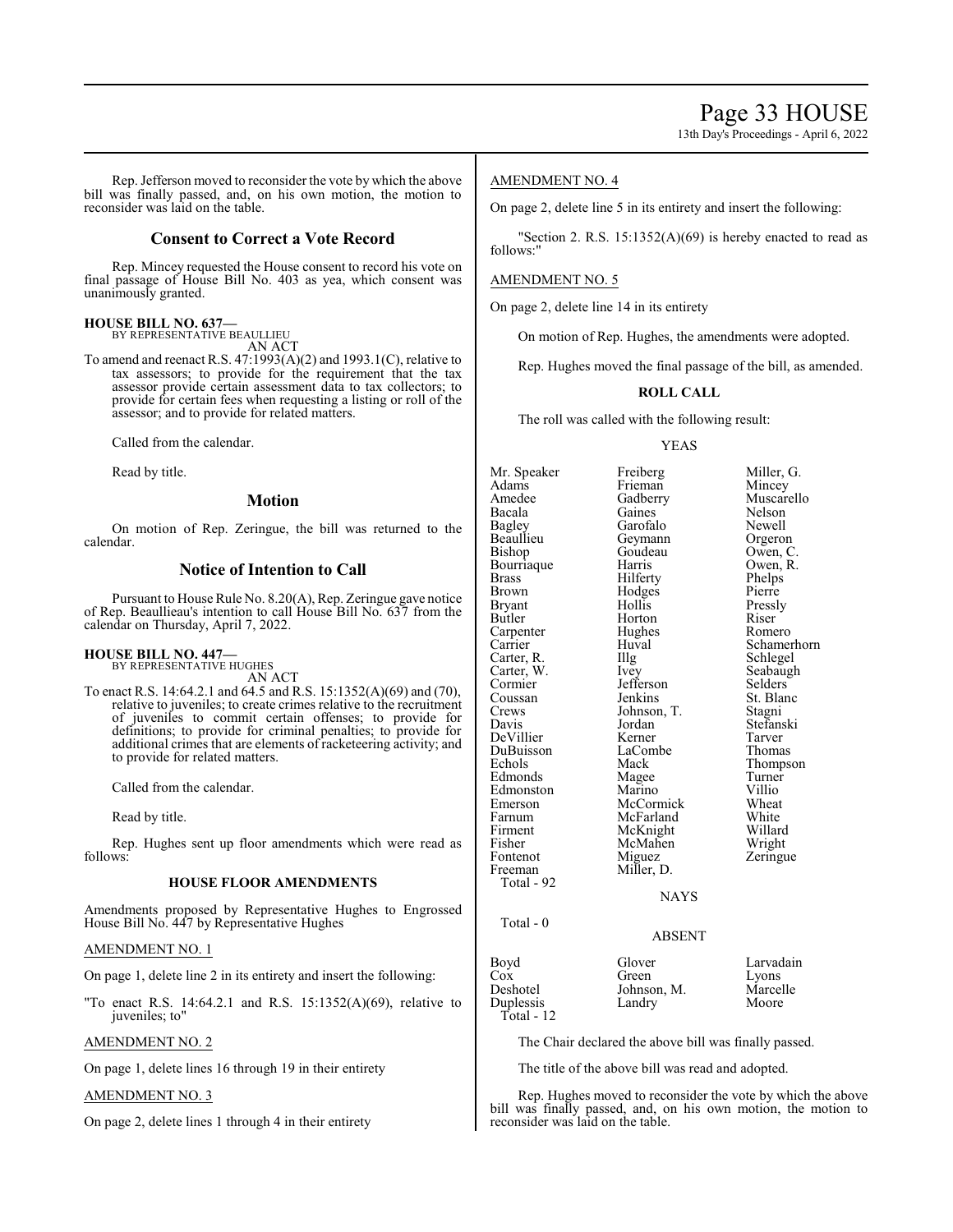Rep. Jefferson moved to reconsider the vote by which the above bill was finally passed, and, on his own motion, the motion to reconsider was laid on the table.

## Consent to Correct a Vote Record

Rep. Mincey requested the House consent to record his vote on final passage of House Bill No. 403 as yea, which consent was unanimously granted.

**HOUSE BILL NO. 637—**
BY REPRESENTATIVE BEAULLIEU
AN ACT

To amend and reenact R.S. 47:1993(A)(2) and 1993.1(C), relative to tax assessors; to provide for the requirement that the tax assessor provide certain assessment data to tax collectors; to provide for certain fees when requesting a listing or roll of the assessor; and to provide for related matters.

Called from the calendar.

Read by title.

## Motion

On motion of Rep. Zeringue, the bill was returned to the calendar.

## Notice of Intention to Call

Pursuant to House Rule No. 8.20(A), Rep. Zeringue gave notice of Rep. Beaullieau's intention to call House Bill No. 637 from the calendar on Thursday, April 7, 2022.

**HOUSE BILL NO. 447—**
BY REPRESENTATIVE HUGHES
AN ACT

To enact R.S. 14:64.2.1 and 64.5 and R.S. 15:1352(A)(69) and (70), relative to juveniles; to create crimes relative to the recruitment of juveniles to commit certain offenses; to provide for definitions; to provide for criminal penalties; to provide for additional crimes that are elements of racketeering activity; and to provide for related matters.

Called from the calendar.

Read by title.

Rep. Hughes sent up floor amendments which were read as follows:

### HOUSE FLOOR AMENDMENTS

Amendments proposed by Representative Hughes to Engrossed House Bill No. 447 by Representative Hughes

AMENDMENT NO. 1

On page 1, delete line 2 in its entirety and insert the following:

"To enact R.S. 14:64.2.1 and R.S. 15:1352(A)(69), relative to juveniles; to"

AMENDMENT NO. 2

On page 1, delete lines 16 through 19 in their entirety

AMENDMENT NO. 3

On page 2, delete lines 1 through 4 in their entirety

AMENDMENT NO. 4

On page 2, delete line 5 in its entirety and insert the following:

"Section 2. R.S. 15:1352(A)(69) is hereby enacted to read as follows:"

AMENDMENT NO. 5

On page 2, delete line 14 in its entirety

On motion of Rep. Hughes, the amendments were adopted.

Rep. Hughes moved the final passage of the bill, as amended.

### ROLL CALL

The roll was called with the following result:

YEAS

| | | |
|---|---|---|
| Mr. Speaker | Freiberg | Miller, G. |
| Adams | Frieman | Mincey |
| Amedee | Gadberry | Muscarello |
| Bacala | Gaines | Nelson |
| Bagley | Garofalo | Newell |
| Beaullieu | Geymann | Orgeron |
| Bishop | Goudeau | Owen, C. |
| Bourriaque | Harris | Owen, R. |
| Brass | Hilferty | Phelps |
| Brown | Hodges | Pierre |
| Bryant | Hollis | Pressly |
| Butler | Horton | Riser |
| Carpenter | Hughes | Romero |
| Carrier | Huval | Schamerhorn |
| Carter, R. | Illg | Schlegel |
| Carter, W. | Ivey | Seabaugh |
| Cormier | Jefferson | Selders |
| Coussan | Jenkins | St. Blanc |
| Crews | Johnson, T. | Stagni |
| Davis | Jordan | Stefanski |
| DeVillier | Kerner | Tarver |
| DuBuisson | LaCombe | Thomas |
| Echols | Mack | Thompson |
| Edmonds | Magee | Turner |
| Edmonston | Marino | Villio |
| Emerson | McCormick | Wheat |
| Farnum | McFarland | White |
| Firment | McKnight | Willard |
| Fisher | McMahen | Wright |
| Fontenot | Miguez | Zeringue |
| Freeman | Miller, D. | |

Total - 92

NAYS

Total - 0

ABSENT

| | | |
|---|---|---|
| Boyd | Glover | Larvadain |
| Cox | Green | Lyons |
| Deshotel | Johnson, M. | Marcelle |
| Duplessis | Landry | Moore |

Total - 12

The Chair declared the above bill was finally passed.

The title of the above bill was read and adopted.

Rep. Hughes moved to reconsider the vote by which the above bill was finally passed, and, on his own motion, the motion to reconsider was laid on the table.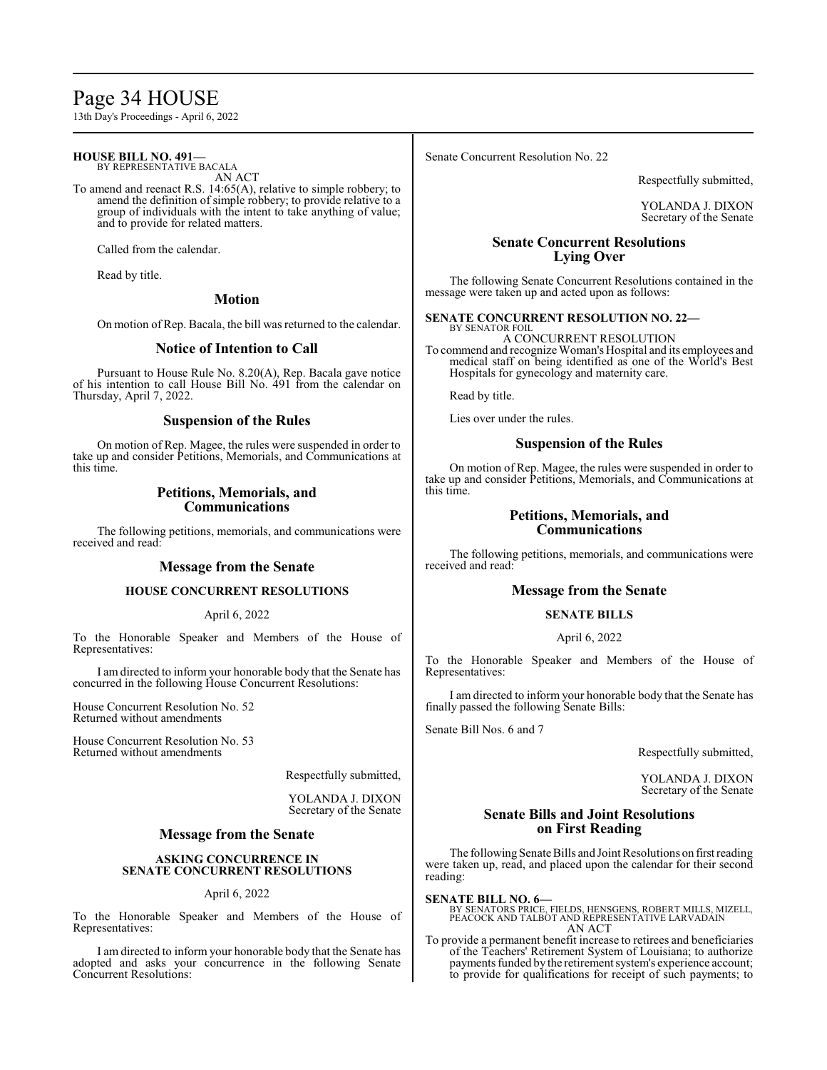**HOUSE BILL NO. 491—**
BY REPRESENTATIVE BACALA
AN ACT

To amend and reenact R.S. 14:65(A), relative to simple robbery; to amend the definition of simple robbery; to provide relative to a group of individuals with the intent to take anything of value; and to provide for related matters.

Called from the calendar.

Read by title.

## Motion

On motion of Rep. Bacala, the bill was returned to the calendar.

## Notice of Intention to Call

Pursuant to House Rule No. 8.20(A), Rep. Bacala gave notice of his intention to call House Bill No. 491 from the calendar on Thursday, April 7, 2022.

## Suspension of the Rules

On motion of Rep. Magee, the rules were suspended in order to take up and consider Petitions, Memorials, and Communications at this time.

## Petitions, Memorials, and Communications

The following petitions, memorials, and communications were received and read:

## Message from the Senate

### HOUSE CONCURRENT RESOLUTIONS

April 6, 2022

To the Honorable Speaker and Members of the House of Representatives:

I am directed to inform your honorable body that the Senate has concurred in the following House Concurrent Resolutions:

House Concurrent Resolution No. 52
Returned without amendments

House Concurrent Resolution No. 53
Returned without amendments

Respectfully submitted,

YOLANDA J. DIXON
Secretary of the Senate

## Message from the Senate

### ASKING CONCURRENCE IN SENATE CONCURRENT RESOLUTIONS

April 6, 2022

To the Honorable Speaker and Members of the House of Representatives:

I am directed to inform your honorable body that the Senate has adopted and asks your concurrence in the following Senate Concurrent Resolutions:

Senate Concurrent Resolution No. 22

Respectfully submitted,

YOLANDA J. DIXON
Secretary of the Senate

## Senate Concurrent Resolutions Lying Over

The following Senate Concurrent Resolutions contained in the message were taken up and acted upon as follows:

**SENATE CONCURRENT RESOLUTION NO. 22—**
BY SENATOR FOIL
A CONCURRENT RESOLUTION

To commend and recognize Woman's Hospital and its employees and medical staff on being identified as one of the World's Best Hospitals for gynecology and maternity care.

Read by title.

Lies over under the rules.

## Suspension of the Rules

On motion of Rep. Magee, the rules were suspended in order to take up and consider Petitions, Memorials, and Communications at this time.

## Petitions, Memorials, and Communications

The following petitions, memorials, and communications were received and read:

## Message from the Senate

### SENATE BILLS

April 6, 2022

To the Honorable Speaker and Members of the House of Representatives:

I am directed to inform your honorable body that the Senate has finally passed the following Senate Bills:

Senate Bill Nos. 6 and 7

Respectfully submitted,

YOLANDA J. DIXON
Secretary of the Senate

## Senate Bills and Joint Resolutions on First Reading

The following Senate Bills and Joint Resolutions on first reading were taken up, read, and placed upon the calendar for their second reading:

**SENATE BILL NO. 6—**
BY SENATORS PRICE, FIELDS, HENSGENS, ROBERT MILLS, MIZELL, PEACOCK AND TALBOT AND REPRESENTATIVE LARVADAIN
AN ACT

To provide a permanent benefit increase to retirees and beneficiaries of the Teachers' Retirement System of Louisiana; to authorize payments funded by the retirement system's experience account; to provide for qualifications for receipt of such payments; to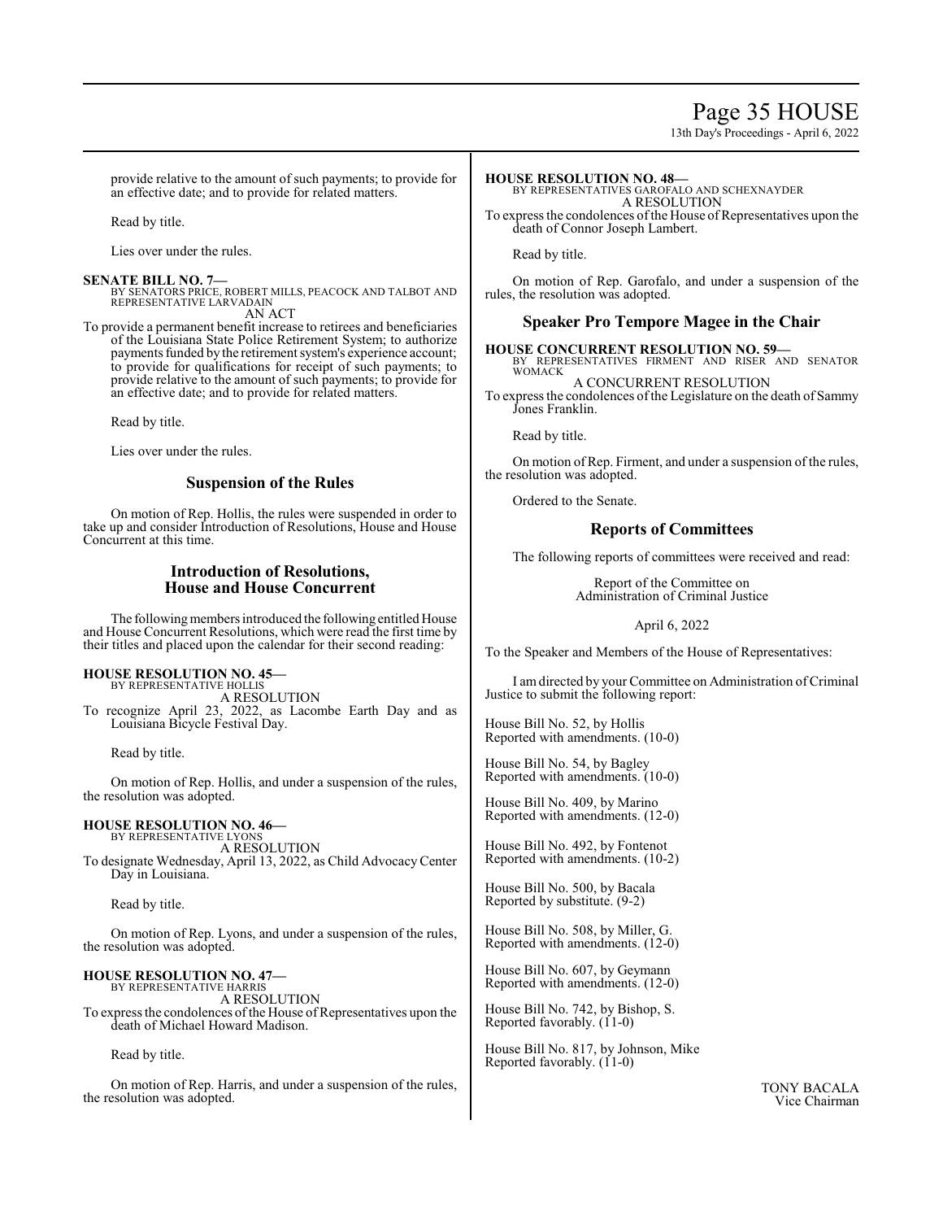provide relative to the amount of such payments; to provide for an effective date; and to provide for related matters.

Read by title.

Lies over under the rules.

**SENATE BILL NO. 7—**
BY SENATORS PRICE, ROBERT MILLS, PEACOCK AND TALBOT AND REPRESENTATIVE LARVADAIN

AN ACT

To provide a permanent benefit increase to retirees and beneficiaries of the Louisiana State Police Retirement System; to authorize payments funded by the retirement system's experience account; to provide for qualifications for receipt of such payments; to provide relative to the amount of such payments; to provide for an effective date; and to provide for related matters.

Read by title.

Lies over under the rules.

## Suspension of the Rules

On motion of Rep. Hollis, the rules were suspended in order to take up and consider Introduction of Resolutions, House and House Concurrent at this time.

## Introduction of Resolutions, House and House Concurrent

The following members introduced the following entitled House and House Concurrent Resolutions, which were read the first time by their titles and placed upon the calendar for their second reading:

**HOUSE RESOLUTION NO. 45—**
BY REPRESENTATIVE HOLLIS

A RESOLUTION

To recognize April 23, 2022, as Lacombe Earth Day and as Louisiana Bicycle Festival Day.

Read by title.

On motion of Rep. Hollis, and under a suspension of the rules, the resolution was adopted.

**HOUSE RESOLUTION NO. 46—**
BY REPRESENTATIVE LYONS

A RESOLUTION

To designate Wednesday, April 13, 2022, as Child Advocacy Center Day in Louisiana.

Read by title.

On motion of Rep. Lyons, and under a suspension of the rules, the resolution was adopted.

**HOUSE RESOLUTION NO. 47—**
BY REPRESENTATIVE HARRIS

A RESOLUTION

To express the condolences of the House of Representatives upon the death of Michael Howard Madison.

Read by title.

On motion of Rep. Harris, and under a suspension of the rules, the resolution was adopted.

**HOUSE RESOLUTION NO. 48—**
BY REPRESENTATIVES GAROFALO AND SCHEXNAYDER

A RESOLUTION

To express the condolences of the House of Representatives upon the death of Connor Joseph Lambert.

Read by title.

On motion of Rep. Garofalo, and under a suspension of the rules, the resolution was adopted.

## Speaker Pro Tempore Magee in the Chair

**HOUSE CONCURRENT RESOLUTION NO. 59—**
BY REPRESENTATIVES FIRMENT AND RISER AND SENATOR WOMACK

A CONCURRENT RESOLUTION

To express the condolences of the Legislature on the death of Sammy Jones Franklin.

Read by title.

On motion of Rep. Firment, and under a suspension of the rules, the resolution was adopted.

Ordered to the Senate.

## Reports of Committees

The following reports of committees were received and read:

Report of the Committee on Administration of Criminal Justice

April 6, 2022

To the Speaker and Members of the House of Representatives:

I am directed by your Committee on Administration of Criminal Justice to submit the following report:

House Bill No. 52, by Hollis
Reported with amendments. (10-0)

House Bill No. 54, by Bagley
Reported with amendments. (10-0)

House Bill No. 409, by Marino
Reported with amendments. (12-0)

House Bill No. 492, by Fontenot
Reported with amendments. (10-2)

House Bill No. 500, by Bacala
Reported by substitute. (9-2)

House Bill No. 508, by Miller, G.
Reported with amendments. (12-0)

House Bill No. 607, by Geymann
Reported with amendments. (12-0)

House Bill No. 742, by Bishop, S.
Reported favorably. (11-0)

House Bill No. 817, by Johnson, Mike
Reported favorably. (11-0)

TONY BACALA
Vice Chairman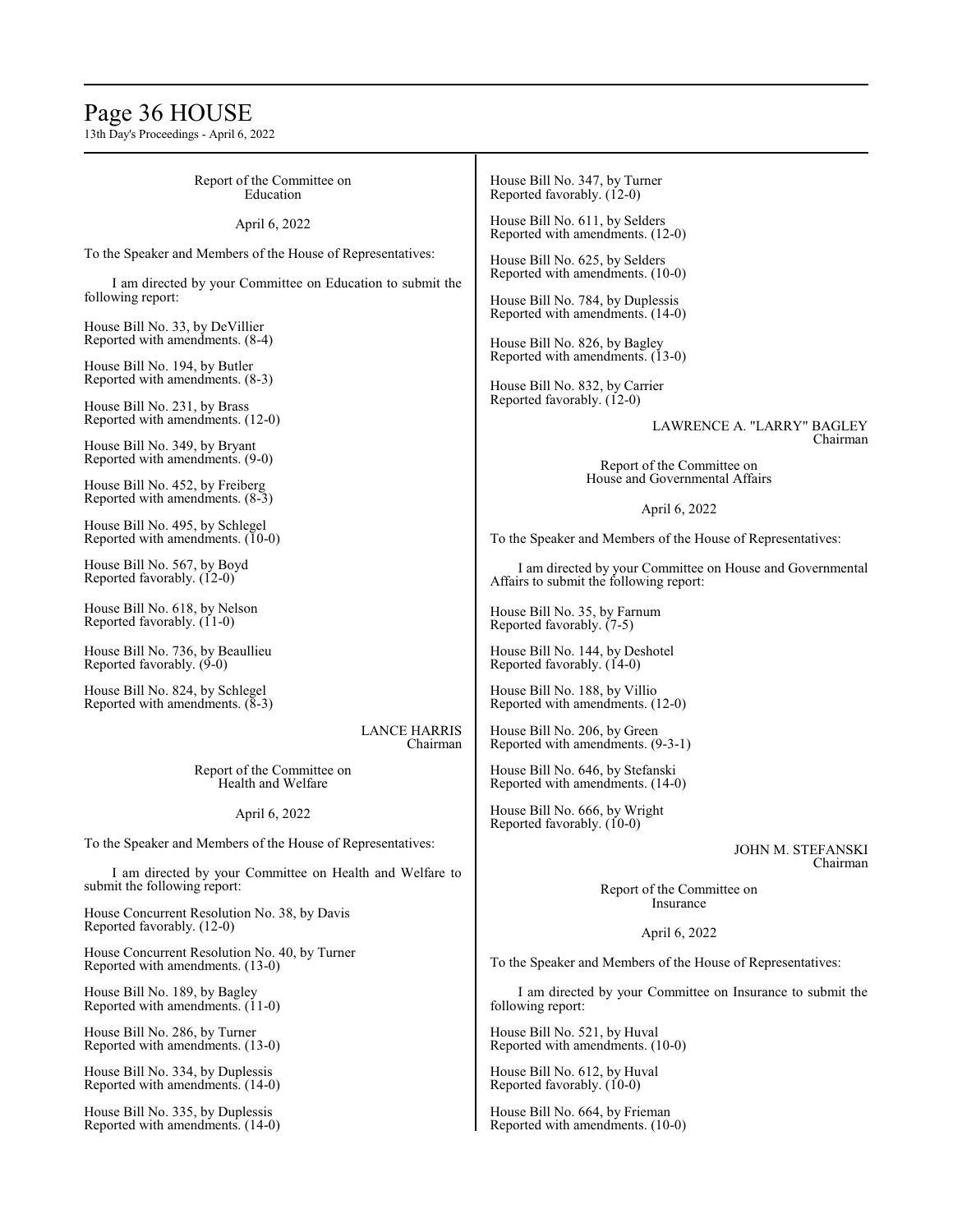Report of the Committee on
Education

April 6, 2022

To the Speaker and Members of the House of Representatives:

I am directed by your Committee on Education to submit the following report:

House Bill No. 33, by DeVillier
Reported with amendments. (8-4)

House Bill No. 194, by Butler
Reported with amendments. (8-3)

House Bill No. 231, by Brass
Reported with amendments. (12-0)

House Bill No. 349, by Bryant
Reported with amendments. (9-0)

House Bill No. 452, by Freiberg
Reported with amendments. (8-3)

House Bill No. 495, by Schlegel
Reported with amendments. (10-0)

House Bill No. 567, by Boyd
Reported favorably. (12-0)

House Bill No. 618, by Nelson
Reported favorably. (11-0)

House Bill No. 736, by Beaullieu
Reported favorably. (9-0)

House Bill No. 824, by Schlegel
Reported with amendments. (8-3)

LANCE HARRIS
Chairman

Report of the Committee on
Health and Welfare

April 6, 2022

To the Speaker and Members of the House of Representatives:

I am directed by your Committee on Health and Welfare to submit the following report:

House Concurrent Resolution No. 38, by Davis
Reported favorably. (12-0)

House Concurrent Resolution No. 40, by Turner
Reported with amendments. (13-0)

House Bill No. 189, by Bagley
Reported with amendments. (11-0)

House Bill No. 286, by Turner
Reported with amendments. (13-0)

House Bill No. 334, by Duplessis
Reported with amendments. (14-0)

House Bill No. 335, by Duplessis
Reported with amendments. (14-0)

House Bill No. 347, by Turner
Reported favorably. (12-0)

House Bill No. 611, by Selders
Reported with amendments. (12-0)

House Bill No. 625, by Selders
Reported with amendments. (10-0)

House Bill No. 784, by Duplessis
Reported with amendments. (14-0)

House Bill No. 826, by Bagley
Reported with amendments. (13-0)

House Bill No. 832, by Carrier
Reported favorably. (12-0)

LAWRENCE A. "LARRY" BAGLEY
Chairman

Report of the Committee on
House and Governmental Affairs

April 6, 2022

To the Speaker and Members of the House of Representatives:

I am directed by your Committee on House and Governmental Affairs to submit the following report:

House Bill No. 35, by Farnum
Reported favorably. (7-5)

House Bill No. 144, by Deshotel
Reported favorably. (14-0)

House Bill No. 188, by Villio
Reported with amendments. (12-0)

House Bill No. 206, by Green
Reported with amendments. (9-3-1)

House Bill No. 646, by Stefanski
Reported with amendments. (14-0)

House Bill No. 666, by Wright
Reported favorably. (10-0)

JOHN M. STEFANSKI
Chairman

Report of the Committee on
Insurance

April 6, 2022

To the Speaker and Members of the House of Representatives:

I am directed by your Committee on Insurance to submit the following report:

House Bill No. 521, by Huval
Reported with amendments. (10-0)

House Bill No. 612, by Huval
Reported favorably. (10-0)

House Bill No. 664, by Frieman
Reported with amendments. (10-0)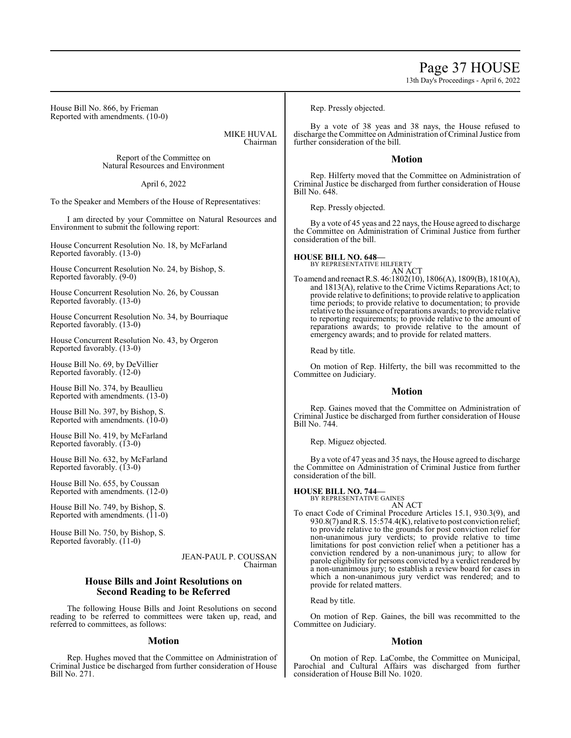House Bill No. 866, by Frieman
Reported with amendments. (10-0)

MIKE HUVAL
Chairman

Report of the Committee on
Natural Resources and Environment

April 6, 2022

To the Speaker and Members of the House of Representatives:

I am directed by your Committee on Natural Resources and Environment to submit the following report:

House Concurrent Resolution No. 18, by McFarland
Reported favorably. (13-0)

House Concurrent Resolution No. 24, by Bishop, S.
Reported favorably. (9-0)

House Concurrent Resolution No. 26, by Coussan
Reported favorably. (13-0)

House Concurrent Resolution No. 34, by Bourriaque
Reported favorably. (13-0)

House Concurrent Resolution No. 43, by Orgeron
Reported favorably. (13-0)

House Bill No. 69, by DeVillier
Reported favorably. (12-0)

House Bill No. 374, by Beaullieu
Reported with amendments. (13-0)

House Bill No. 397, by Bishop, S.
Reported with amendments. (10-0)

House Bill No. 419, by McFarland
Reported favorably. (13-0)

House Bill No. 632, by McFarland
Reported favorably. (13-0)

House Bill No. 655, by Coussan
Reported with amendments. (12-0)

House Bill No. 749, by Bishop, S.
Reported with amendments. (11-0)

House Bill No. 750, by Bishop, S.
Reported favorably. (11-0)

JEAN-PAUL P. COUSSAN
Chairman

## House Bills and Joint Resolutions on Second Reading to be Referred

The following House Bills and Joint Resolutions on second reading to be referred to committees were taken up, read, and referred to committees, as follows:

### Motion

Rep. Hughes moved that the Committee on Administration of Criminal Justice be discharged from further consideration of House Bill No. 271.

Rep. Pressly objected.

By a vote of 38 yeas and 38 nays, the House refused to discharge the Committee on Administration of Criminal Justice from further consideration of the bill.

### Motion

Rep. Hilferty moved that the Committee on Administration of Criminal Justice be discharged from further consideration of House Bill No. 648.

Rep. Pressly objected.

By a vote of 45 yeas and 22 nays, the House agreed to discharge the Committee on Administration of Criminal Justice from further consideration of the bill.

**HOUSE BILL NO. 648—**
BY REPRESENTATIVE HILFERTY
AN ACT

To amend and reenact R.S. 46:1802(10), 1806(A), 1809(B), 1810(A), and 1813(A), relative to the Crime Victims Reparations Act; to provide relative to definitions; to provide relative to application time periods; to provide relative to documentation; to provide relative to the issuance of reparations awards; to provide relative to reporting requirements; to provide relative to the amount of reparations awards; to provide relative to the amount of emergency awards; and to provide for related matters.

Read by title.

On motion of Rep. Hilferty, the bill was recommitted to the Committee on Judiciary.

### Motion

Rep. Gaines moved that the Committee on Administration of Criminal Justice be discharged from further consideration of House Bill No. 744.

Rep. Miguez objected.

By a vote of 47 yeas and 35 nays, the House agreed to discharge the Committee on Administration of Criminal Justice from further consideration of the bill.

**HOUSE BILL NO. 744—**
BY REPRESENTATIVE GAINES
AN ACT

To enact Code of Criminal Procedure Articles 15.1, 930.3(9), and 930.8(7) and R.S. 15:574.4(K), relative to post conviction relief; to provide relative to the grounds for post conviction relief for non-unanimous jury verdicts; to provide relative to time limitations for post conviction relief when a petitioner has a conviction rendered by a non-unanimous jury; to allow for parole eligibility for persons convicted by a verdict rendered by a non-unanimous jury; to establish a review board for cases in which a non-unanimous jury verdict was rendered; and to provide for related matters.

Read by title.

On motion of Rep. Gaines, the bill was recommitted to the Committee on Judiciary.

### Motion

On motion of Rep. LaCombe, the Committee on Municipal, Parochial and Cultural Affairs was discharged from further consideration of House Bill No. 1020.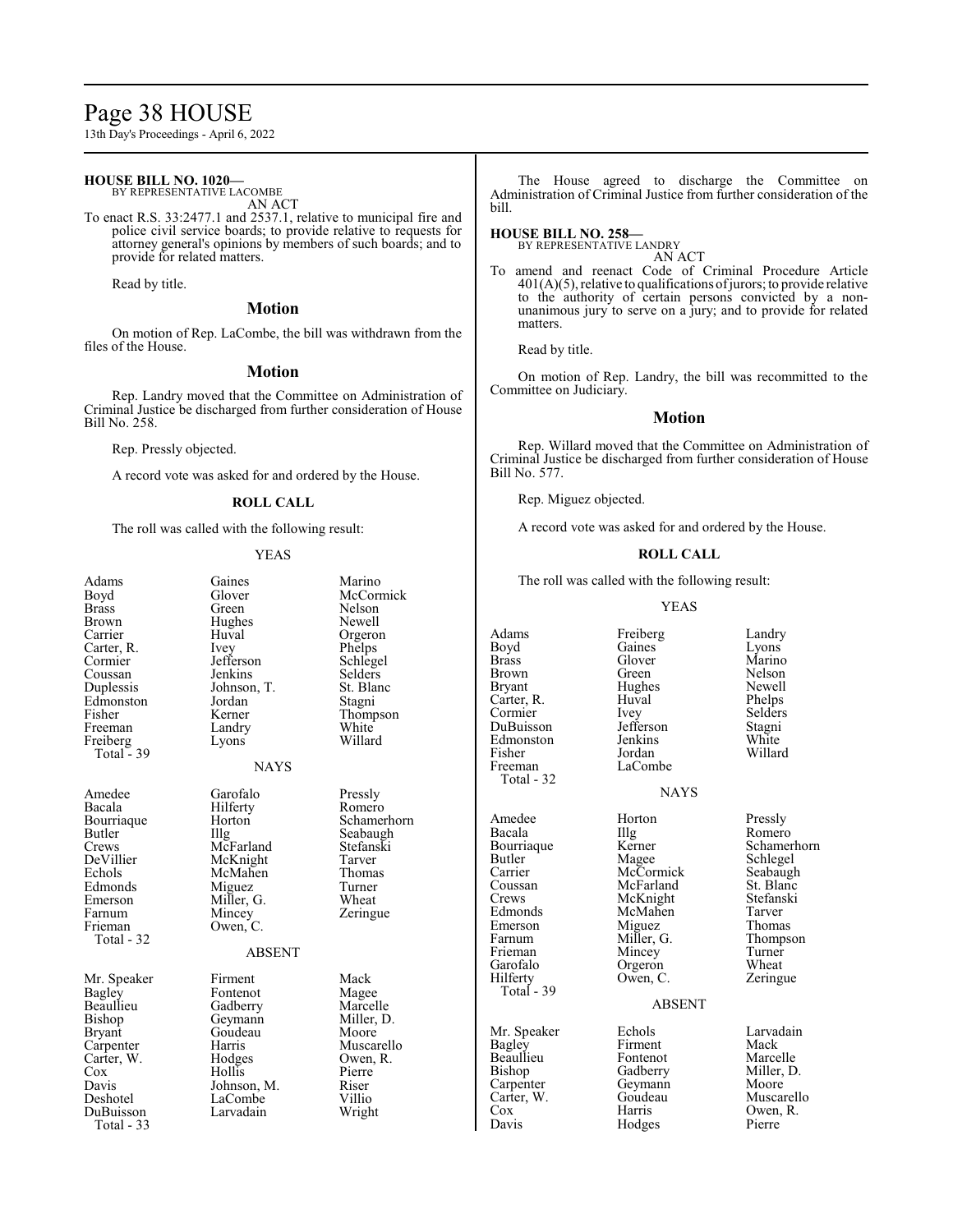**HOUSE BILL NO. 1020—**
BY REPRESENTATIVE LACOMBE
AN ACT

To enact R.S. 33:2477.1 and 2537.1, relative to municipal fire and police civil service boards; to provide relative to requests for attorney general's opinions by members of such boards; and to provide for related matters.

Read by title.

## Motion

On motion of Rep. LaCombe, the bill was withdrawn from the files of the House.

## Motion

Rep. Landry moved that the Committee on Administration of Criminal Justice be discharged from further consideration of House Bill No. 258.

Rep. Pressly objected.

A record vote was asked for and ordered by the House.

### ROLL CALL

The roll was called with the following result:

YEAS

| | | |
|---|---|---|
| Adams | Gaines | Marino |
| Boyd | Glover | McCormick |
| Brass | Green | Nelson |
| Brown | Hughes | Newell |
| Carrier | Huval | Orgeron |
| Carter, R. | Ivey | Phelps |
| Cormier | Jefferson | Schlegel |
| Coussan | Jenkins | Selders |
| Duplessis | Johnson, T. | St. Blanc |
| Edmonston | Jordan | Stagni |
| Fisher | Kerner | Thompson |
| Freeman | Landry | White |
| Freiberg | Lyons | Willard |

Total - 39

NAYS

| | | |
|---|---|---|
| Amedee | Garofalo | Pressly |
| Bacala | Hilferty | Romero |
| Bourriaque | Horton | Schamerhorn |
| Butler | Illg | Seabaugh |
| Crews | McFarland | Stefanski |
| DeVillier | McKnight | Tarver |
| Echols | McMahen | Thomas |
| Edmonds | Miguez | Turner |
| Emerson | Miller, G. | Wheat |
| Farnum | Mincey | Zeringue |
| Frieman | Owen, C. | |

Total - 32

ABSENT

| | | |
|---|---|---|
| Mr. Speaker | Firment | Mack |
| Bagley | Fontenot | Magee |
| Beaullieu | Gadberry | Marcelle |
| Bishop | Geymann | Miller, D. |
| Bryant | Goudeau | Moore |
| Carpenter | Harris | Muscarello |
| Carter, W. | Hodges | Owen, R. |
| Cox | Hollis | Pierre |
| Davis | Johnson, M. | Riser |
| Deshotel | LaCombe | Villio |
| DuBuisson | Larvadain | Wright |

Total - 33

The House agreed to discharge the Committee on Administration of Criminal Justice from further consideration of the bill.

**HOUSE BILL NO. 258—**
BY REPRESENTATIVE LANDRY
AN ACT

To amend and reenact Code of Criminal Procedure Article 401(A)(5), relative to qualifications of jurors; to provide relative to the authority of certain persons convicted by a non-unanimous jury to serve on a jury; and to provide for related matters.

Read by title.

On motion of Rep. Landry, the bill was recommitted to the Committee on Judiciary.

## Motion

Rep. Willard moved that the Committee on Administration of Criminal Justice be discharged from further consideration of House Bill No. 577.

Rep. Miguez objected.

A record vote was asked for and ordered by the House.

### ROLL CALL

The roll was called with the following result:

YEAS

| | | |
|---|---|---|
| Adams | Freiberg | Landry |
| Boyd | Gaines | Lyons |
| Brass | Glover | Marino |
| Brown | Green | Nelson |
| Bryant | Hughes | Newell |
| Carter, R. | Huval | Phelps |
| Cormier | Ivey | Selders |
| DuBuisson | Jefferson | Stagni |
| Edmonston | Jenkins | White |
| Fisher | Jordan | Willard |
| Freeman | LaCombe | |

Total - 32

NAYS

| | | |
|---|---|---|
| Amedee | Horton | Pressly |
| Bacala | Illg | Romero |
| Bourriaque | Kerner | Schamerhorn |
| Butler | Magee | Schlegel |
| Carrier | McCormick | Seabaugh |
| Coussan | McFarland | St. Blanc |
| Crews | McKnight | Stefanski |
| Edmonds | McMahen | Tarver |
| Emerson | Miguez | Thomas |
| Farnum | Miller, G. | Thompson |
| Frieman | Mincey | Turner |
| Garofalo | Orgeron | Wheat |
| Hilferty | Owen, C. | Zeringue |

Total - 39

ABSENT

| | | |
|---|---|---|
| Mr. Speaker | Echols | Larvadain |
| Bagley | Firment | Mack |
| Beaullieu | Fontenot | Marcelle |
| Bishop | Gadberry | Miller, D. |
| Carpenter | Geymann | Moore |
| Carter, W. | Goudeau | Muscarello |
| Cox | Harris | Owen, R. |
| Davis | Hodges | Pierre |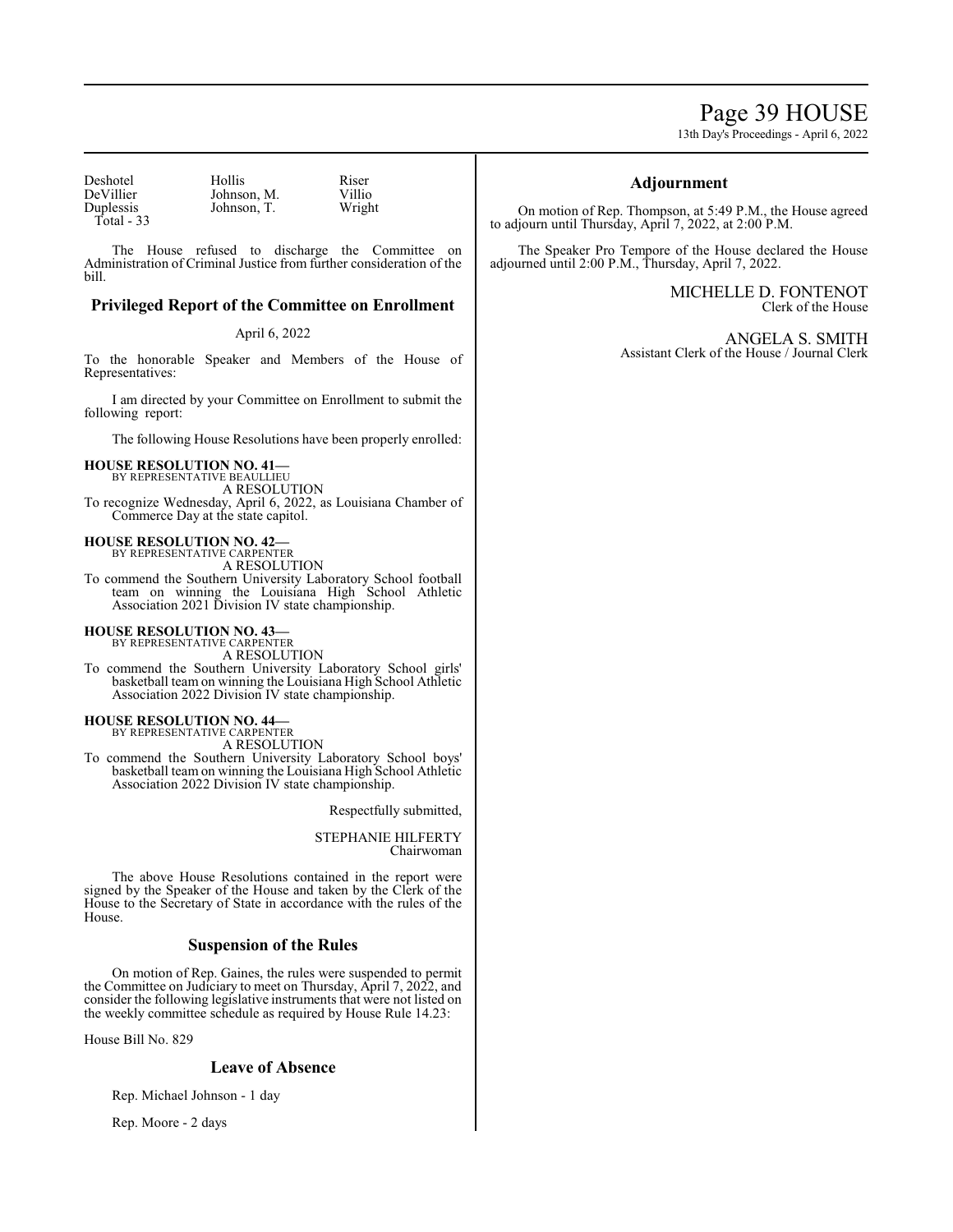| | | |
|---|---|---|
| Deshotel | Hollis | Riser |
| DeVillier | Johnson, M. | Villio |
| Duplessis | Johnson, T. | Wright |
| Total - 33 | | |

The House refused to discharge the Committee on Administration of Criminal Justice from further consideration of the bill.

## Privileged Report of the Committee on Enrollment

April 6, 2022

To the honorable Speaker and Members of the House of Representatives:

I am directed by your Committee on Enrollment to submit the following report:

The following House Resolutions have been properly enrolled:

**HOUSE RESOLUTION NO. 41—**
BY REPRESENTATIVE BEAULLIEU
A RESOLUTION
To recognize Wednesday, April 6, 2022, as Louisiana Chamber of Commerce Day at the state capitol.

**HOUSE RESOLUTION NO. 42—**
BY REPRESENTATIVE CARPENTER
A RESOLUTION
To commend the Southern University Laboratory School football team on winning the Louisiana High School Athletic Association 2021 Division IV state championship.

**HOUSE RESOLUTION NO. 43—**
BY REPRESENTATIVE CARPENTER
A RESOLUTION
To commend the Southern University Laboratory School girls' basketball team on winning the Louisiana High School Athletic Association 2022 Division IV state championship.

**HOUSE RESOLUTION NO. 44—**
BY REPRESENTATIVE CARPENTER
A RESOLUTION
To commend the Southern University Laboratory School boys' basketball team on winning the Louisiana High School Athletic Association 2022 Division IV state championship.

Respectfully submitted,

STEPHANIE HILFERTY
Chairwoman

The above House Resolutions contained in the report were signed by the Speaker of the House and taken by the Clerk of the House to the Secretary of State in accordance with the rules of the House.

## Suspension of the Rules

On motion of Rep. Gaines, the rules were suspended to permit the Committee on Judiciary to meet on Thursday, April 7, 2022, and consider the following legislative instruments that were not listed on the weekly committee schedule as required by House Rule 14.23:

House Bill No. 829

## Leave of Absence

Rep. Michael Johnson - 1 day

Rep. Moore - 2 days

## Adjournment

On motion of Rep. Thompson, at 5:49 P.M., the House agreed to adjourn until Thursday, April 7, 2022, at 2:00 P.M.

The Speaker Pro Tempore of the House declared the House adjourned until 2:00 P.M., Thursday, April 7, 2022.

MICHELLE D. FONTENOT
Clerk of the House

ANGELA S. SMITH
Assistant Clerk of the House / Journal Clerk